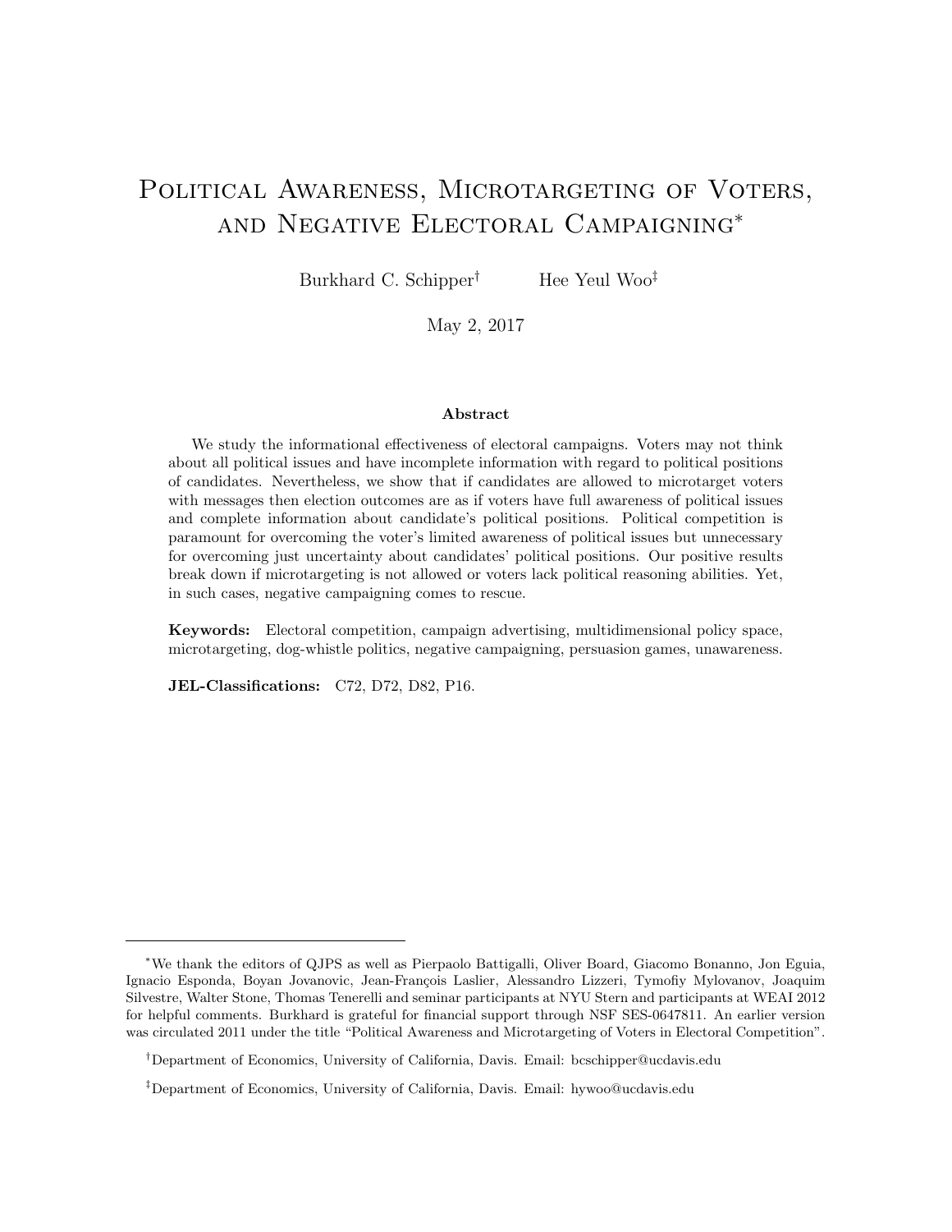# Political Awareness, Microtargeting of Voters, and Negative Electoral Campaigning*

Burkhard C. Schipper[†] Hee Yeul Woo[‡]

May 2, 2017

### Abstract

We study the informational effectiveness of electoral campaigns. Voters may not think about all political issues and have incomplete information with regard to political positions of candidates. Nevertheless, we show that if candidates are allowed to microtarget voters with messages then election outcomes are as if voters have full awareness of political issues and complete information about candidate's political positions. Political competition is paramount for overcoming the voter's limited awareness of political issues but unnecessary for overcoming just uncertainty about candidates' political positions. Our positive results break down if microtargeting is not allowed or voters lack political reasoning abilities. Yet, in such cases, negative campaigning comes to rescue.

**Keywords:** Electoral competition, campaign advertising, multidimensional policy space, microtargeting, dog-whistle politics, negative campaigning, persuasion games, unawareness.

**JEL-Classifications:** C72, D72, D82, P16.

---

*We thank the editors of QJPS as well as Pierpaolo Battigalli, Oliver Board, Giacomo Bonanno, Jon Eguia, Ignacio Esponda, Boyan Jovanovic, Jean-François Laslier, Alessandro Lizzeri, Tymofiy Mylovanov, Joaquim Silvestre, Walter Stone, Thomas Tenerelli and seminar participants at NYU Stern and participants at WEAI 2012 for helpful comments. Burkhard is grateful for financial support through NSF SES-0647811. An earlier version was circulated 2011 under the title "Political Awareness and Microtargeting of Voters in Electoral Competition".

[†]Department of Economics, University of California, Davis. Email: bcschipper@ucdavis.edu

[‡]Department of Economics, University of California, Davis. Email: hywoo@ucdavis.edu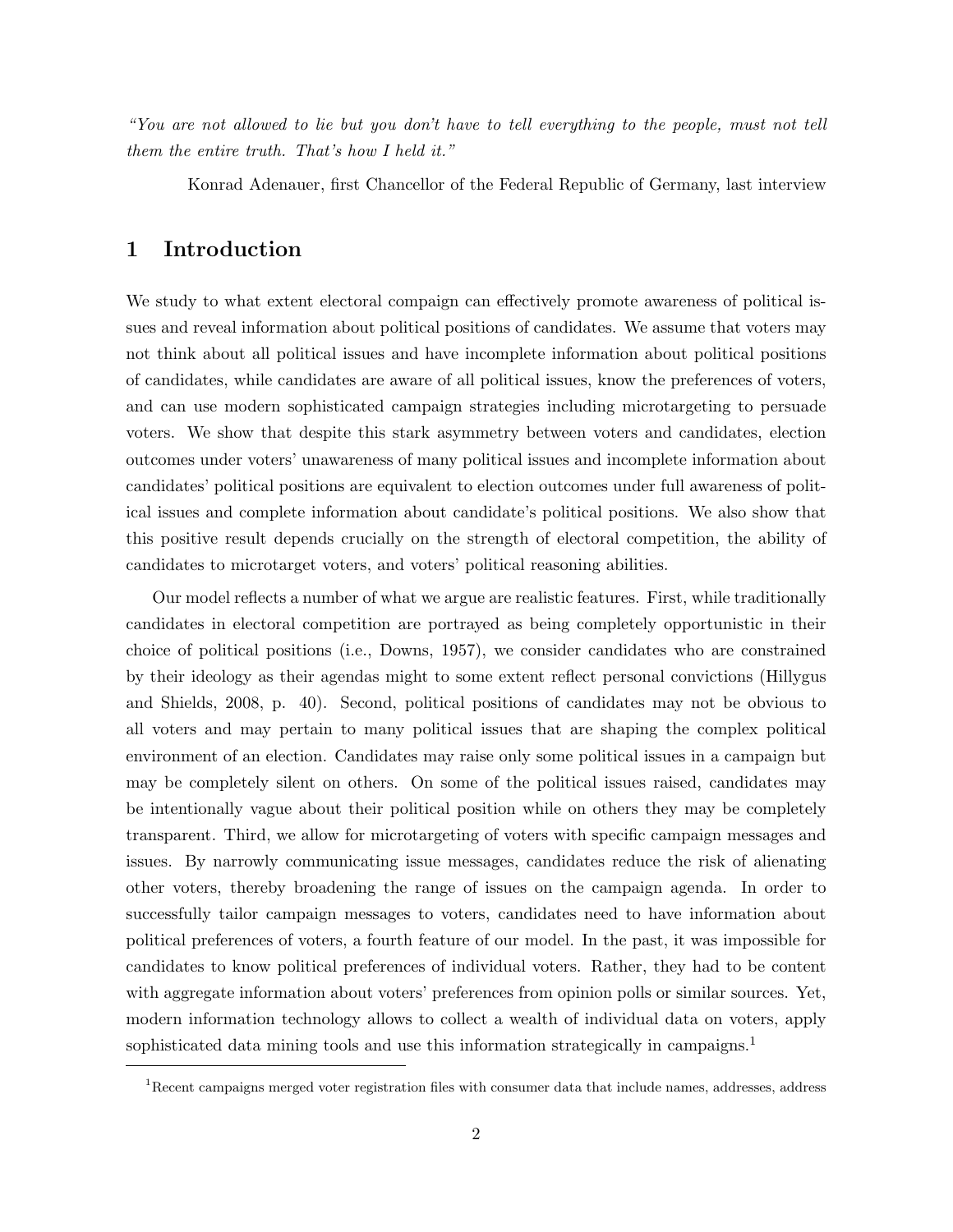*"You are not allowed to lie but you don't have to tell everything to the people, must not tell them the entire truth. That's how I held it."*

Konrad Adenauer, first Chancellor of the Federal Republic of Germany, last interview

## 1 Introduction

We study to what extent electoral compaign can effectively promote awareness of political issues and reveal information about political positions of candidates. We assume that voters may not think about all political issues and have incomplete information about political positions of candidates, while candidates are aware of all political issues, know the preferences of voters, and can use modern sophisticated campaign strategies including microtargeting to persuade voters. We show that despite this stark asymmetry between voters and candidates, election outcomes under voters' unawareness of many political issues and incomplete information about candidates' political positions are equivalent to election outcomes under full awareness of political issues and complete information about candidate's political positions. We also show that this positive result depends crucially on the strength of electoral competition, the ability of candidates to microtarget voters, and voters' political reasoning abilities.

Our model reflects a number of what we argue are realistic features. First, while traditionally candidates in electoral competition are portrayed as being completely opportunistic in their choice of political positions (i.e., Downs, 1957), we consider candidates who are constrained by their ideology as their agendas might to some extent reflect personal convictions (Hillygus and Shields, 2008, p. 40). Second, political positions of candidates may not be obvious to all voters and may pertain to many political issues that are shaping the complex political environment of an election. Candidates may raise only some political issues in a campaign but may be completely silent on others. On some of the political issues raised, candidates may be intentionally vague about their political position while on others they may be completely transparent. Third, we allow for microtargeting of voters with specific campaign messages and issues. By narrowly communicating issue messages, candidates reduce the risk of alienating other voters, thereby broadening the range of issues on the campaign agenda. In order to successfully tailor campaign messages to voters, candidates need to have information about political preferences of voters, a fourth feature of our model. In the past, it was impossible for candidates to know political preferences of individual voters. Rather, they had to be content with aggregate information about voters' preferences from opinion polls or similar sources. Yet, modern information technology allows to collect a wealth of individual data on voters, apply sophisticated data mining tools and use this information strategically in campaigns.[1]

[1] Recent campaigns merged voter registration files with consumer data that include names, addresses, address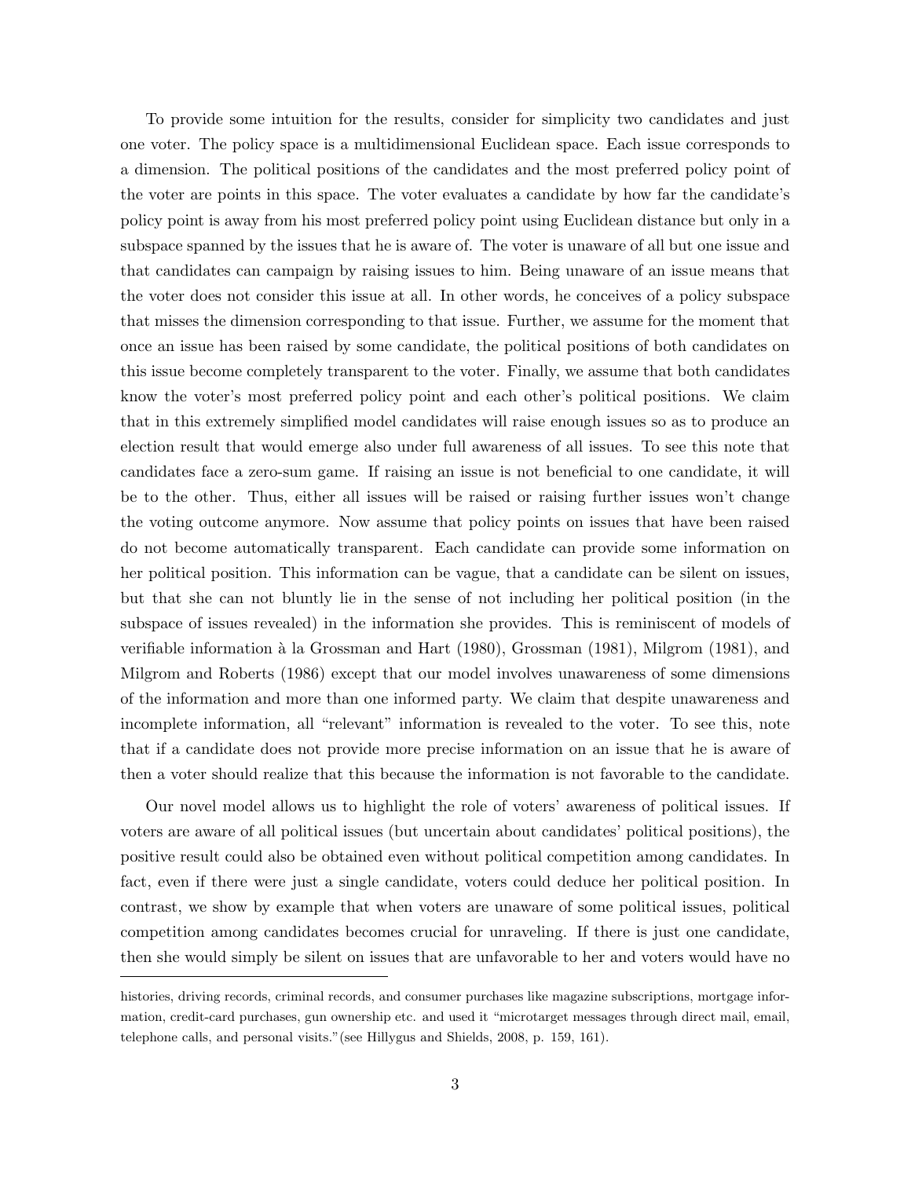To provide some intuition for the results, consider for simplicity two candidates and just one voter. The policy space is a multidimensional Euclidean space. Each issue corresponds to a dimension. The political positions of the candidates and the most preferred policy point of the voter are points in this space. The voter evaluates a candidate by how far the candidate's policy point is away from his most preferred policy point using Euclidean distance but only in a subspace spanned by the issues that he is aware of. The voter is unaware of all but one issue and that candidates can campaign by raising issues to him. Being unaware of an issue means that the voter does not consider this issue at all. In other words, he conceives of a policy subspace that misses the dimension corresponding to that issue. Further, we assume for the moment that once an issue has been raised by some candidate, the political positions of both candidates on this issue become completely transparent to the voter. Finally, we assume that both candidates know the voter's most preferred policy point and each other's political positions. We claim that in this extremely simplified model candidates will raise enough issues so as to produce an election result that would emerge also under full awareness of all issues. To see this note that candidates face a zero-sum game. If raising an issue is not beneficial to one candidate, it will be to the other. Thus, either all issues will be raised or raising further issues won't change the voting outcome anymore. Now assume that policy points on issues that have been raised do not become automatically transparent. Each candidate can provide some information on her political position. This information can be vague, that a candidate can be silent on issues, but that she can not bluntly lie in the sense of not including her political position (in the subspace of issues revealed) in the information she provides. This is reminiscent of models of verifiable information à la Grossman and Hart (1980), Grossman (1981), Milgrom (1981), and Milgrom and Roberts (1986) except that our model involves unawareness of some dimensions of the information and more than one informed party. We claim that despite unawareness and incomplete information, all "relevant" information is revealed to the voter. To see this, note that if a candidate does not provide more precise information on an issue that he is aware of then a voter should realize that this because the information is not favorable to the candidate.

Our novel model allows us to highlight the role of voters' awareness of political issues. If voters are aware of all political issues (but uncertain about candidates' political positions), the positive result could also be obtained even without political competition among candidates. In fact, even if there were just a single candidate, voters could deduce her political position. In contrast, we show by example that when voters are unaware of some political issues, political competition among candidates becomes crucial for unraveling. If there is just one candidate, then she would simply be silent on issues that are unfavorable to her and voters would have no

---

histories, driving records, criminal records, and consumer purchases like magazine subscriptions, mortgage information, credit-card purchases, gun ownership etc. and used it "microtarget messages through direct mail, email, telephone calls, and personal visits."(see Hillygus and Shields, 2008, p. 159, 161).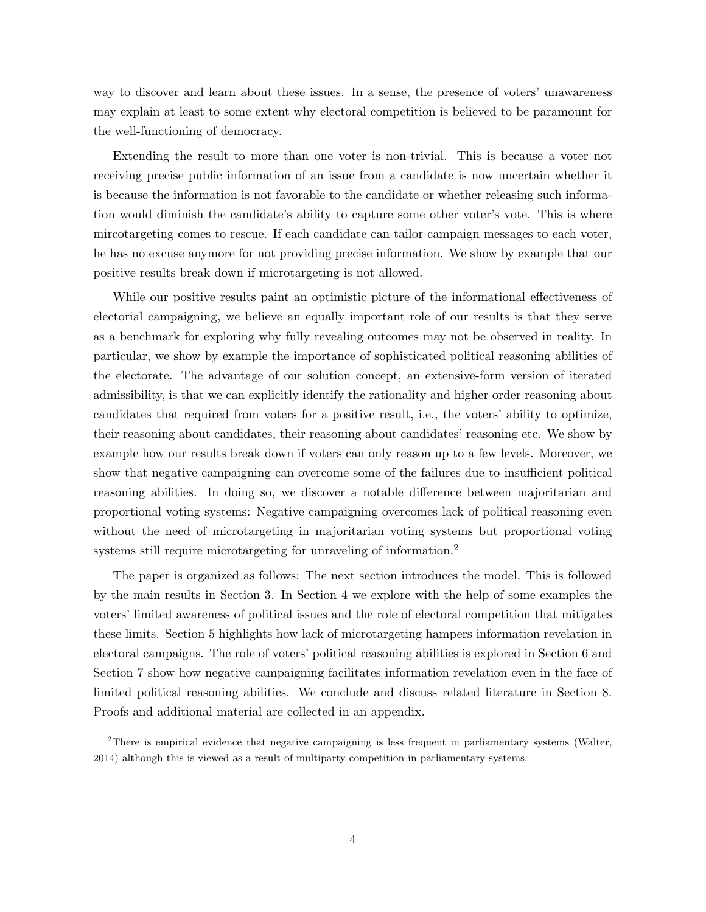way to discover and learn about these issues. In a sense, the presence of voters' unawareness may explain at least to some extent why electoral competition is believed to be paramount for the well-functioning of democracy.

Extending the result to more than one voter is non-trivial. This is because a voter not receiving precise public information of an issue from a candidate is now uncertain whether it is because the information is not favorable to the candidate or whether releasing such information would diminish the candidate's ability to capture some other voter's vote. This is where mircotargeting comes to rescue. If each candidate can tailor campaign messages to each voter, he has no excuse anymore for not providing precise information. We show by example that our positive results break down if microtargeting is not allowed.

While our positive results paint an optimistic picture of the informational effectiveness of electorial campaigning, we believe an equally important role of our results is that they serve as a benchmark for exploring why fully revealing outcomes may not be observed in reality. In particular, we show by example the importance of sophisticated political reasoning abilities of the electorate. The advantage of our solution concept, an extensive-form version of iterated admissibility, is that we can explicitly identify the rationality and higher order reasoning about candidates that required from voters for a positive result, i.e., the voters' ability to optimize, their reasoning about candidates, their reasoning about candidates' reasoning etc. We show by example how our results break down if voters can only reason up to a few levels. Moreover, we show that negative campaigning can overcome some of the failures due to insufficient political reasoning abilities. In doing so, we discover a notable difference between majoritarian and proportional voting systems: Negative campaigning overcomes lack of political reasoning even without the need of microtargeting in majoritarian voting systems but proportional voting systems still require microtargeting for unraveling of information.[2]

The paper is organized as follows: The next section introduces the model. This is followed by the main results in Section 3. In Section 4 we explore with the help of some examples the voters' limited awareness of political issues and the role of electoral competition that mitigates these limits. Section 5 highlights how lack of microtargeting hampers information revelation in electoral campaigns. The role of voters' political reasoning abilities is explored in Section 6 and Section 7 show how negative campaigning facilitates information revelation even in the face of limited political reasoning abilities. We conclude and discuss related literature in Section 8. Proofs and additional material are collected in an appendix.

[2]There is empirical evidence that negative campaigning is less frequent in parliamentary systems (Walter, 2014) although this is viewed as a result of multiparty competition in parliamentary systems.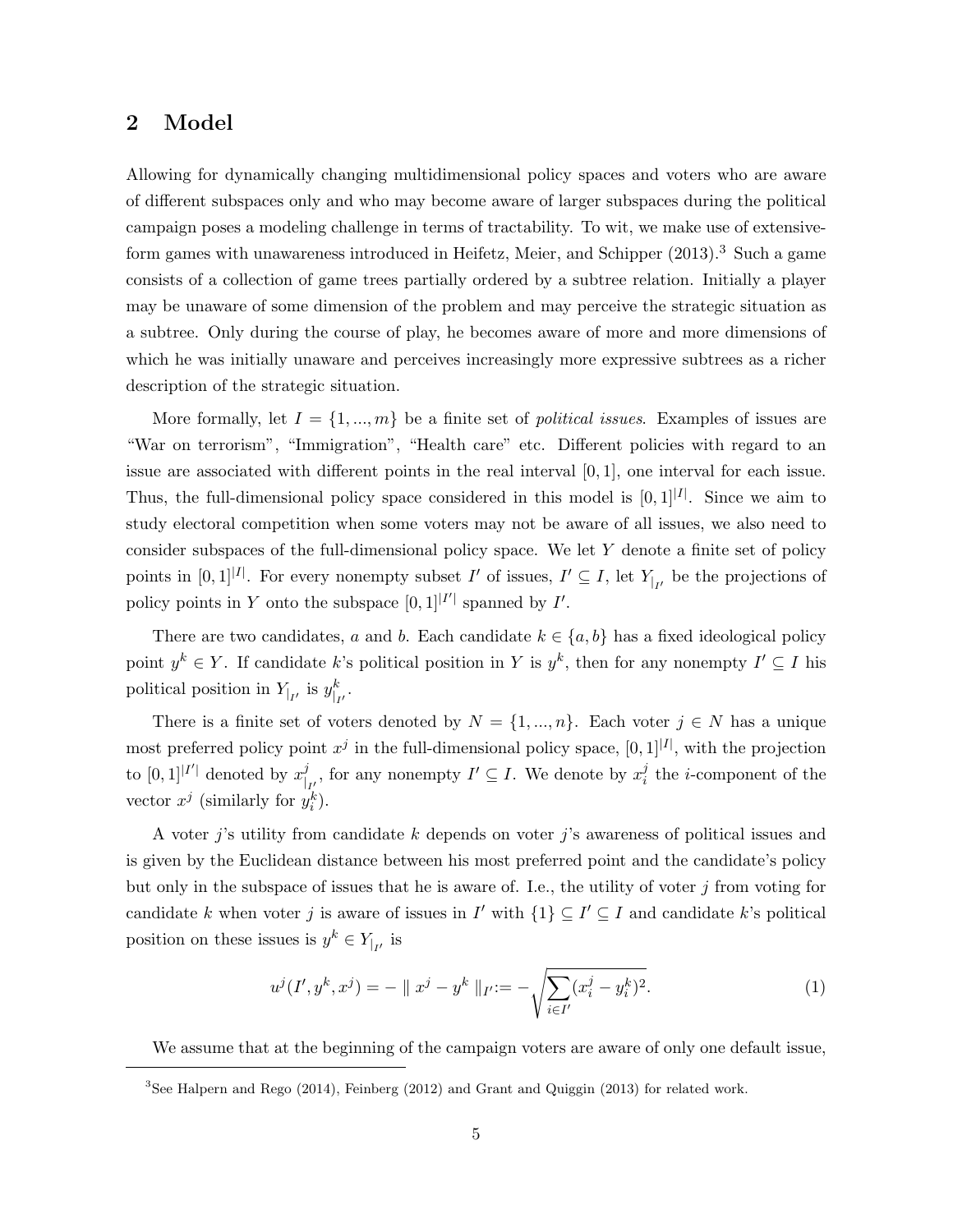## 2 Model

Allowing for dynamically changing multidimensional policy spaces and voters who are aware of different subspaces only and who may become aware of larger subspaces during the political campaign poses a modeling challenge in terms of tractability. To wit, we make use of extensive-form games with unawareness introduced in Heifetz, Meier, and Schipper (2013).[3] Such a game consists of a collection of game trees partially ordered by a subtree relation. Initially a player may be unaware of some dimension of the problem and may perceive the strategic situation as a subtree. Only during the course of play, he becomes aware of more and more dimensions of which he was initially unaware and perceives increasingly more expressive subtrees as a richer description of the strategic situation.

More formally, let $I = \{1, ..., m\}$ be a finite set of *political issues*. Examples of issues are "War on terrorism", "Immigration", "Health care" etc. Different policies with regard to an issue are associated with different points in the real interval $[0, 1]$, one interval for each issue. Thus, the full-dimensional policy space considered in this model is $[0, 1]^{|I|}$. Since we aim to study electoral competition when some voters may not be aware of all issues, we also need to consider subspaces of the full-dimensional policy space. We let $Y$ denote a finite set of policy points in $[0, 1]^{|I|}$. For every nonempty subset $I'$ of issues, $I' \subseteq I$, let $Y_{|_{I'}}$ be the projections of policy points in $Y$ onto the subspace $[0, 1]^{|I'|}$ spanned by $I'$.

There are two candidates, $a$ and $b$. Each candidate $k \in \{a, b\}$ has a fixed ideological policy point $y^k \in Y$. If candidate $k$'s political position in $Y$ is $y^k$, then for any nonempty $I' \subseteq I$ his political position in $Y_{|_{I'}}$ is $y^k_{|_{I'}}$.

There is a finite set of voters denoted by $N = \{1, ..., n\}$. Each voter $j \in N$ has a unique most preferred policy point $x^j$ in the full-dimensional policy space, $[0, 1]^{|I|}$, with the projection to $[0, 1]^{|I'|}$ denoted by $x^j_{|_{I'}}$, for any nonempty $I' \subseteq I$. We denote by $x^j_i$ the $i$-component of the vector $x^j$ (similarly for $y^k_i$).

A voter $j$'s utility from candidate $k$ depends on voter $j$'s awareness of political issues and is given by the Euclidean distance between his most preferred point and the candidate's policy but only in the subspace of issues that he is aware of. I.e., the utility of voter $j$ from voting for candidate $k$ when voter $j$ is aware of issues in $I'$ with $\{1\} \subseteq I' \subseteq I$ and candidate $k$'s political position on these issues is $y^k \in Y_{|_{I'}}$ is

$$u^j(I', y^k, x^j) = - \parallel x^j - y^k \parallel_{I'} := -\sqrt{\sum_{i \in I'} (x^j_i - y^k_i)^2}. \tag{1}$$

We assume that at the beginning of the campaign voters are aware of only one default issue,

[3] See Halpern and Rego (2014), Feinberg (2012) and Grant and Quiggin (2013) for related work.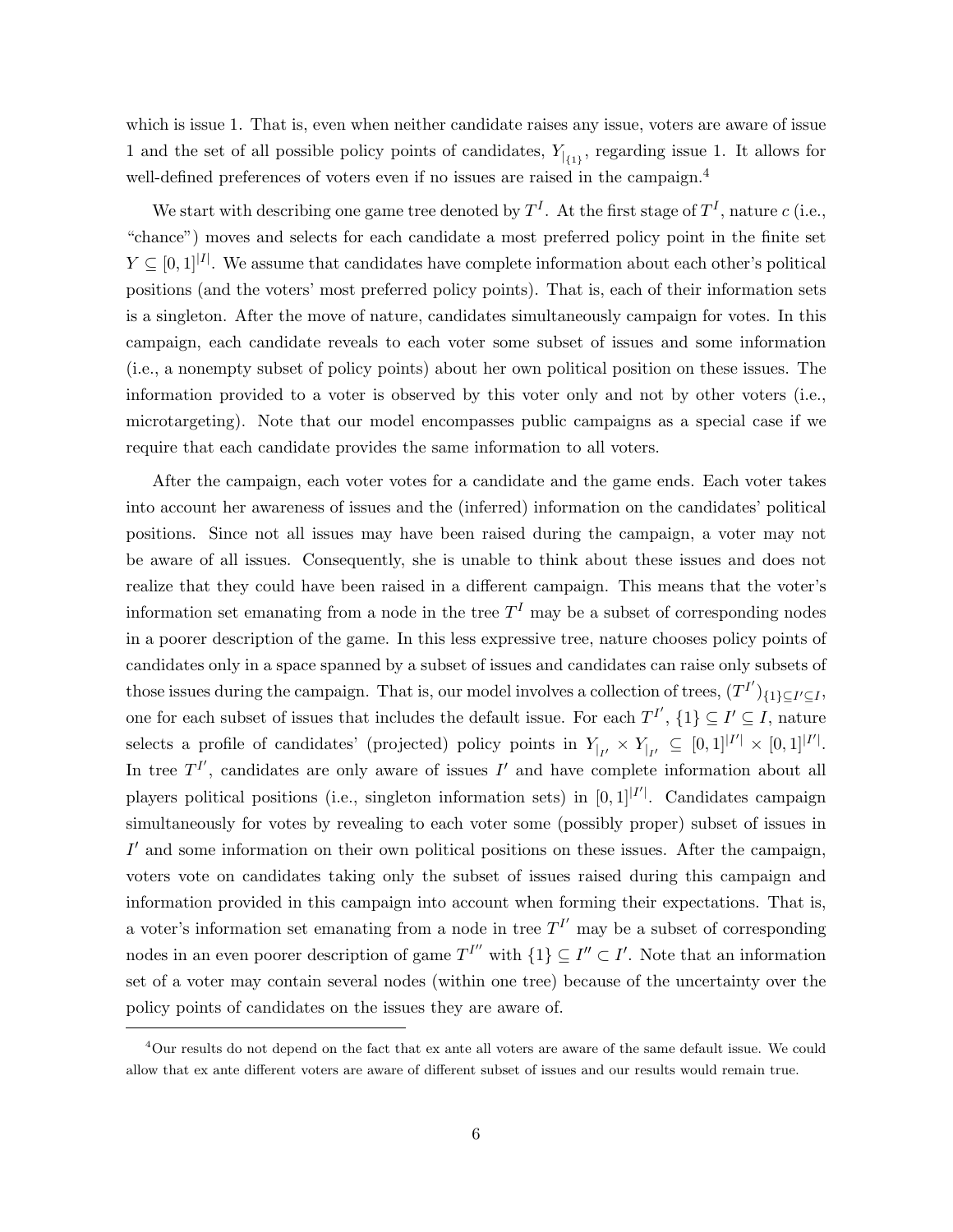which is issue 1. That is, even when neither candidate raises any issue, voters are aware of issue 1 and the set of all possible policy points of candidates, $Y_{|_{\{1\}}}$, regarding issue 1. It allows for well-defined preferences of voters even if no issues are raised in the campaign.[4]

We start with describing one game tree denoted by $T^I$. At the first stage of $T^I$, nature $c$ (i.e., "chance") moves and selects for each candidate a most preferred policy point in the finite set $Y \subseteq [0,1]^{|I|}$. We assume that candidates have complete information about each other's political positions (and the voters' most preferred policy points). That is, each of their information sets is a singleton. After the move of nature, candidates simultaneously campaign for votes. In this campaign, each candidate reveals to each voter some subset of issues and some information (i.e., a nonempty subset of policy points) about her own political position on these issues. The information provided to a voter is observed by this voter only and not by other voters (i.e., microtargeting). Note that our model encompasses public campaigns as a special case if we require that each candidate provides the same information to all voters.

After the campaign, each voter votes for a candidate and the game ends. Each voter takes into account her awareness of issues and the (inferred) information on the candidates' political positions. Since not all issues may have been raised during the campaign, a voter may not be aware of all issues. Consequently, she is unable to think about these issues and does not realize that they could have been raised in a different campaign. This means that the voter's information set emanating from a node in the tree $T^I$ may be a subset of corresponding nodes in a poorer description of the game. In this less expressive tree, nature chooses policy points of candidates only in a space spanned by a subset of issues and candidates can raise only subsets of those issues during the campaign. That is, our model involves a collection of trees, $(T^{I'})_{\{1\} \subseteq I' \subseteq I}$, one for each subset of issues that includes the default issue. For each $T^{I'}$, $\{1\} \subseteq I' \subseteq I$, nature selects a profile of candidates' (projected) policy points in $Y_{|_{I'}} \times Y_{|_{I'}} \subseteq [0,1]^{|I'|} \times [0,1]^{|I'|}$. In tree $T^{I'}$, candidates are only aware of issues $I'$ and have complete information about all players political positions (i.e., singleton information sets) in $[0,1]^{|I'|}$. Candidates campaign simultaneously for votes by revealing to each voter some (possibly proper) subset of issues in $I'$ and some information on their own political positions on these issues. After the campaign, voters vote on candidates taking only the subset of issues raised during this campaign and information provided in this campaign into account when forming their expectations. That is, a voter's information set emanating from a node in tree $T^{I'}$ may be a subset of corresponding nodes in an even poorer description of game $T^{I''}$ with $\{1\} \subseteq I'' \subset I'$. Note that an information set of a voter may contain several nodes (within one tree) because of the uncertainty over the policy points of candidates on the issues they are aware of.

[4]Our results do not depend on the fact that ex ante all voters are aware of the same default issue. We could allow that ex ante different voters are aware of different subset of issues and our results would remain true.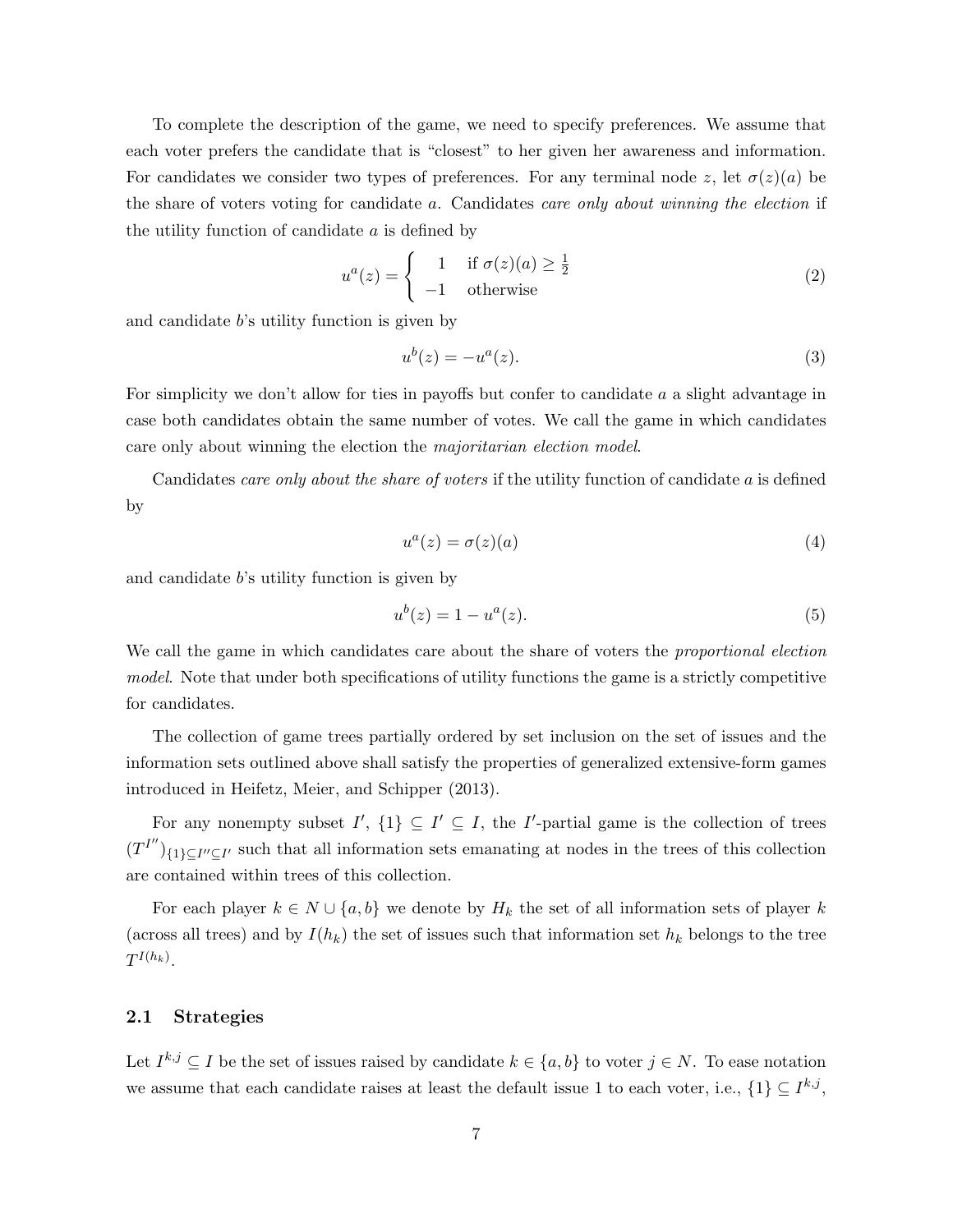To complete the description of the game, we need to specify preferences. We assume that each voter prefers the candidate that is "closest" to her given her awareness and information. For candidates we consider two types of preferences. For any terminal node $z$, let $\sigma(z)(a)$ be the share of voters voting for candidate $a$. Candidates *care only about winning the election* if the utility function of candidate $a$ is defined by

$$u^a(z) = \begin{cases} 1 & \text{if } \sigma(z)(a) \geq \frac{1}{2} \\ -1 & \text{otherwise} \end{cases} \tag{2}$$

and candidate $b$'s utility function is given by

$$u^b(z) = -u^a(z). \tag{3}$$

For simplicity we don't allow for ties in payoffs but confer to candidate $a$ a slight advantage in case both candidates obtain the same number of votes. We call the game in which candidates care only about winning the election the *majoritarian election model*.

Candidates *care only about the share of voters* if the utility function of candidate $a$ is defined by

$$u^a(z) = \sigma(z)(a) \tag{4}$$

and candidate $b$'s utility function is given by

$$u^b(z) = 1 - u^a(z). \tag{5}$$

We call the game in which candidates care about the share of voters the *proportional election model*. Note that under both specifications of utility functions the game is a strictly competitive for candidates.

The collection of game trees partially ordered by set inclusion on the set of issues and the information sets outlined above shall satisfy the properties of generalized extensive-form games introduced in Heifetz, Meier, and Schipper (2013).

For any nonempty subset $I'$, $\{1\} \subseteq I' \subseteq I$, the $I'$-partial game is the collection of trees $(T^{I''})_{\{1\} \subseteq I'' \subseteq I'}$ such that all information sets emanating at nodes in the trees of this collection are contained within trees of this collection.

For each player $k \in N \cup \{a, b\}$ we denote by $H_k$ the set of all information sets of player $k$ (across all trees) and by $I(h_k)$ the set of issues such that information set $h_k$ belongs to the tree $T^{I(h_k)}$.

### 2.1 Strategies

Let $I^{k,j} \subseteq I$ be the set of issues raised by candidate $k \in \{a, b\}$ to voter $j \in N$. To ease notation we assume that each candidate raises at least the default issue 1 to each voter, i.e., $\{1\} \subseteq I^{k,j}$,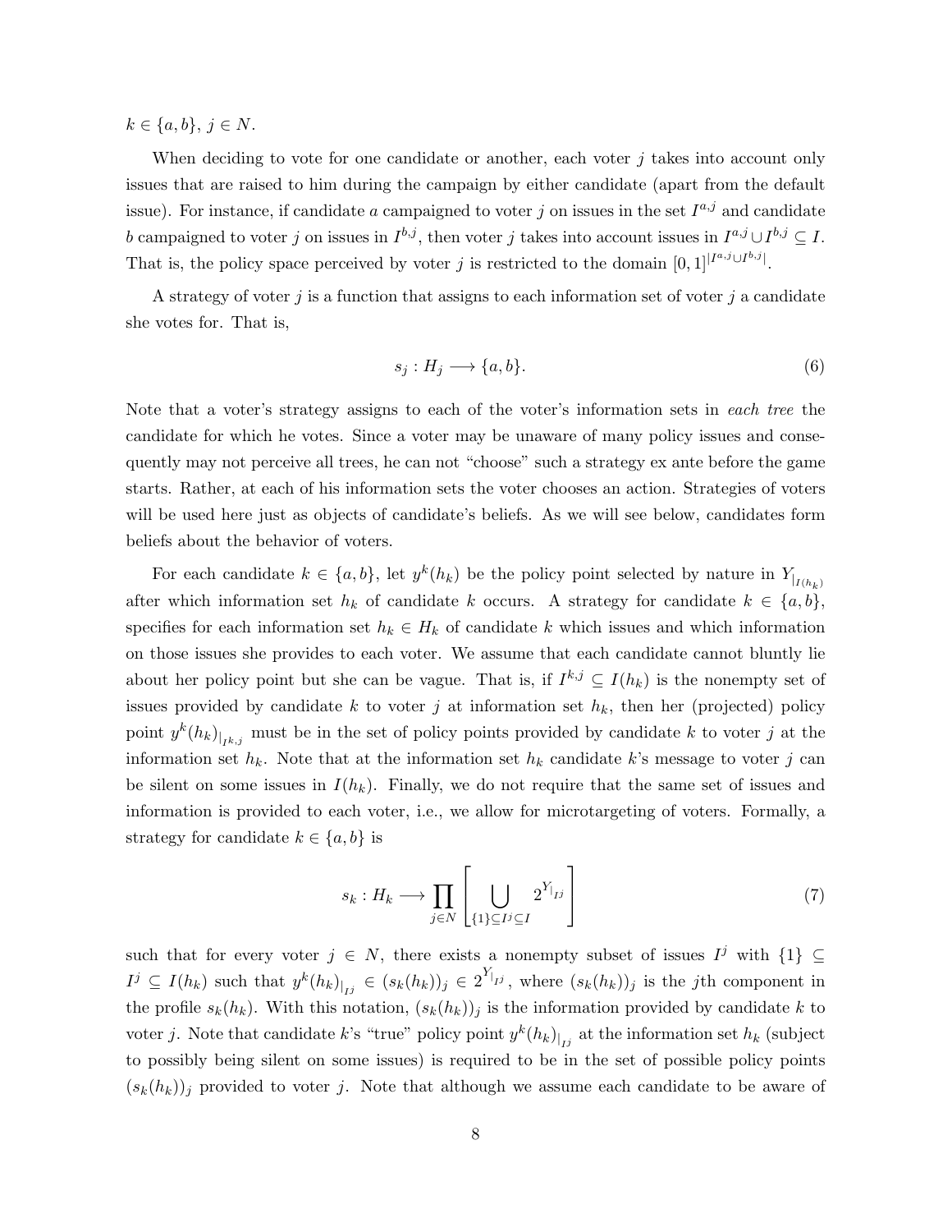$k \in \{a, b\}$, $j \in N$.

When deciding to vote for one candidate or another, each voter $j$ takes into account only issues that are raised to him during the campaign by either candidate (apart from the default issue). For instance, if candidate $a$ campaigned to voter $j$ on issues in the set $I^{a,j}$ and candidate $b$ campaigned to voter $j$ on issues in $I^{b,j}$, then voter $j$ takes into account issues in $I^{a,j} \cup I^{b,j} \subseteq I$. That is, the policy space perceived by voter $j$ is restricted to the domain $[0,1]^{|I^{a,j} \cup I^{b,j}|}$.

A strategy of voter $j$ is a function that assigns to each information set of voter $j$ a candidate she votes for. That is,

$$s_j : H_j \longrightarrow \{a, b\}. \tag{6}$$

Note that a voter's strategy assigns to each of the voter's information sets in *each tree* the candidate for which he votes. Since a voter may be unaware of many policy issues and consequently may not perceive all trees, he can not "choose" such a strategy ex ante before the game starts. Rather, at each of his information sets the voter chooses an action. Strategies of voters will be used here just as objects of candidate's beliefs. As we will see below, candidates form beliefs about the behavior of voters.

For each candidate $k \in \{a, b\}$, let $y^k(h_k)$ be the policy point selected by nature in $Y_{|_{I(h_k)}}$ after which information set $h_k$ of candidate $k$ occurs. A strategy for candidate $k \in \{a, b\}$, specifies for each information set $h_k \in H_k$ of candidate $k$ which issues and which information on those issues she provides to each voter. We assume that each candidate cannot bluntly lie about her policy point but she can be vague. That is, if $I^{k,j} \subseteq I(h_k)$ is the nonempty set of issues provided by candidate $k$ to voter $j$ at information set $h_k$, then her (projected) policy point $y^k(h_k)_{|_{I^{k,j}}}$ must be in the set of policy points provided by candidate $k$ to voter $j$ at the information set $h_k$. Note that at the information set $h_k$ candidate $k$'s message to voter $j$ can be silent on some issues in $I(h_k)$. Finally, we do not require that the same set of issues and information is provided to each voter, i.e., we allow for microtargeting of voters. Formally, a strategy for candidate $k \in \{a, b\}$ is

$$s_k : H_k \longrightarrow \prod_{j \in N} \left[ \bigcup_{\{1\} \subseteq I^j \subseteq I} 2^{Y_{|_{I^j}}} \right] \tag{7}$$

such that for every voter $j \in N$, there exists a nonempty subset of issues $I^j$ with $\{1\} \subseteq I^j \subseteq I(h_k)$ such that $y^k(h_k)_{|_{I^j}} \in (s_k(h_k))_j \in 2^{Y_{|_{I^j}}}$, where $(s_k(h_k))_j$ is the $j$th component in the profile $s_k(h_k)$. With this notation, $(s_k(h_k))_j$ is the information provided by candidate $k$ to voter $j$. Note that candidate $k$'s "true" policy point $y^k(h_k)_{|_{I^j}}$ at the information set $h_k$ (subject to possibly being silent on some issues) is required to be in the set of possible policy points $(s_k(h_k))_j$ provided to voter $j$. Note that although we assume each candidate to be aware of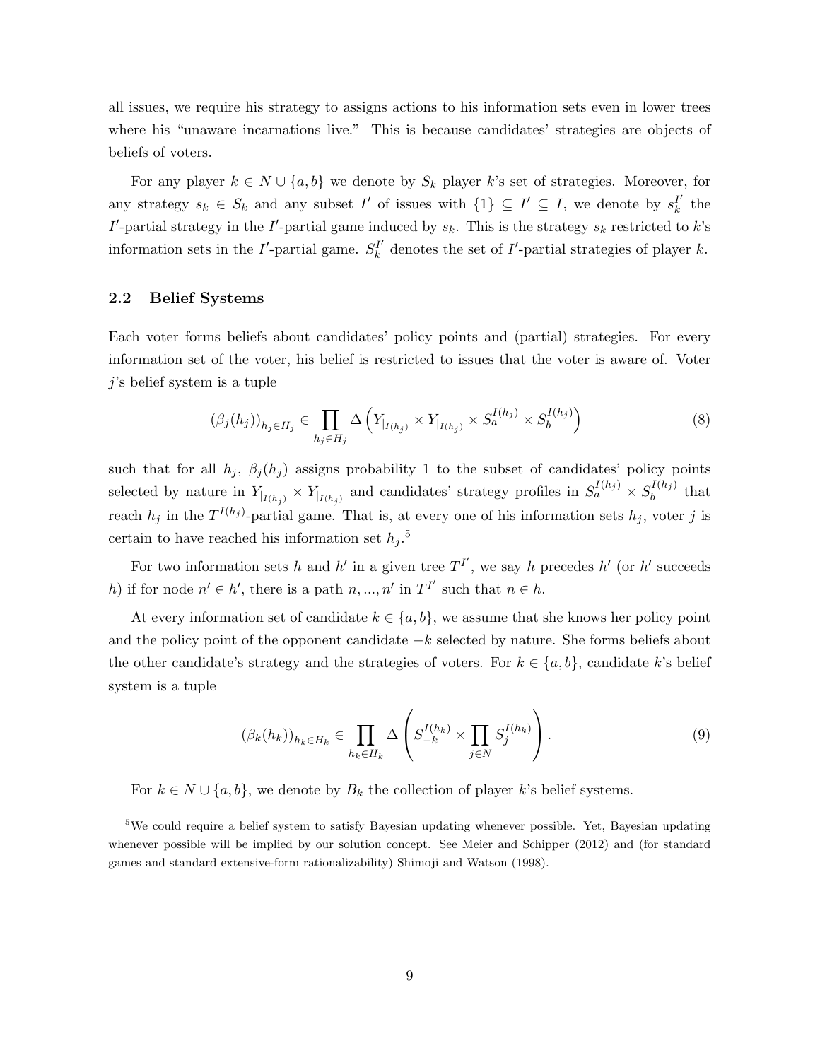all issues, we require his strategy to assigns actions to his information sets even in lower trees where his "unaware incarnations live." This is because candidates' strategies are objects of beliefs of voters.

For any player $k \in N \cup \{a, b\}$ we denote by $S_k$ player $k$'s set of strategies. Moreover, for any strategy $s_k \in S_k$ and any subset $I'$ of issues with $\{1\} \subseteq I' \subseteq I$, we denote by $s_k^{I'}$ the $I'$-partial strategy in the $I'$-partial game induced by $s_k$. This is the strategy $s_k$ restricted to $k$'s information sets in the $I'$-partial game. $S_k^{I'}$ denotes the set of $I'$-partial strategies of player $k$.

## 2.2 Belief Systems

Each voter forms beliefs about candidates' policy points and (partial) strategies. For every information set of the voter, his belief is restricted to issues that the voter is aware of. Voter $j$'s belief system is a tuple

$$(\beta_j(h_j))_{h_j \in H_j} \in \prod_{h_j \in H_j} \Delta \left( Y_{|_{I(h_j)}} \times Y_{|_{I(h_j)}} \times S_a^{I(h_j)} \times S_b^{I(h_j)} \right) \tag{8}$$

such that for all $h_j$, $\beta_j(h_j)$ assigns probability 1 to the subset of candidates' policy points selected by nature in $Y_{|_{I(h_j)}} \times Y_{|_{I(h_j)}}$ and candidates' strategy profiles in $S_a^{I(h_j)} \times S_b^{I(h_j)}$ that reach $h_j$ in the $T^{I(h_j)}$-partial game. That is, at every one of his information sets $h_j$, voter $j$ is certain to have reached his information set $h_j$.[5]

For two information sets $h$ and $h'$ in a given tree $T^{I'}$, we say $h$ precedes $h'$ (or $h'$ succeeds $h$) if for node $n' \in h'$, there is a path $n, ..., n'$ in $T^{I'}$ such that $n \in h$.

At every information set of candidate $k \in \{a, b\}$, we assume that she knows her policy point and the policy point of the opponent candidate $-k$ selected by nature. She forms beliefs about the other candidate's strategy and the strategies of voters. For $k \in \{a, b\}$, candidate $k$'s belief system is a tuple

$$(\beta_k(h_k))_{h_k \in H_k} \in \prod_{h_k \in H_k} \Delta \left( S_{-k}^{I(h_k)} \times \prod_{j \in N} S_j^{I(h_k)} \right). \tag{9}$$

For $k \in N \cup \{a, b\}$, we denote by $B_k$ the collection of player $k$'s belief systems.

[5] We could require a belief system to satisfy Bayesian updating whenever possible. Yet, Bayesian updating whenever possible will be implied by our solution concept. See Meier and Schipper (2012) and (for standard games and standard extensive-form rationalizability) Shimoji and Watson (1998).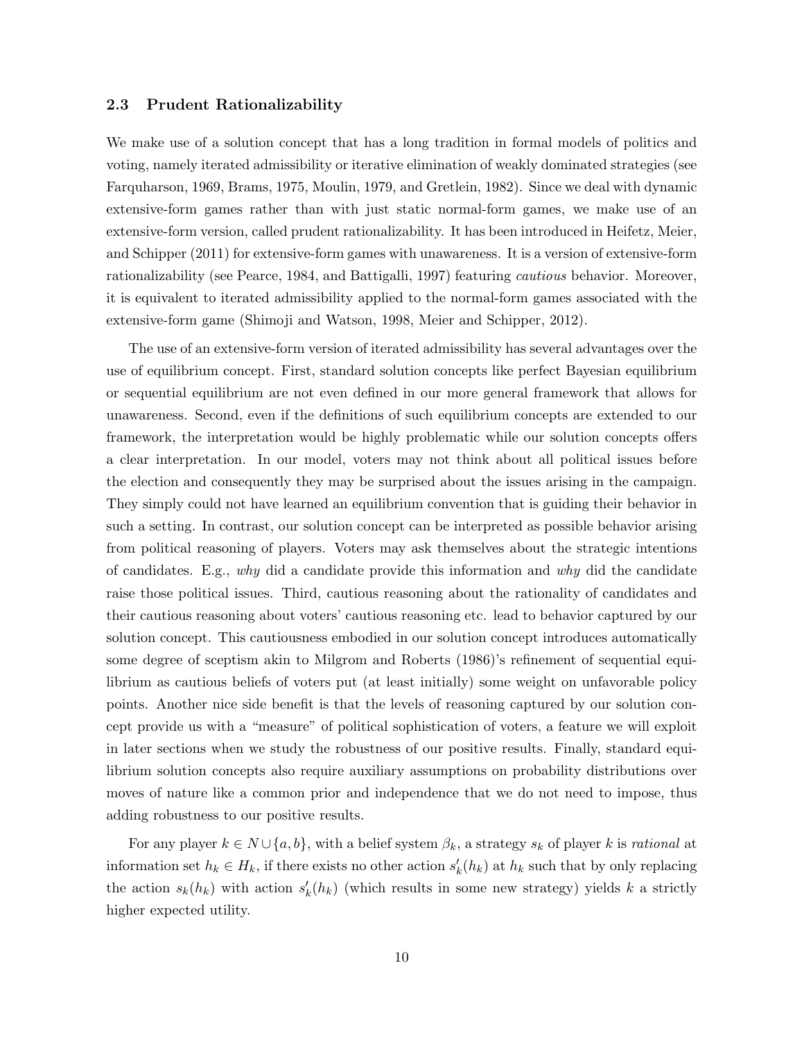### 2.3 Prudent Rationalizability

We make use of a solution concept that has a long tradition in formal models of politics and voting, namely iterated admissibility or iterative elimination of weakly dominated strategies (see Farquharson, 1969, Brams, 1975, Moulin, 1979, and Gretlein, 1982). Since we deal with dynamic extensive-form games rather than with just static normal-form games, we make use of an extensive-form version, called prudent rationalizability. It has been introduced in Heifetz, Meier, and Schipper (2011) for extensive-form games with unawareness. It is a version of extensive-form rationalizability (see Pearce, 1984, and Battigalli, 1997) featuring *cautious* behavior. Moreover, it is equivalent to iterated admissibility applied to the normal-form games associated with the extensive-form game (Shimoji and Watson, 1998, Meier and Schipper, 2012).

The use of an extensive-form version of iterated admissibility has several advantages over the use of equilibrium concept. First, standard solution concepts like perfect Bayesian equilibrium or sequential equilibrium are not even defined in our more general framework that allows for unawareness. Second, even if the definitions of such equilibrium concepts are extended to our framework, the interpretation would be highly problematic while our solution concepts offers a clear interpretation. In our model, voters may not think about all political issues before the election and consequently they may be surprised about the issues arising in the campaign. They simply could not have learned an equilibrium convention that is guiding their behavior in such a setting. In contrast, our solution concept can be interpreted as possible behavior arising from political reasoning of players. Voters may ask themselves about the strategic intentions of candidates. E.g., *why* did a candidate provide this information and *why* did the candidate raise those political issues. Third, cautious reasoning about the rationality of candidates and their cautious reasoning about voters' cautious reasoning etc. lead to behavior captured by our solution concept. This cautiousness embodied in our solution concept introduces automatically some degree of sceptism akin to Milgrom and Roberts (1986)'s refinement of sequential equilibrium as cautious beliefs of voters put (at least initially) some weight on unfavorable policy points. Another nice side benefit is that the levels of reasoning captured by our solution concept provide us with a "measure" of political sophistication of voters, a feature we will exploit in later sections when we study the robustness of our positive results. Finally, standard equilibrium solution concepts also require auxiliary assumptions on probability distributions over moves of nature like a common prior and independence that we do not need to impose, thus adding robustness to our positive results.

For any player $k \in N \cup \{a, b\}$, with a belief system $\beta_k$, a strategy $s_k$ of player $k$ is *rational* at information set $h_k \in H_k$, if there exists no other action $s'_k(h_k)$ at $h_k$ such that by only replacing the action $s_k(h_k)$ with action $s'_k(h_k)$ (which results in some new strategy) yields $k$ a strictly higher expected utility.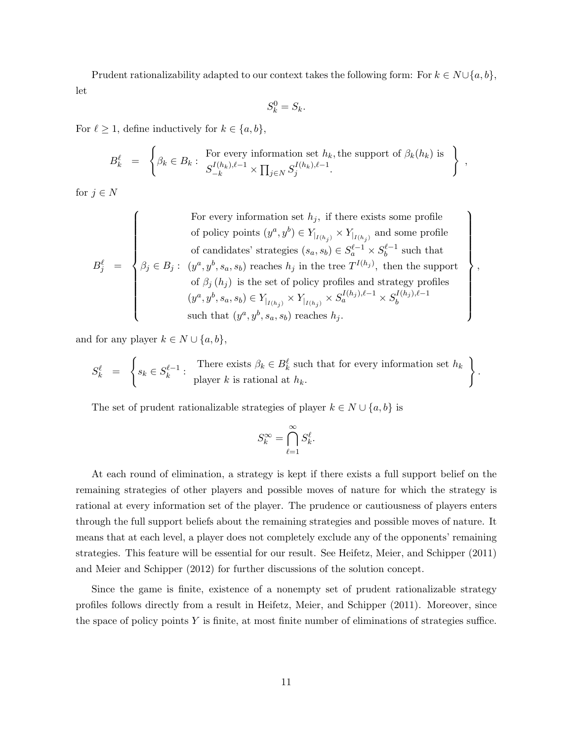Prudent rationalizability adapted to our context takes the following form: For $k \in N \cup \{a, b\}$, let

$$S_k^0 = S_k.$$

For $\ell \geq 1$, define inductively for $k \in \{a, b\}$,

$$B_k^\ell = \left\{ \beta_k \in B_k : \begin{array}{l} \text{For every information set } h_k, \text{the support of } \beta_k(h_k) \text{ is} \\ S_{-k}^{I(h_k),\ell-1} \times \prod_{j \in N} S_j^{I(h_k),\ell-1}. \end{array} \right\},$$

for $j \in N$

$$B_j^\ell = \left\{ \beta_j \in B_j : \begin{array}{c} \text{For every information set } h_j, \text{ if there exists some profile} \\ \text{of policy points } (y^a, y^b) \in Y_{|_{I(h_j)}} \times Y_{|_{I(h_j)}} \text{ and some profile} \\ \text{of candidates' strategies } (s_a, s_b) \in S_a^{\ell-1} \times S_b^{\ell-1} \text{ such that} \\ (y^a, y^b, s_a, s_b) \text{ reaches } h_j \text{ in the tree } T^{I(h_j)}, \text{ then the support} \\ \text{of } \beta_j(h_j) \text{ is the set of policy profiles and strategy profiles} \\ (y^a, y^b, s_a, s_b) \in Y_{|_{I(h_j)}} \times Y_{|_{I(h_j)}} \times S_a^{I(h_j),\ell-1} \times S_b^{I(h_j),\ell-1} \\ \text{such that } (y^a, y^b, s_a, s_b) \text{ reaches } h_j. \end{array} \right\},$$

and for any player $k \in N \cup \{a, b\}$,

$$S_k^\ell = \left\{ s_k \in S_k^{\ell-1} : \begin{array}{l} \text{There exists } \beta_k \in B_k^\ell \text{ such that for every information set } h_k \\ \text{player } k \text{ is rational at } h_k. \end{array} \right\}.$$

The set of prudent rationalizable strategies of player $k \in N \cup \{a, b\}$ is

$$S_k^\infty = \bigcap_{\ell=1}^{\infty} S_k^\ell.$$

At each round of elimination, a strategy is kept if there exists a full support belief on the remaining strategies of other players and possible moves of nature for which the strategy is rational at every information set of the player. The prudence or cautiousness of players enters through the full support beliefs about the remaining strategies and possible moves of nature. It means that at each level, a player does not completely exclude any of the opponents' remaining strategies. This feature will be essential for our result. See Heifetz, Meier, and Schipper (2011) and Meier and Schipper (2012) for further discussions of the solution concept.

Since the game is finite, existence of a nonempty set of prudent rationalizable strategy profiles follows directly from a result in Heifetz, Meier, and Schipper (2011). Moreover, since the space of policy points $Y$ is finite, at most finite number of eliminations of strategies suffice.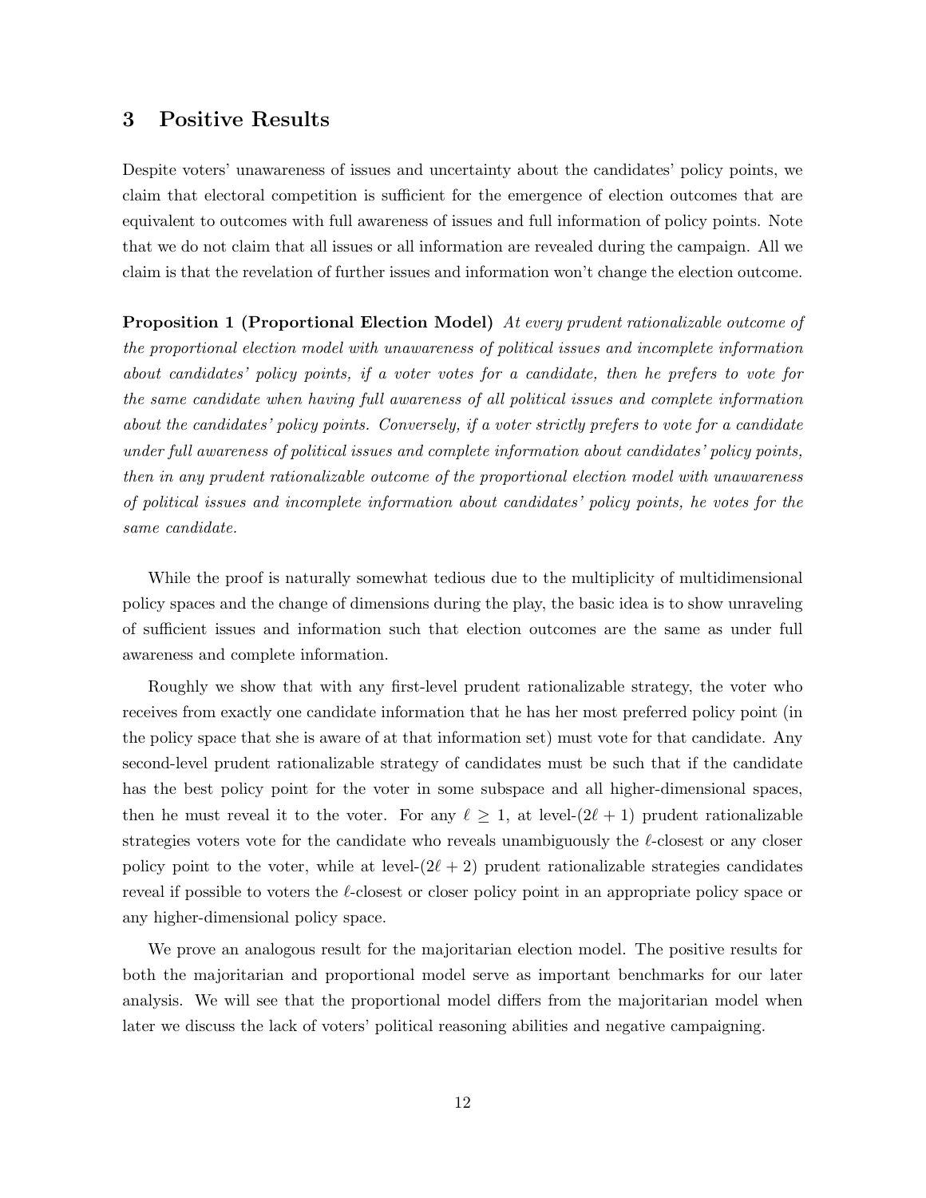# 3 Positive Results

Despite voters' unawareness of issues and uncertainty about the candidates' policy points, we claim that electoral competition is sufficient for the emergence of election outcomes that are equivalent to outcomes with full awareness of issues and full information of policy points. Note that we do not claim that all issues or all information are revealed during the campaign. All we claim is that the revelation of further issues and information won't change the election outcome.

**Proposition 1 (Proportional Election Model)** *At every prudent rationalizable outcome of the proportional election model with unawareness of political issues and incomplete information about candidates' policy points, if a voter votes for a candidate, then he prefers to vote for the same candidate when having full awareness of all political issues and complete information about the candidates' policy points. Conversely, if a voter strictly prefers to vote for a candidate under full awareness of political issues and complete information about candidates' policy points, then in any prudent rationalizable outcome of the proportional election model with unawareness of political issues and incomplete information about candidates' policy points, he votes for the same candidate.*

While the proof is naturally somewhat tedious due to the multiplicity of multidimensional policy spaces and the change of dimensions during the play, the basic idea is to show unraveling of sufficient issues and information such that election outcomes are the same as under full awareness and complete information.

Roughly we show that with any first-level prudent rationalizable strategy, the voter who receives from exactly one candidate information that he has her most preferred policy point (in the policy space that she is aware of at that information set) must vote for that candidate. Any second-level prudent rationalizable strategy of candidates must be such that if the candidate has the best policy point for the voter in some subspace and all higher-dimensional spaces, then he must reveal it to the voter. For any $\ell \geq 1$, at level-$(2\ell + 1)$ prudent rationalizable strategies voters vote for the candidate who reveals unambiguously the $\ell$-closest or any closer policy point to the voter, while at level-$(2\ell + 2)$ prudent rationalizable strategies candidates reveal if possible to voters the $\ell$-closest or closer policy point in an appropriate policy space or any higher-dimensional policy space.

We prove an analogous result for the majoritarian election model. The positive results for both the majoritarian and proportional model serve as important benchmarks for our later analysis. We will see that the proportional model differs from the majoritarian model when later we discuss the lack of voters' political reasoning abilities and negative campaigning.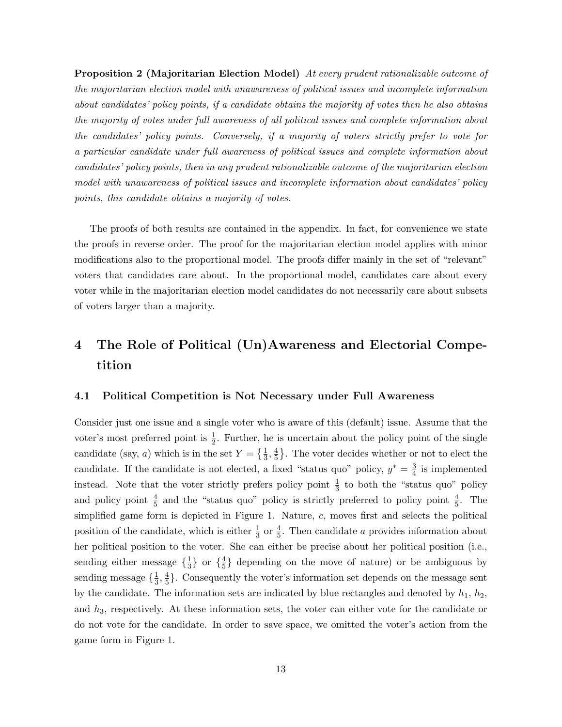**Proposition 2 (Majoritarian Election Model)** *At every prudent rationalizable outcome of the majoritarian election model with unawareness of political issues and incomplete information about candidates' policy points, if a candidate obtains the majority of votes then he also obtains the majority of votes under full awareness of all political issues and complete information about the candidates' policy points. Conversely, if a majority of voters strictly prefer to vote for a particular candidate under full awareness of political issues and complete information about candidates' policy points, then in any prudent rationalizable outcome of the majoritarian election model with unawareness of political issues and incomplete information about candidates' policy points, this candidate obtains a majority of votes.*

The proofs of both results are contained in the appendix. In fact, for convenience we state the proofs in reverse order. The proof for the majoritarian election model applies with minor modifications also to the proportional model. The proofs differ mainly in the set of "relevant" voters that candidates care about. In the proportional model, candidates care about every voter while in the majoritarian election model candidates do not necessarily care about subsets of voters larger than a majority.

# 4 The Role of Political (Un)Awareness and Electorial Competition

## 4.1 Political Competition is Not Necessary under Full Awareness

Consider just one issue and a single voter who is aware of this (default) issue. Assume that the voter's most preferred point is $\frac{1}{2}$. Further, he is uncertain about the policy point of the single candidate (say, $a$) which is in the set $Y = \left\{\frac{1}{3}, \frac{4}{5}\right\}$. The voter decides whether or not to elect the candidate. If the candidate is not elected, a fixed "status quo" policy, $y^* = \frac{3}{4}$ is implemented instead. Note that the voter strictly prefers policy point $\frac{1}{3}$ to both the "status quo" policy and policy point $\frac{4}{5}$ and the "status quo" policy is strictly preferred to policy point $\frac{4}{5}$. The simplified game form is depicted in Figure 1. Nature, $c$, moves first and selects the political position of the candidate, which is either $\frac{1}{3}$ or $\frac{4}{5}$. Then candidate $a$ provides information about her political position to the voter. She can either be precise about her political position (i.e., sending either message $\{\frac{1}{3}\}$ or $\{\frac{4}{5}\}$ depending on the move of nature) or be ambiguous by sending message $\{\frac{1}{3}, \frac{4}{5}\}$. Consequently the voter's information set depends on the message sent by the candidate. The information sets are indicated by blue rectangles and denoted by $h_1$, $h_2$, and $h_3$, respectively. At these information sets, the voter can either vote for the candidate or do not vote for the candidate. In order to save space, we omitted the voter's action from the game form in Figure 1.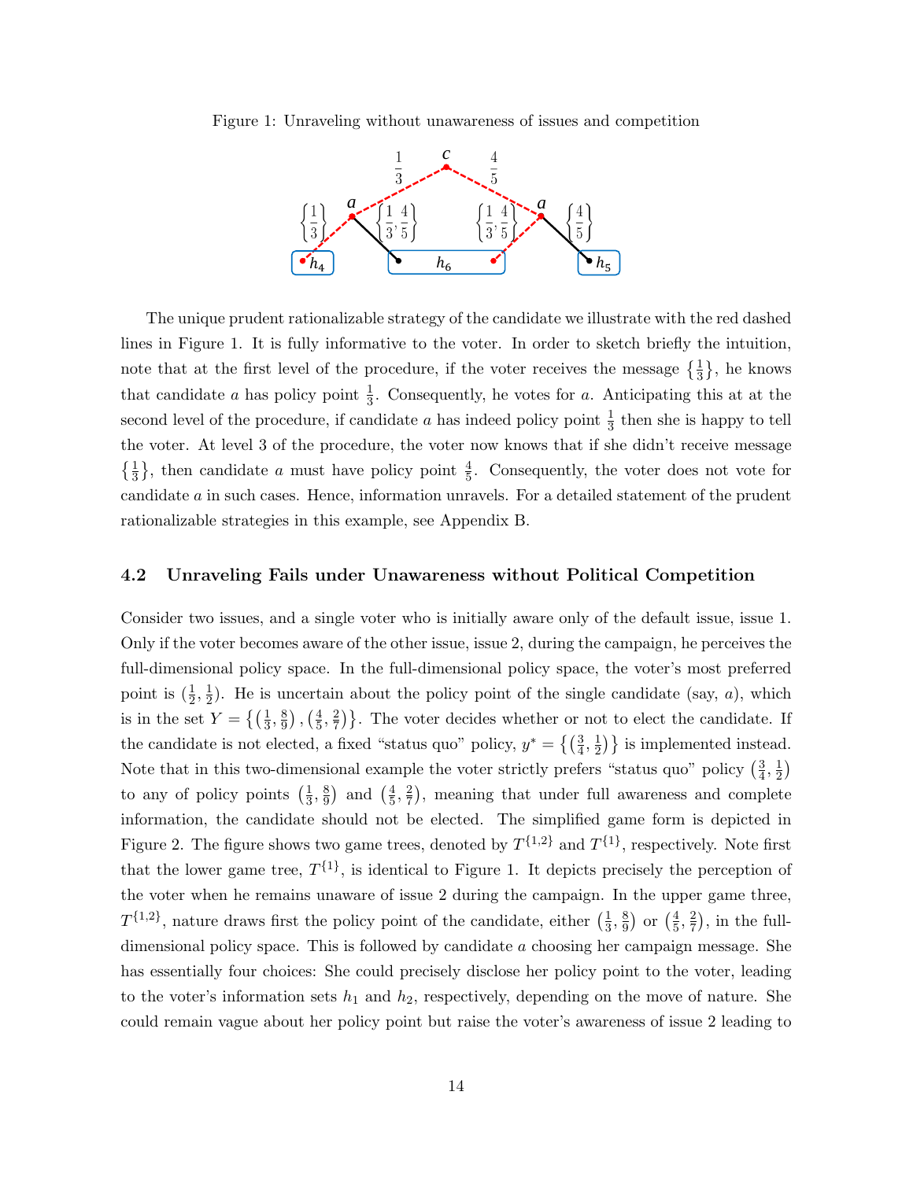Figure 1: Unraveling without unawareness of issues and competition

The unique prudent rationalizable strategy of the candidate we illustrate with the red dashed lines in Figure 1. It is fully informative to the voter. In order to sketch briefly the intuition, note that at the first level of the procedure, if the voter receives the message $\{\frac{1}{3}\}$, he knows that candidate $a$ has policy point $\frac{1}{3}$. Consequently, he votes for $a$. Anticipating this at at the second level of the procedure, if candidate $a$ has indeed policy point $\frac{1}{3}$ then she is happy to tell the voter. At level 3 of the procedure, the voter now knows that if she didn't receive message $\{\frac{1}{3}\}$, then candidate $a$ must have policy point $\frac{4}{5}$. Consequently, the voter does not vote for candidate $a$ in such cases. Hence, information unravels. For a detailed statement of the prudent rationalizable strategies in this example, see Appendix B.

### 4.2 Unraveling Fails under Unawareness without Political Competition

Consider two issues, and a single voter who is initially aware only of the default issue, issue 1. Only if the voter becomes aware of the other issue, issue 2, during the campaign, he perceives the full-dimensional policy space. In the full-dimensional policy space, the voter's most preferred point is $\left(\frac{1}{2}, \frac{1}{2}\right)$. He is uncertain about the policy point of the single candidate (say, $a$), which is in the set $Y = \left\{\left(\frac{1}{3}, \frac{8}{9}\right), \left(\frac{4}{5}, \frac{2}{7}\right)\right\}$. The voter decides whether or not to elect the candidate. If the candidate is not elected, a fixed "status quo" policy, $y^* = \left\{\left(\frac{3}{4}, \frac{1}{2}\right)\right\}$ is implemented instead. Note that in this two-dimensional example the voter strictly prefers "status quo" policy $\left(\frac{3}{4}, \frac{1}{2}\right)$ to any of policy points $\left(\frac{1}{3}, \frac{8}{9}\right)$ and $\left(\frac{4}{5}, \frac{2}{7}\right)$, meaning that under full awareness and complete information, the candidate should not be elected. The simplified game form is depicted in Figure 2. The figure shows two game trees, denoted by $T^{\{1,2\}}$ and $T^{\{1\}}$, respectively. Note first that the lower game tree, $T^{\{1\}}$, is identical to Figure 1. It depicts precisely the perception of the voter when he remains unaware of issue 2 during the campaign. In the upper game three, $T^{\{1,2\}}$, nature draws first the policy point of the candidate, either $\left(\frac{1}{3}, \frac{8}{9}\right)$ or $\left(\frac{4}{5}, \frac{2}{7}\right)$, in the full-dimensional policy space. This is followed by candidate $a$ choosing her campaign message. She has essentially four choices: She could precisely disclose her policy point to the voter, leading to the voter's information sets $h_1$ and $h_2$, respectively, depending on the move of nature. She could remain vague about her policy point but raise the voter's awareness of issue 2 leading to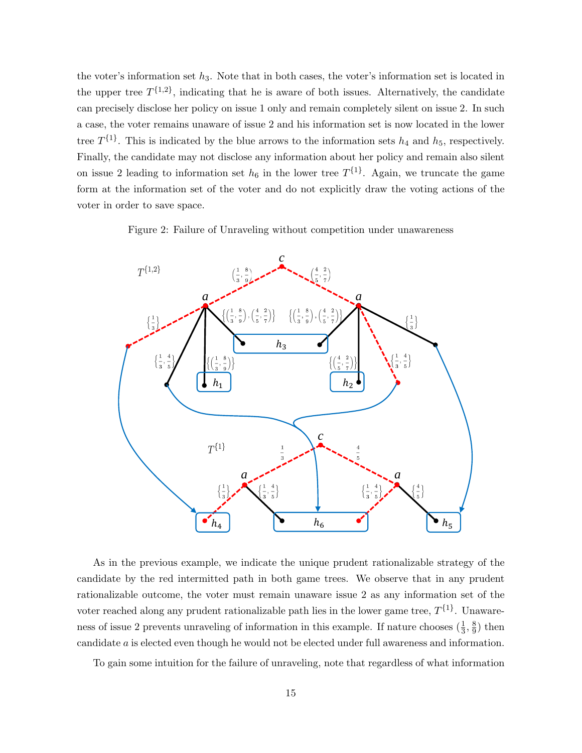the voter's information set $h_3$. Note that in both cases, the voter's information set is located in the upper tree $T^{\{1,2\}}$, indicating that he is aware of both issues. Alternatively, the candidate can precisely disclose her policy on issue 1 only and remain completely silent on issue 2. In such a case, the voter remains unaware of issue 2 and his information set is now located in the lower tree $T^{\{1\}}$. This is indicated by the blue arrows to the information sets $h_4$ and $h_5$, respectively. Finally, the candidate may not disclose any information about her policy and remain also silent on issue 2 leading to information set $h_6$ in the lower tree $T^{\{1\}}$. Again, we truncate the game form at the information set of the voter and do not explicitly draw the voting actions of the voter in order to save space.

Figure 2: Failure of Unraveling without competition under unawareness

As in the previous example, we indicate the unique prudent rationalizable strategy of the candidate by the red intermitted path in both game trees. We observe that in any prudent rationalizable outcome, the voter must remain unaware issue 2 as any information set of the voter reached along any prudent rationalizable path lies in the lower game tree, $T^{\{1\}}$. Unawareness of issue 2 prevents unraveling of information in this example. If nature chooses $(\frac{1}{3}, \frac{8}{9})$ then candidate $a$ is elected even though he would not be elected under full awareness and information.

To gain some intuition for the failure of unraveling, note that regardless of what information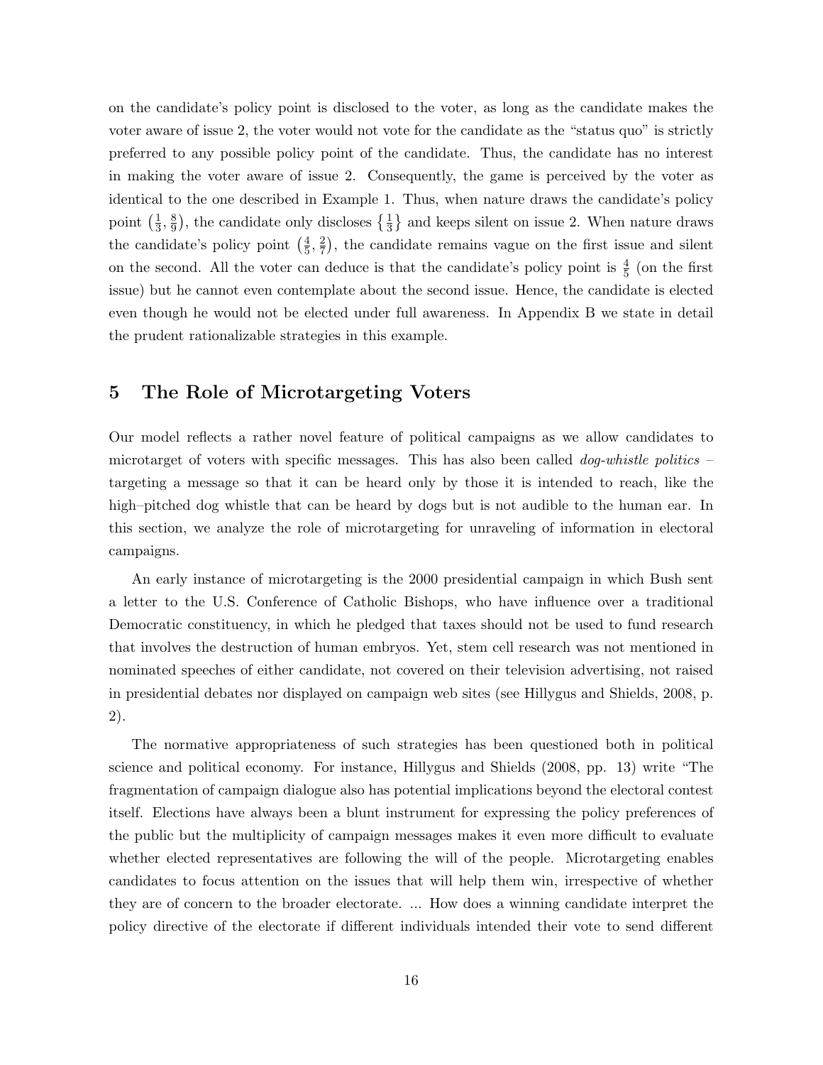on the candidate's policy point is disclosed to the voter, as long as the candidate makes the voter aware of issue 2, the voter would not vote for the candidate as the "status quo" is strictly preferred to any possible policy point of the candidate. Thus, the candidate has no interest in making the voter aware of issue 2. Consequently, the game is perceived by the voter as identical to the one described in Example 1. Thus, when nature draws the candidate's policy point $\left(\frac{1}{3}, \frac{8}{9}\right)$, the candidate only discloses $\left\{\frac{1}{3}\right\}$ and keeps silent on issue 2. When nature draws the candidate's policy point $\left(\frac{4}{5}, \frac{2}{7}\right)$, the candidate remains vague on the first issue and silent on the second. All the voter can deduce is that the candidate's policy point is $\frac{4}{5}$ (on the first issue) but he cannot even contemplate about the second issue. Hence, the candidate is elected even though he would not be elected under full awareness. In Appendix B we state in detail the prudent rationalizable strategies in this example.

## 5 The Role of Microtargeting Voters

Our model reflects a rather novel feature of political campaigns as we allow candidates to microtarget of voters with specific messages. This has also been called *dog-whistle politics* – targeting a message so that it can be heard only by those it is intended to reach, like the high–pitched dog whistle that can be heard by dogs but is not audible to the human ear. In this section, we analyze the role of microtargeting for unraveling of information in electoral campaigns.

An early instance of microtargeting is the 2000 presidential campaign in which Bush sent a letter to the U.S. Conference of Catholic Bishops, who have influence over a traditional Democratic constituency, in which he pledged that taxes should not be used to fund research that involves the destruction of human embryos. Yet, stem cell research was not mentioned in nominated speeches of either candidate, not covered on their television advertising, not raised in presidential debates nor displayed on campaign web sites (see Hillygus and Shields, 2008, p. 2).

The normative appropriateness of such strategies has been questioned both in political science and political economy. For instance, Hillygus and Shields (2008, pp. 13) write "The fragmentation of campaign dialogue also has potential implications beyond the electoral contest itself. Elections have always been a blunt instrument for expressing the policy preferences of the public but the multiplicity of campaign messages makes it even more difficult to evaluate whether elected representatives are following the will of the people. Microtargeting enables candidates to focus attention on the issues that will help them win, irrespective of whether they are of concern to the broader electorate. ... How does a winning candidate interpret the policy directive of the electorate if different individuals intended their vote to send different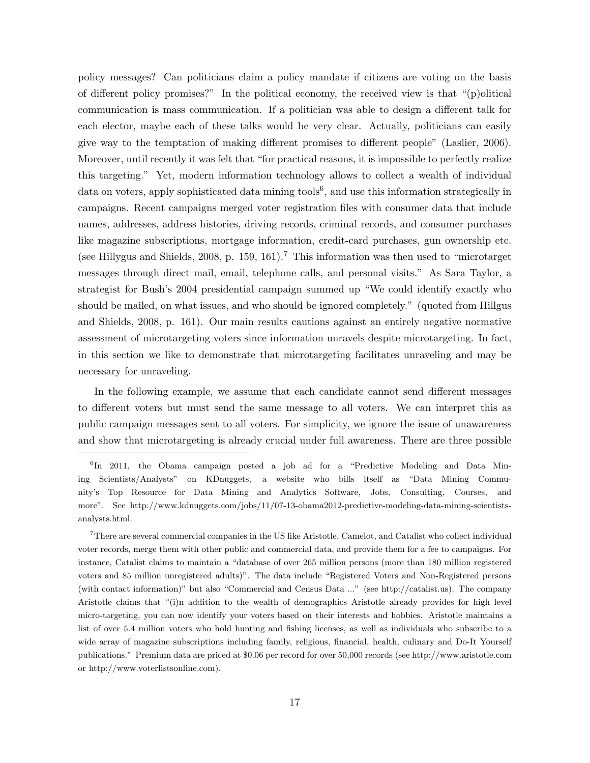policy messages? Can politicians claim a policy mandate if citizens are voting on the basis of different policy promises?" In the political economy, the received view is that "(p)olitical communication is mass communication. If a politician was able to design a different talk for each elector, maybe each of these talks would be very clear. Actually, politicians can easily give way to the temptation of making different promises to different people" (Laslier, 2006). Moreover, until recently it was felt that "for practical reasons, it is impossible to perfectly realize this targeting." Yet, modern information technology allows to collect a wealth of individual data on voters, apply sophisticated data mining tools[6], and use this information strategically in campaigns. Recent campaigns merged voter registration files with consumer data that include names, addresses, address histories, driving records, criminal records, and consumer purchases like magazine subscriptions, mortgage information, credit-card purchases, gun ownership etc. (see Hillygus and Shields, 2008, p. 159, 161).[7] This information was then used to "microtarget messages through direct mail, email, telephone calls, and personal visits." As Sara Taylor, a strategist for Bush's 2004 presidential campaign summed up "We could identify exactly who should be mailed, on what issues, and who should be ignored completely." (quoted from Hillgus and Shields, 2008, p. 161). Our main results cautions against an entirely negative normative assessment of microtargeting voters since information unravels despite microtargeting. In fact, in this section we like to demonstrate that microtargeting facilitates unraveling and may be necessary for unraveling.

In the following example, we assume that each candidate cannot send different messages to different voters but must send the same message to all voters. We can interpret this as public campaign messages sent to all voters. For simplicity, we ignore the issue of unawareness and show that microtargeting is already crucial under full awareness. There are three possible

[6]In 2011, the Obama campaign posted a job ad for a "Predictive Modeling and Data Mining Scientists/Analysts" on KDnuggets, a website who bills itself as "Data Mining Community's Top Resource for Data Mining and Analytics Software, Jobs, Consulting, Courses, and more". See http://www.kdnuggets.com/jobs/11/07-13-obama2012-predictive-modeling-data-mining-scientists-analysts.html.

[7]There are several commercial companies in the US like Aristotle, Camelot, and Catalist who collect individual voter records, merge them with other public and commercial data, and provide them for a fee to campaigns. For instance, Catalist claims to maintain a "database of over 265 million persons (more than 180 million registered voters and 85 million unregistered adults)". The data include "Registered Voters and Non-Registered persons (with contact information)" but also "Commercial and Census Data ..." (see http://catalist.us). The company Aristotle claims that "(i)n addition to the wealth of demographics Aristotle already provides for high level micro-targeting, you can now identify your voters based on their interests and hobbies. Aristotle maintains a list of over 5.4 million voters who hold hunting and fishing licenses, as well as individuals who subscribe to a wide array of magazine subscriptions including family, religious, financial, health, culinary and Do-It Yourself publications." Premium data are priced at $0.06 per record for over 50,000 records (see http://www.aristotle.com or http://www.voterlistsonline.com).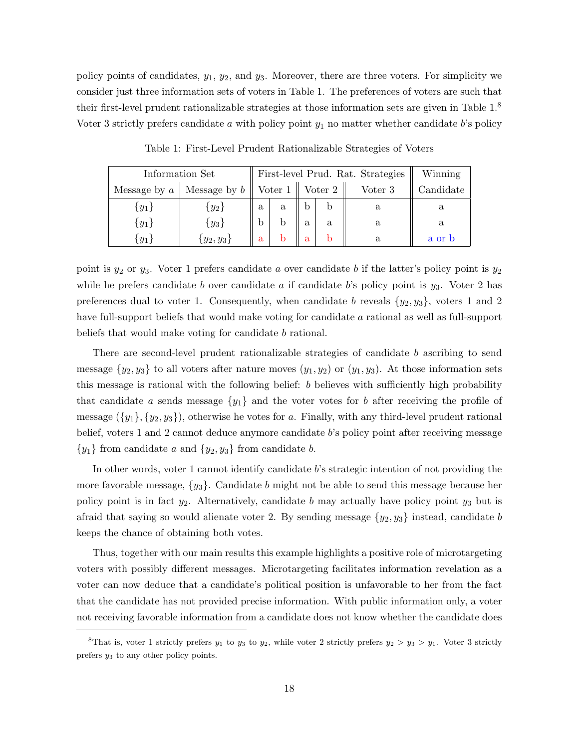policy points of candidates, $y_1$, $y_2$, and $y_3$. Moreover, there are three voters. For simplicity we consider just three information sets of voters in Table 1. The preferences of voters are such that their first-level prudent rationalizable strategies at those information sets are given in Table 1.[8] Voter 3 strictly prefers candidate $a$ with policy point $y_1$ no matter whether candidate $b$'s policy point is $y_2$ or $y_3$. Voter 1 prefers candidate $a$ over candidate $b$ if the latter's policy point is $y_2$ while he prefers candidate $b$ over candidate $a$ if candidate $b$'s policy point is $y_3$. Voter 2 has preferences dual to voter 1. Consequently, when candidate $b$ reveals $\{y_2, y_3\}$, voters 1 and 2 have full-support beliefs that would make voting for candidate $a$ rational as well as full-support beliefs that would make voting for candidate $b$ rational.

Table 1: First-Level Prudent Rationalizable Strategies of Voters

| Information Set | | First-level Prud. Rat. Strategies | | | | | Winning |
|---|---|---|---|---|---|---|---|
| Message by $a$ | Message by $b$ | Voter 1 | | Voter 2 | | Voter 3 | Candidate |
| $\{y_1\}$ | $\{y_2\}$ | a | a | b | b | a | a |
| $\{y_1\}$ | $\{y_3\}$ | b | b | a | a | a | a |
| $\{y_1\}$ | $\{y_2, y_3\}$ | a | b | a | b | a | a or b |

There are second-level prudent rationalizable strategies of candidate $b$ ascribing to send message $\{y_2, y_3\}$ to all voters after nature moves $(y_1, y_2)$ or $(y_1, y_3)$. At those information sets this message is rational with the following belief: $b$ believes with sufficiently high probability that candidate $a$ sends message $\{y_1\}$ and the voter votes for $b$ after receiving the profile of message $(\{y_1\}, \{y_2, y_3\})$, otherwise he votes for $a$. Finally, with any third-level prudent rational belief, voters 1 and 2 cannot deduce anymore candidate $b$'s policy point after receiving message $\{y_1\}$ from candidate $a$ and $\{y_2, y_3\}$ from candidate $b$.

In other words, voter 1 cannot identify candidate $b$'s strategic intention of not providing the more favorable message, $\{y_3\}$. Candidate $b$ might not be able to send this message because her policy point is in fact $y_2$. Alternatively, candidate $b$ may actually have policy point $y_3$ but is afraid that saying so would alienate voter 2. By sending message $\{y_2, y_3\}$ instead, candidate $b$ keeps the chance of obtaining both votes.

Thus, together with our main results this example highlights a positive role of microtargeting voters with possibly different messages. Microtargeting facilitates information revelation as a voter can now deduce that a candidate's political position is unfavorable to her from the fact that the candidate has not provided precise information. With public information only, a voter not receiving favorable information from a candidate does not know whether the candidate does

[8] That is, voter 1 strictly prefers $y_1$ to $y_3$ to $y_2$, while voter 2 strictly prefers $y_2 > y_3 > y_1$. Voter 3 strictly prefers $y_3$ to any other policy points.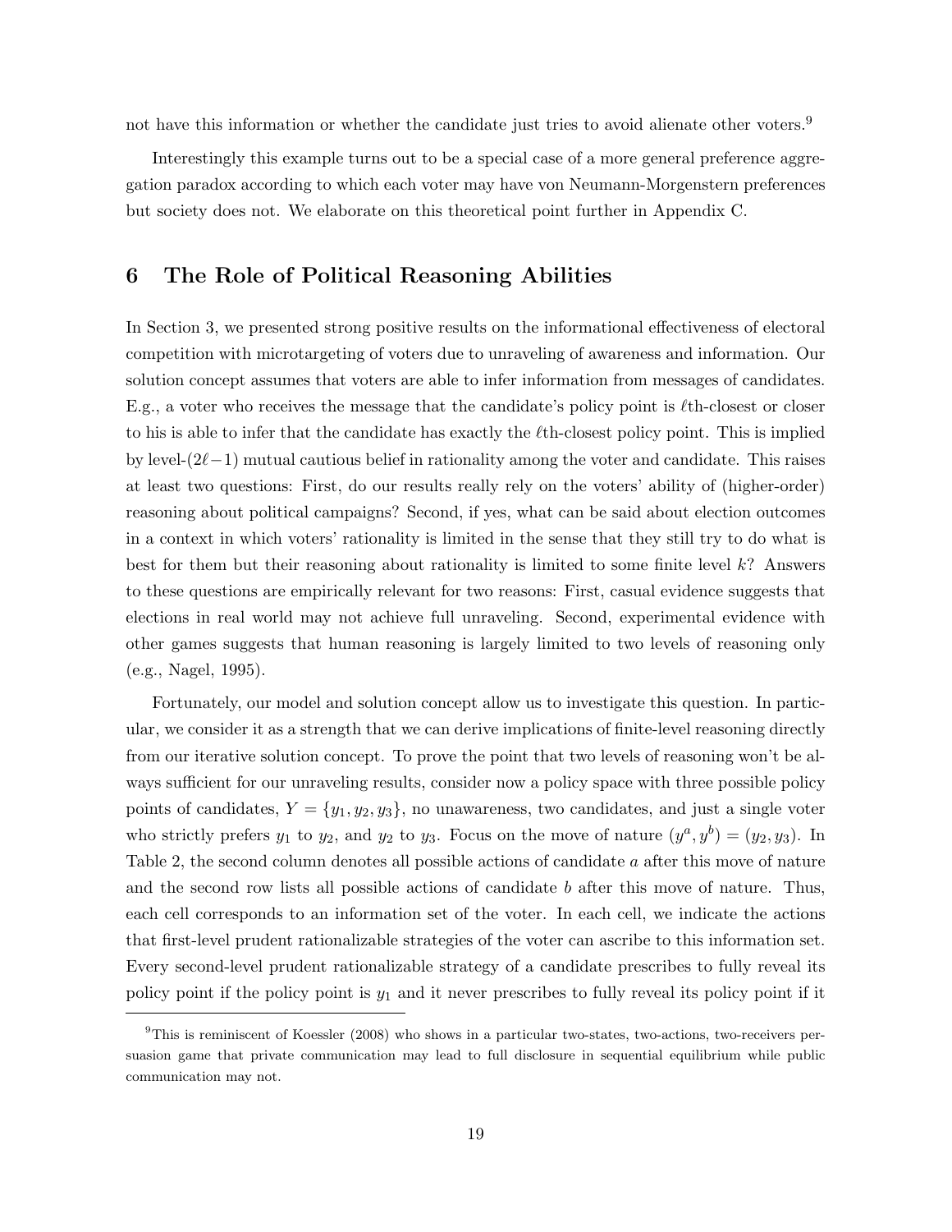not have this information or whether the candidate just tries to avoid alienate other voters.[9]

Interestingly this example turns out to be a special case of a more general preference aggregation paradox according to which each voter may have von Neumann-Morgenstern preferences but society does not. We elaborate on this theoretical point further in Appendix C.

## 6 The Role of Political Reasoning Abilities

In Section 3, we presented strong positive results on the informational effectiveness of electoral competition with microtargeting of voters due to unraveling of awareness and information. Our solution concept assumes that voters are able to infer information from messages of candidates. E.g., a voter who receives the message that the candidate's policy point is $\ell$th-closest or closer to his is able to infer that the candidate has exactly the $\ell$th-closest policy point. This is implied by level-$(2\ell-1)$ mutual cautious belief in rationality among the voter and candidate. This raises at least two questions: First, do our results really rely on the voters' ability of (higher-order) reasoning about political campaigns? Second, if yes, what can be said about election outcomes in a context in which voters' rationality is limited in the sense that they still try to do what is best for them but their reasoning about rationality is limited to some finite level $k$? Answers to these questions are empirically relevant for two reasons: First, casual evidence suggests that elections in real world may not achieve full unraveling. Second, experimental evidence with other games suggests that human reasoning is largely limited to two levels of reasoning only (e.g., Nagel, 1995).

Fortunately, our model and solution concept allow us to investigate this question. In particular, we consider it as a strength that we can derive implications of finite-level reasoning directly from our iterative solution concept. To prove the point that two levels of reasoning won't be always sufficient for our unraveling results, consider now a policy space with three possible policy points of candidates, $Y = \{y_1, y_2, y_3\}$, no unawareness, two candidates, and just a single voter who strictly prefers $y_1$ to $y_2$, and $y_2$ to $y_3$. Focus on the move of nature $(y^a, y^b) = (y_2, y_3)$. In Table 2, the second column denotes all possible actions of candidate $a$ after this move of nature and the second row lists all possible actions of candidate $b$ after this move of nature. Thus, each cell corresponds to an information set of the voter. In each cell, we indicate the actions that first-level prudent rationalizable strategies of the voter can ascribe to this information set. Every second-level prudent rationalizable strategy of a candidate prescribes to fully reveal its policy point if the policy point is $y_1$ and it never prescribes to fully reveal its policy point if it

[9] This is reminiscent of Koessler (2008) who shows in a particular two-states, two-actions, two-receivers persuasion game that private communication may lead to full disclosure in sequential equilibrium while public communication may not.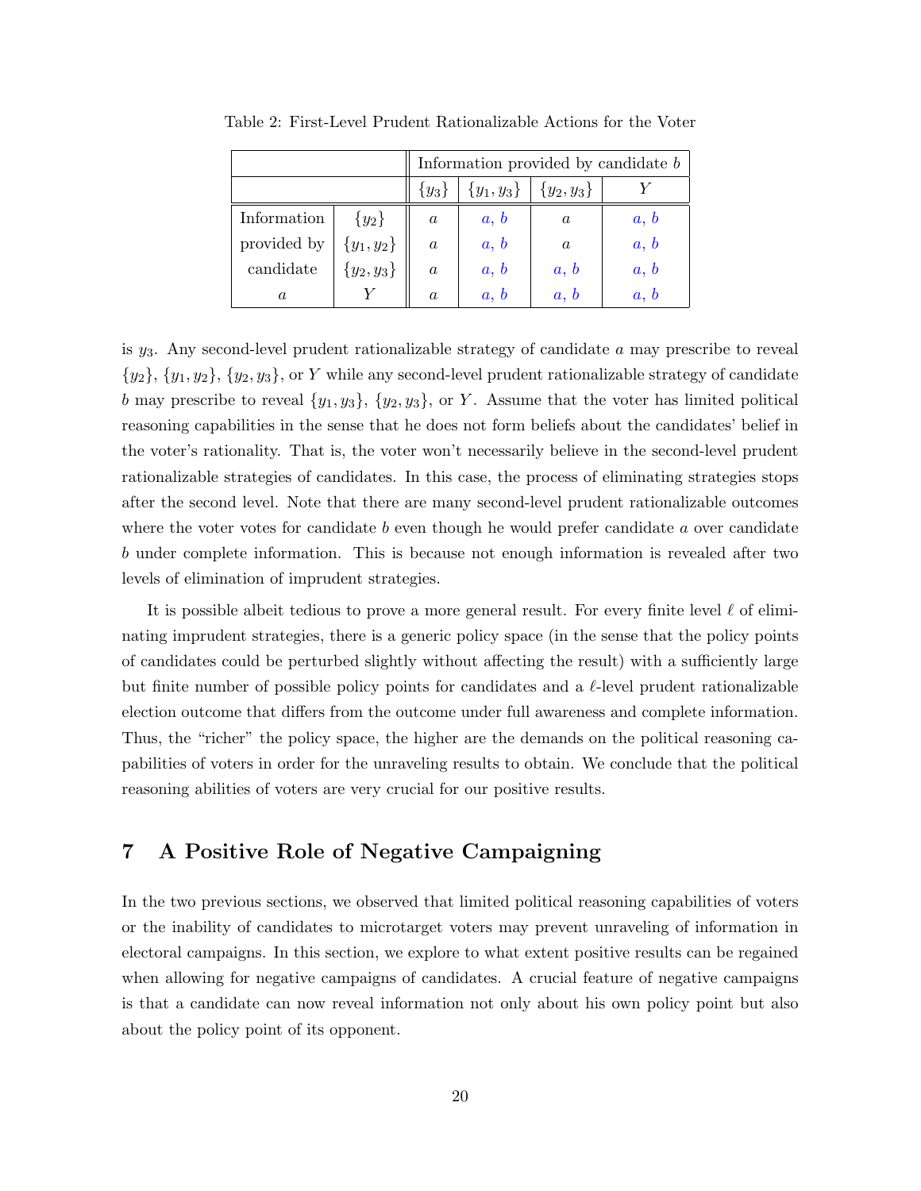Table 2: First-Level Prudent Rationalizable Actions for the Voter

| | | Information provided by candidate $b$ | | | |
|---|---|---|---|---|---|
| | | $\{y_3\}$ | $\{y_1, y_3\}$ | $\{y_2, y_3\}$ | $Y$ |
| Information provided by candidate $a$ | $\{y_2\}$ | $a$ | $a$, $b$ | $a$ | $a$, $b$ |
| | $\{y_1, y_2\}$ | $a$ | $a$, $b$ | $a$ | $a$, $b$ |
| | $\{y_2, y_3\}$ | $a$ | $a$, $b$ | $a$, $b$ | $a$, $b$ |
| | $Y$ | $a$ | $a$, $b$ | $a$, $b$ | $a$, $b$ |

is $y_3$. Any second-level prudent rationalizable strategy of candidate $a$ may prescribe to reveal $\{y_2\}$, $\{y_1, y_2\}$, $\{y_2, y_3\}$, or $Y$ while any second-level prudent rationalizable strategy of candidate $b$ may prescribe to reveal $\{y_1, y_3\}$, $\{y_2, y_3\}$, or $Y$. Assume that the voter has limited political reasoning capabilities in the sense that he does not form beliefs about the candidates' belief in the voter's rationality. That is, the voter won't necessarily believe in the second-level prudent rationalizable strategies of candidates. In this case, the process of eliminating strategies stops after the second level. Note that there are many second-level prudent rationalizable outcomes where the voter votes for candidate $b$ even though he would prefer candidate $a$ over candidate $b$ under complete information. This is because not enough information is revealed after two levels of elimination of imprudent strategies.

It is possible albeit tedious to prove a more general result. For every finite level $\ell$ of eliminating imprudent strategies, there is a generic policy space (in the sense that the policy points of candidates could be perturbed slightly without affecting the result) with a sufficiently large but finite number of possible policy points for candidates and a $\ell$-level prudent rationalizable election outcome that differs from the outcome under full awareness and complete information. Thus, the "richer" the policy space, the higher are the demands on the political reasoning capabilities of voters in order for the unraveling results to obtain. We conclude that the political reasoning abilities of voters are very crucial for our positive results.

## 7 A Positive Role of Negative Campaigning

In the two previous sections, we observed that limited political reasoning capabilities of voters or the inability of candidates to microtarget voters may prevent unraveling of information in electoral campaigns. In this section, we explore to what extent positive results can be regained when allowing for negative campaigns of candidates. A crucial feature of negative campaigns is that a candidate can now reveal information not only about his own policy point but also about the policy point of its opponent.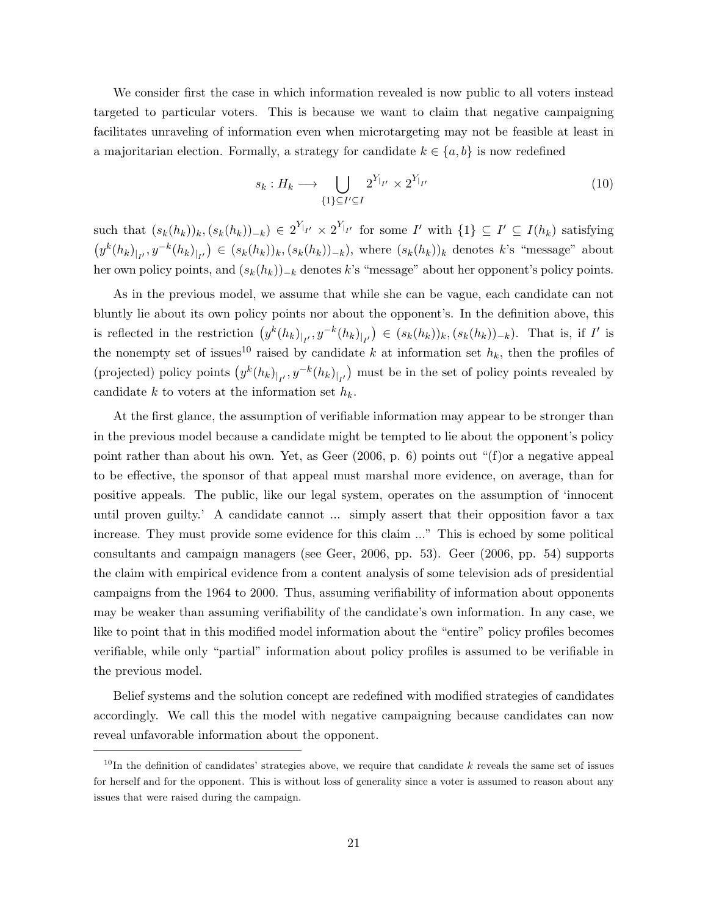We consider first the case in which information revealed is now public to all voters instead targeted to particular voters. This is because we want to claim that negative campaigning facilitates unraveling of information even when microtargeting may not be feasible at least in a majoritarian election. Formally, a strategy for candidate $k \in \{a, b\}$ is now redefined

$$s_k : H_k \longrightarrow \bigcup_{\{1\} \subseteq I' \subseteq I} 2^{Y_{|_{I'}}} \times 2^{Y_{|_{I'}}} \tag{10}$$

such that $(s_k(h_k))_k, (s_k(h_k))_{-k}) \in 2^{Y_{|_{I'}}} \times 2^{Y_{|_{I'}}}$ for some $I'$ with $\{1\} \subseteq I' \subseteq I(h_k)$ satisfying $\left(y^k(h_k)_{|_{I'}}, y^{-k}(h_k)_{|_{I'}}\right) \in (s_k(h_k))_k, (s_k(h_k))_{-k})$, where $(s_k(h_k))_k$ denotes $k$'s "message" about her own policy points, and $(s_k(h_k))_{-k}$ denotes $k$'s "message" about her opponent's policy points.

As in the previous model, we assume that while she can be vague, each candidate can not bluntly lie about its own policy points nor about the opponent's. In the definition above, this is reflected in the restriction $\left(y^k(h_k)_{|_{I'}}, y^{-k}(h_k)_{|_{I'}}\right) \in (s_k(h_k))_k, (s_k(h_k))_{-k})$. That is, if $I'$ is the nonempty set of issues[10] raised by candidate $k$ at information set $h_k$, then the profiles of (projected) policy points $\left(y^k(h_k)_{|_{I'}}, y^{-k}(h_k)_{|_{I'}}\right)$ must be in the set of policy points revealed by candidate $k$ to voters at the information set $h_k$.

At the first glance, the assumption of verifiable information may appear to be stronger than in the previous model because a candidate might be tempted to lie about the opponent's policy point rather than about his own. Yet, as Geer (2006, p. 6) points out "(f)or a negative appeal to be effective, the sponsor of that appeal must marshal more evidence, on average, than for positive appeals. The public, like our legal system, operates on the assumption of 'innocent until proven guilty.' A candidate cannot ... simply assert that their opposition favor a tax increase. They must provide some evidence for this claim ..." This is echoed by some political consultants and campaign managers (see Geer, 2006, pp. 53). Geer (2006, pp. 54) supports the claim with empirical evidence from a content analysis of some television ads of presidential campaigns from the 1964 to 2000. Thus, assuming verifiability of information about opponents may be weaker than assuming verifiability of the candidate's own information. In any case, we like to point that in this modified model information about the "entire" policy profiles becomes verifiable, while only "partial" information about policy profiles is assumed to be verifiable in the previous model.

Belief systems and the solution concept are redefined with modified strategies of candidates accordingly. We call this the model with negative campaigning because candidates can now reveal unfavorable information about the opponent.

[10] In the definition of candidates' strategies above, we require that candidate $k$ reveals the same set of issues for herself and for the opponent. This is without loss of generality since a voter is assumed to reason about any issues that were raised during the campaign.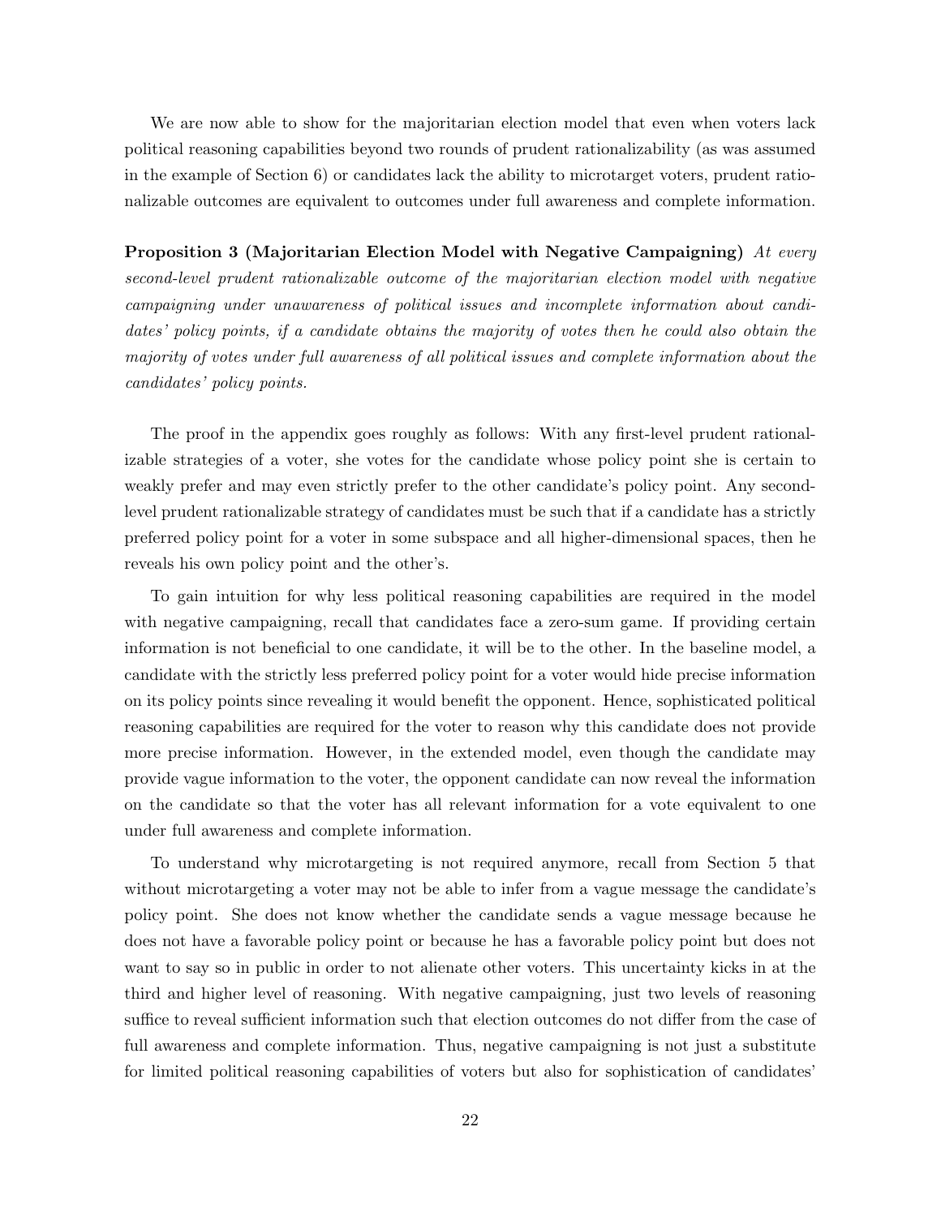We are now able to show for the majoritarian election model that even when voters lack political reasoning capabilities beyond two rounds of prudent rationalizability (as was assumed in the example of Section 6) or candidates lack the ability to microtarget voters, prudent rationalizable outcomes are equivalent to outcomes under full awareness and complete information.

**Proposition 3 (Majoritarian Election Model with Negative Campaigning)** *At every second-level prudent rationalizable outcome of the majoritarian election model with negative campaigning under unawareness of political issues and incomplete information about candidates' policy points, if a candidate obtains the majority of votes then he could also obtain the majority of votes under full awareness of all political issues and complete information about the candidates' policy points.*

The proof in the appendix goes roughly as follows: With any first-level prudent rationalizable strategies of a voter, she votes for the candidate whose policy point she is certain to weakly prefer and may even strictly prefer to the other candidate's policy point. Any second-level prudent rationalizable strategy of candidates must be such that if a candidate has a strictly preferred policy point for a voter in some subspace and all higher-dimensional spaces, then he reveals his own policy point and the other's.

To gain intuition for why less political reasoning capabilities are required in the model with negative campaigning, recall that candidates face a zero-sum game. If providing certain information is not beneficial to one candidate, it will be to the other. In the baseline model, a candidate with the strictly less preferred policy point for a voter would hide precise information on its policy points since revealing it would benefit the opponent. Hence, sophisticated political reasoning capabilities are required for the voter to reason why this candidate does not provide more precise information. However, in the extended model, even though the candidate may provide vague information to the voter, the opponent candidate can now reveal the information on the candidate so that the voter has all relevant information for a vote equivalent to one under full awareness and complete information.

To understand why microtargeting is not required anymore, recall from Section 5 that without microtargeting a voter may not be able to infer from a vague message the candidate's policy point. She does not know whether the candidate sends a vague message because he does not have a favorable policy point or because he has a favorable policy point but does not want to say so in public in order to not alienate other voters. This uncertainty kicks in at the third and higher level of reasoning. With negative campaigning, just two levels of reasoning suffice to reveal sufficient information such that election outcomes do not differ from the case of full awareness and complete information. Thus, negative campaigning is not just a substitute for limited political reasoning capabilities of voters but also for sophistication of candidates'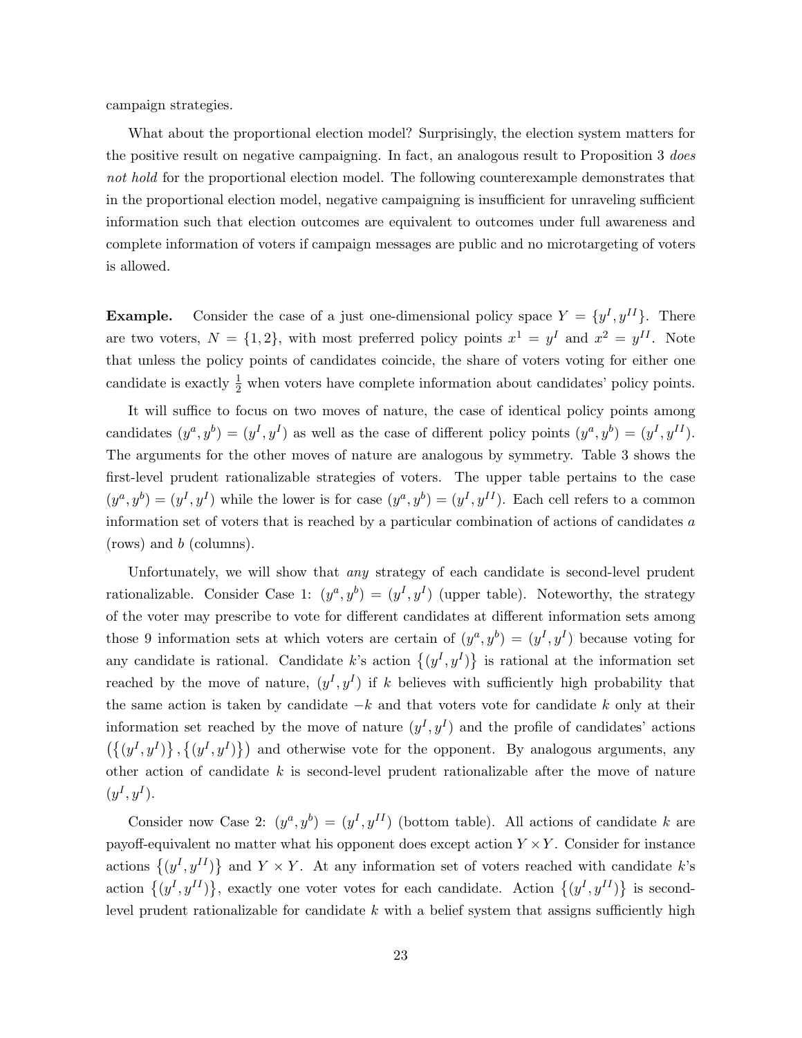campaign strategies.

What about the proportional election model? Surprisingly, the election system matters for the positive result on negative campaigning. In fact, an analogous result to Proposition 3 *does not hold* for the proportional election model. The following counterexample demonstrates that in the proportional election model, negative campaigning is insufficient for unraveling sufficient information such that election outcomes are equivalent to outcomes under full awareness and complete information of voters if campaign messages are public and no microtargeting of voters is allowed.

**Example.** Consider the case of a just one-dimensional policy space $Y = \{y^I, y^{II}\}$. There are two voters, $N = \{1, 2\}$, with most preferred policy points $x^1 = y^I$ and $x^2 = y^{II}$. Note that unless the policy points of candidates coincide, the share of voters voting for either one candidate is exactly $\frac{1}{2}$ when voters have complete information about candidates' policy points.

It will suffice to focus on two moves of nature, the case of identical policy points among candidates $(y^a, y^b) = (y^I, y^I)$ as well as the case of different policy points $(y^a, y^b) = (y^I, y^{II})$. The arguments for the other moves of nature are analogous by symmetry. Table 3 shows the first-level prudent rationalizable strategies of voters. The upper table pertains to the case $(y^a, y^b) = (y^I, y^I)$ while the lower is for case $(y^a, y^b) = (y^I, y^{II})$. Each cell refers to a common information set of voters that is reached by a particular combination of actions of candidates $a$ (rows) and $b$ (columns).

Unfortunately, we will show that *any* strategy of each candidate is second-level prudent rationalizable. Consider Case 1: $(y^a, y^b) = (y^I, y^I)$ (upper table). Noteworthy, the strategy of the voter may prescribe to vote for different candidates at different information sets among those 9 information sets at which voters are certain of $(y^a, y^b) = (y^I, y^I)$ because voting for any candidate is rational. Candidate $k$'s action $\{(y^I, y^I)\}$ is rational at the information set reached by the move of nature, $(y^I, y^I)$ if $k$ believes with sufficiently high probability that the same action is taken by candidate $-k$ and that voters vote for candidate $k$ only at their information set reached by the move of nature $(y^I, y^I)$ and the profile of candidates' actions $(\{(y^I, y^I)\}, \{(y^I, y^I)\})$ and otherwise vote for the opponent. By analogous arguments, any other action of candidate $k$ is second-level prudent rationalizable after the move of nature $(y^I, y^I)$.

Consider now Case 2: $(y^a, y^b) = (y^I, y^{II})$ (bottom table). All actions of candidate $k$ are payoff-equivalent no matter what his opponent does except action $Y \times Y$. Consider for instance actions $\{(y^I, y^{II})\}$ and $Y \times Y$. At any information set of voters reached with candidate $k$'s action $\{(y^I, y^{II})\}$, exactly one voter votes for each candidate. Action $\{(y^I, y^{II})\}$ is second-level prudent rationalizable for candidate $k$ with a belief system that assigns sufficiently high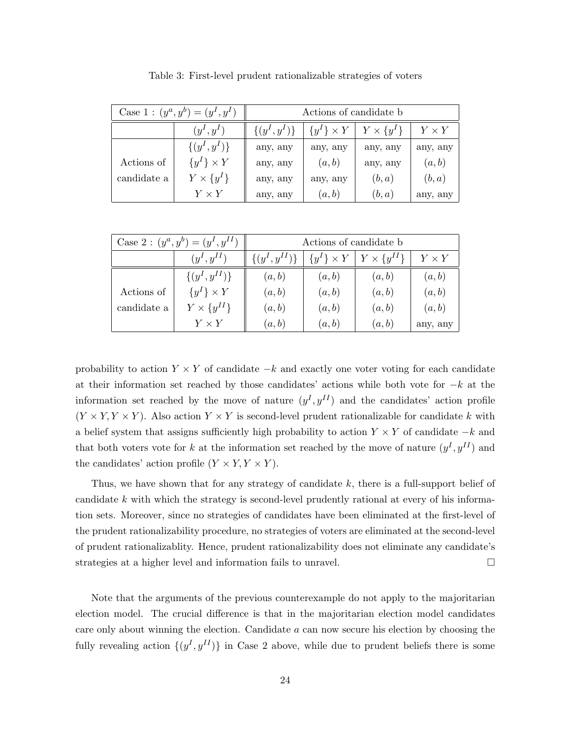Table 3: First-level prudent rationalizable strategies of voters

| Case 1 : $(y^a, y^b) = (y^I, y^I)$ | | Actions of candidate b | | | |
|---|---|---|---|---|---|
| | $(y^I, y^I)$ | $\{(y^I, y^I)\}$ | $\{y^I\} \times Y$ | $Y \times \{y^I\}$ | $Y \times Y$ |
| Actions of candidate a | $\{(y^I, y^I)\}$ | any, any | any, any | any, any | any, any |
| | $\{y^I\} \times Y$ | any, any | $(a, b)$ | any, any | $(a, b)$ |
| | $Y \times \{y^I\}$ | any, any | any, any | $(b, a)$ | $(b, a)$ |
| | $Y \times Y$ | any, any | $(a, b)$ | $(b, a)$ | any, any |

| Case 2 : $(y^a, y^b) = (y^I, y^{II})$ | | Actions of candidate b | | | |
|---|---|---|---|---|---|
| | $(y^I, y^{II})$ | $\{(y^I, y^{II})\}$ | $\{y^I\} \times Y$ | $Y \times \{y^{II}\}$ | $Y \times Y$ |
| Actions of candidate a | $\{(y^I, y^{II})\}$ | $(a, b)$ | $(a, b)$ | $(a, b)$ | $(a, b)$ |
| | $\{y^I\} \times Y$ | $(a, b)$ | $(a, b)$ | $(a, b)$ | $(a, b)$ |
| | $Y \times \{y^{II}\}$ | $(a, b)$ | $(a, b)$ | $(a, b)$ | $(a, b)$ |
| | $Y \times Y$ | $(a, b)$ | $(a, b)$ | $(a, b)$ | any, any |

probability to action $Y \times Y$ of candidate $-k$ and exactly one voter voting for each candidate at their information set reached by those candidates' actions while both vote for $-k$ at the information set reached by the move of nature $(y^I, y^{II})$ and the candidates' action profile $(Y \times Y, Y \times Y)$. Also action $Y \times Y$ is second-level prudent rationalizable for candidate $k$ with a belief system that assigns sufficiently high probability to action $Y \times Y$ of candidate $-k$ and that both voters vote for $k$ at the information set reached by the move of nature $(y^I, y^{II})$ and the candidates' action profile $(Y \times Y, Y \times Y)$.

Thus, we have shown that for any strategy of candidate $k$, there is a full-support belief of candidate $k$ with which the strategy is second-level prudently rational at every of his information sets. Moreover, since no strategies of candidates have been eliminated at the first-level of the prudent rationalizability procedure, no strategies of voters are eliminated at the second-level of prudent rationalizablity. Hence, prudent rationalizability does not eliminate any candidate's strategies at a higher level and information fails to unravel. $\square$

Note that the arguments of the previous counterexample do not apply to the majoritarian election model. The crucial difference is that in the majoritarian election model candidates care only about winning the election. Candidate $a$ can now secure his election by choosing the fully revealing action $\{(y^I, y^{II})\}$ in Case 2 above, while due to prudent beliefs there is some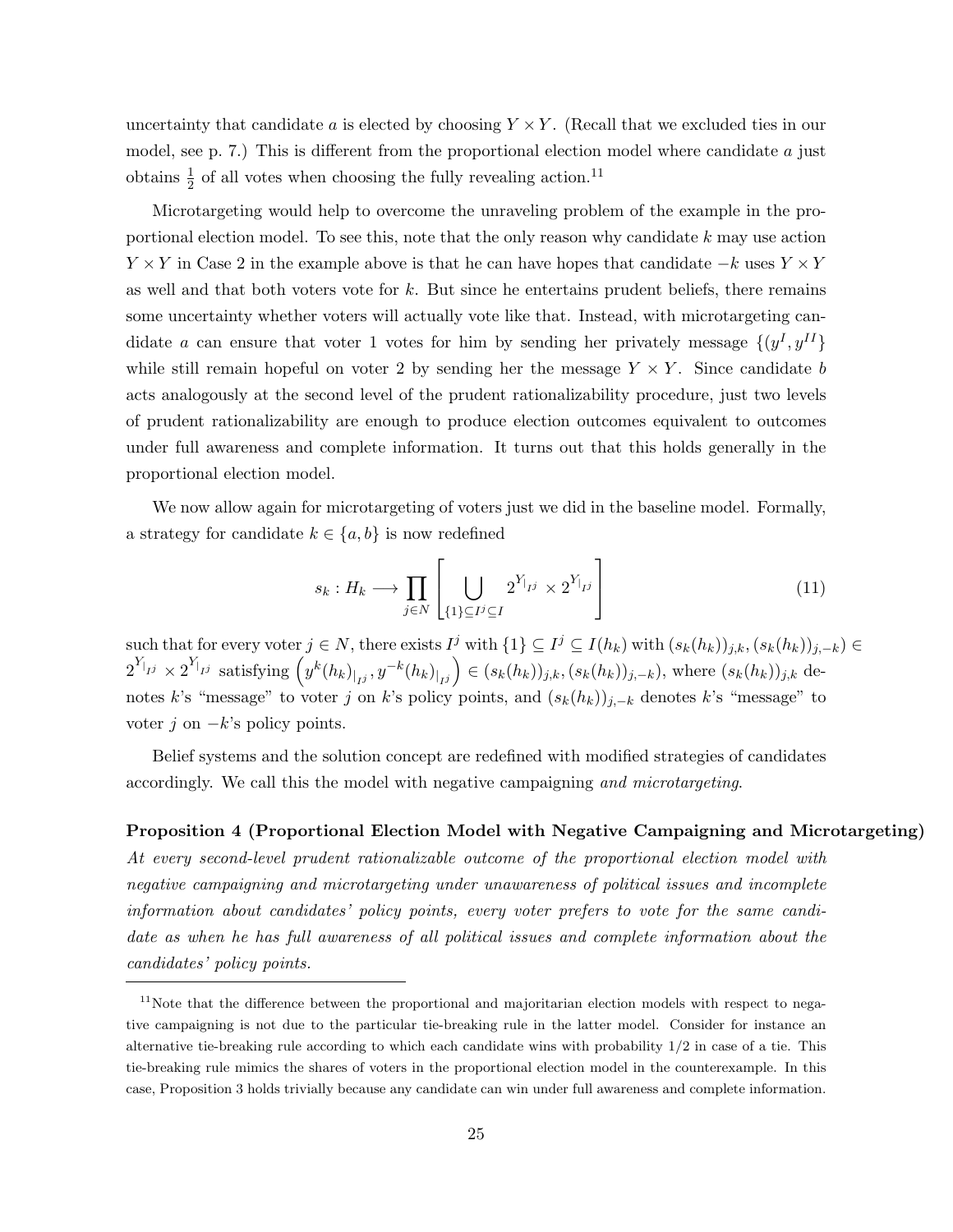uncertainty that candidate $a$ is elected by choosing $Y \times Y$. (Recall that we excluded ties in our model, see p. 7.) This is different from the proportional election model where candidate $a$ just obtains $\frac{1}{2}$ of all votes when choosing the fully revealing action.[11]

Microtargeting would help to overcome the unraveling problem of the example in the proportional election model. To see this, note that the only reason why candidate $k$ may use action $Y \times Y$ in Case 2 in the example above is that he can have hopes that candidate $-k$ uses $Y \times Y$ as well and that both voters vote for $k$. But since he entertains prudent beliefs, there remains some uncertainty whether voters will actually vote like that. Instead, with microtargeting candidate $a$ can ensure that voter 1 votes for him by sending her privately message $\{(y^I, y^{II}\}$ while still remain hopeful on voter 2 by sending her the message $Y \times Y$. Since candidate $b$ acts analogously at the second level of the prudent rationalizability procedure, just two levels of prudent rationalizability are enough to produce election outcomes equivalent to outcomes under full awareness and complete information. It turns out that this holds generally in the proportional election model.

We now allow again for microtargeting of voters just we did in the baseline model. Formally, a strategy for candidate $k \in \{a, b\}$ is now redefined

$$s_k : H_k \longrightarrow \prod_{j \in N} \left[ \bigcup_{\{1\} \subseteq I^j \subseteq I} 2^{Y_{|_{I^j}}} \times 2^{Y_{|_{I^j}}} \right] \tag{11}$$

such that for every voter $j \in N$, there exists $I^j$ with $\{1\} \subseteq I^j \subseteq I(h_k)$ with $(s_k(h_k))_{j,k}, (s_k(h_k))_{j,-k}) \in 2^{Y_{|_{I^j}}} \times 2^{Y_{|_{I^j}}}$ satisfying $\left(y^k(h_k)_{|_{I^j}}, y^{-k}(h_k)_{|_{I^j}}\right) \in (s_k(h_k))_{j,k}, (s_k(h_k))_{j,-k})$, where $(s_k(h_k))_{j,k}$ denotes $k$'s "message" to voter $j$ on $k$'s policy points, and $(s_k(h_k))_{j,-k}$ denotes $k$'s "message" to voter $j$ on $-k$'s policy points.

Belief systems and the solution concept are redefined with modified strategies of candidates accordingly. We call this the model with negative campaigning *and microtargeting*.

**Proposition 4 (Proportional Election Model with Negative Campaigning and Microtargeting)** *At every second-level prudent rationalizable outcome of the proportional election model with negative campaigning and microtargeting under unawareness of political issues and incomplete information about candidates' policy points, every voter prefers to vote for the same candidate as when he has full awareness of all political issues and complete information about the candidates' policy points.*

---

[11] Note that the difference between the proportional and majoritarian election models with respect to negative campaigning is not due to the particular tie-breaking rule in the latter model. Consider for instance an alternative tie-breaking rule according to which each candidate wins with probability 1/2 in case of a tie. This tie-breaking rule mimics the shares of voters in the proportional election model in the counterexample. In this case, Proposition 3 holds trivially because any candidate can win under full awareness and complete information.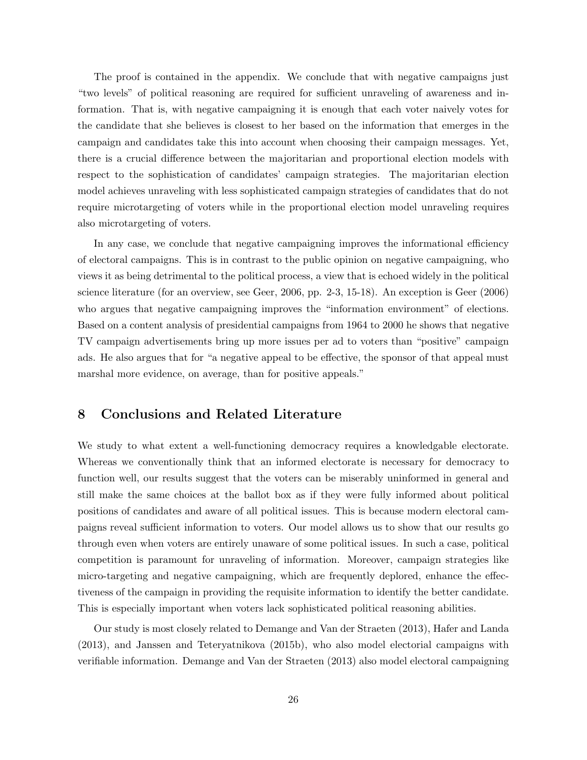The proof is contained in the appendix. We conclude that with negative campaigns just "two levels" of political reasoning are required for sufficient unraveling of awareness and information. That is, with negative campaigning it is enough that each voter naively votes for the candidate that she believes is closest to her based on the information that emerges in the campaign and candidates take this into account when choosing their campaign messages. Yet, there is a crucial difference between the majoritarian and proportional election models with respect to the sophistication of candidates' campaign strategies. The majoritarian election model achieves unraveling with less sophisticated campaign strategies of candidates that do not require microtargeting of voters while in the proportional election model unraveling requires also microtargeting of voters.

In any case, we conclude that negative campaigning improves the informational efficiency of electoral campaigns. This is in contrast to the public opinion on negative campaigning, who views it as being detrimental to the political process, a view that is echoed widely in the political science literature (for an overview, see Geer, 2006, pp. 2-3, 15-18). An exception is Geer (2006) who argues that negative campaigning improves the "information environment" of elections. Based on a content analysis of presidential campaigns from 1964 to 2000 he shows that negative TV campaign advertisements bring up more issues per ad to voters than "positive" campaign ads. He also argues that for "a negative appeal to be effective, the sponsor of that appeal must marshal more evidence, on average, than for positive appeals."

## 8 Conclusions and Related Literature

We study to what extent a well-functioning democracy requires a knowledgable electorate. Whereas we conventionally think that an informed electorate is necessary for democracy to function well, our results suggest that the voters can be miserably uninformed in general and still make the same choices at the ballot box as if they were fully informed about political positions of candidates and aware of all political issues. This is because modern electoral campaigns reveal sufficient information to voters. Our model allows us to show that our results go through even when voters are entirely unaware of some political issues. In such a case, political competition is paramount for unraveling of information. Moreover, campaign strategies like micro-targeting and negative campaigning, which are frequently deplored, enhance the effectiveness of the campaign in providing the requisite information to identify the better candidate. This is especially important when voters lack sophisticated political reasoning abilities.

Our study is most closely related to Demange and Van der Straeten (2013), Hafer and Landa (2013), and Janssen and Teteryatnikova (2015b), who also model electorial campaigns with verifiable information. Demange and Van der Straeten (2013) also model electoral campaigning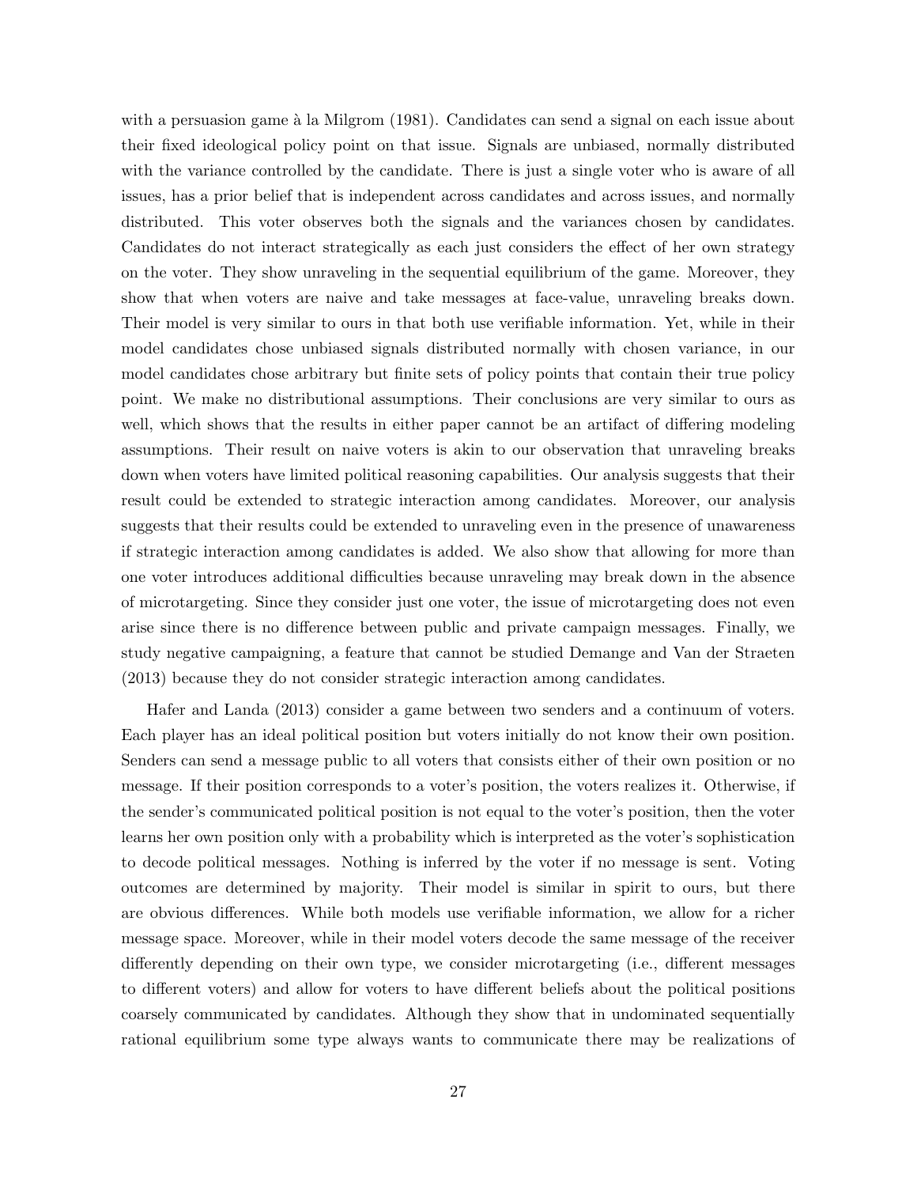with a persuasion game à la Milgrom (1981). Candidates can send a signal on each issue about their fixed ideological policy point on that issue. Signals are unbiased, normally distributed with the variance controlled by the candidate. There is just a single voter who is aware of all issues, has a prior belief that is independent across candidates and across issues, and normally distributed. This voter observes both the signals and the variances chosen by candidates. Candidates do not interact strategically as each just considers the effect of her own strategy on the voter. They show unraveling in the sequential equilibrium of the game. Moreover, they show that when voters are naive and take messages at face-value, unraveling breaks down. Their model is very similar to ours in that both use verifiable information. Yet, while in their model candidates chose unbiased signals distributed normally with chosen variance, in our model candidates chose arbitrary but finite sets of policy points that contain their true policy point. We make no distributional assumptions. Their conclusions are very similar to ours as well, which shows that the results in either paper cannot be an artifact of differing modeling assumptions. Their result on naive voters is akin to our observation that unraveling breaks down when voters have limited political reasoning capabilities. Our analysis suggests that their result could be extended to strategic interaction among candidates. Moreover, our analysis suggests that their results could be extended to unraveling even in the presence of unawareness if strategic interaction among candidates is added. We also show that allowing for more than one voter introduces additional difficulties because unraveling may break down in the absence of microtargeting. Since they consider just one voter, the issue of microtargeting does not even arise since there is no difference between public and private campaign messages. Finally, we study negative campaigning, a feature that cannot be studied Demange and Van der Straeten (2013) because they do not consider strategic interaction among candidates.

Hafer and Landa (2013) consider a game between two senders and a continuum of voters. Each player has an ideal political position but voters initially do not know their own position. Senders can send a message public to all voters that consists either of their own position or no message. If their position corresponds to a voter's position, the voters realizes it. Otherwise, if the sender's communicated political position is not equal to the voter's position, then the voter learns her own position only with a probability which is interpreted as the voter's sophistication to decode political messages. Nothing is inferred by the voter if no message is sent. Voting outcomes are determined by majority. Their model is similar in spirit to ours, but there are obvious differences. While both models use verifiable information, we allow for a richer message space. Moreover, while in their model voters decode the same message of the receiver differently depending on their own type, we consider microtargeting (i.e., different messages to different voters) and allow for voters to have different beliefs about the political positions coarsely communicated by candidates. Although they show that in undominated sequentially rational equilibrium some type always wants to communicate there may be realizations of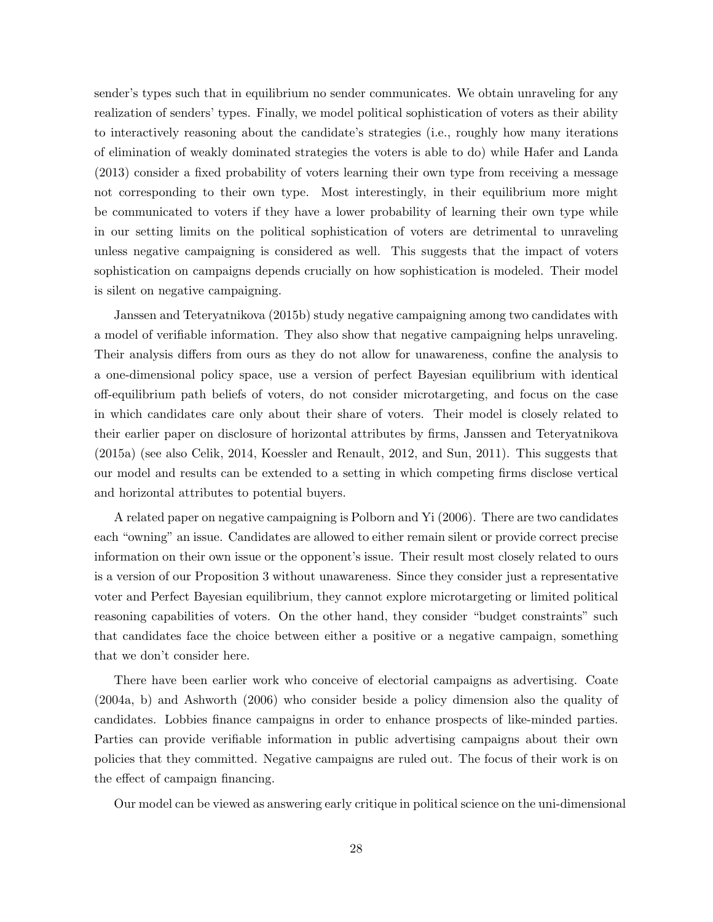sender's types such that in equilibrium no sender communicates. We obtain unraveling for any realization of senders' types. Finally, we model political sophistication of voters as their ability to interactively reasoning about the candidate's strategies (i.e., roughly how many iterations of elimination of weakly dominated strategies the voters is able to do) while Hafer and Landa (2013) consider a fixed probability of voters learning their own type from receiving a message not corresponding to their own type. Most interestingly, in their equilibrium more might be communicated to voters if they have a lower probability of learning their own type while in our setting limits on the political sophistication of voters are detrimental to unraveling unless negative campaigning is considered as well. This suggests that the impact of voters sophistication on campaigns depends crucially on how sophistication is modeled. Their model is silent on negative campaigning.

Janssen and Teteryatnikova (2015b) study negative campaigning among two candidates with a model of verifiable information. They also show that negative campaigning helps unraveling. Their analysis differs from ours as they do not allow for unawareness, confine the analysis to a one-dimensional policy space, use a version of perfect Bayesian equilibrium with identical off-equilibrium path beliefs of voters, do not consider microtargeting, and focus on the case in which candidates care only about their share of voters. Their model is closely related to their earlier paper on disclosure of horizontal attributes by firms, Janssen and Teteryatnikova (2015a) (see also Celik, 2014, Koessler and Renault, 2012, and Sun, 2011). This suggests that our model and results can be extended to a setting in which competing firms disclose vertical and horizontal attributes to potential buyers.

A related paper on negative campaigning is Polborn and Yi (2006). There are two candidates each "owning" an issue. Candidates are allowed to either remain silent or provide correct precise information on their own issue or the opponent's issue. Their result most closely related to ours is a version of our Proposition 3 without unawareness. Since they consider just a representative voter and Perfect Bayesian equilibrium, they cannot explore microtargeting or limited political reasoning capabilities of voters. On the other hand, they consider "budget constraints" such that candidates face the choice between either a positive or a negative campaign, something that we don't consider here.

There have been earlier work who conceive of electorial campaigns as advertising. Coate (2004a, b) and Ashworth (2006) who consider beside a policy dimension also the quality of candidates. Lobbies finance campaigns in order to enhance prospects of like-minded parties. Parties can provide verifiable information in public advertising campaigns about their own policies that they committed. Negative campaigns are ruled out. The focus of their work is on the effect of campaign financing.

Our model can be viewed as answering early critique in political science on the uni-dimensional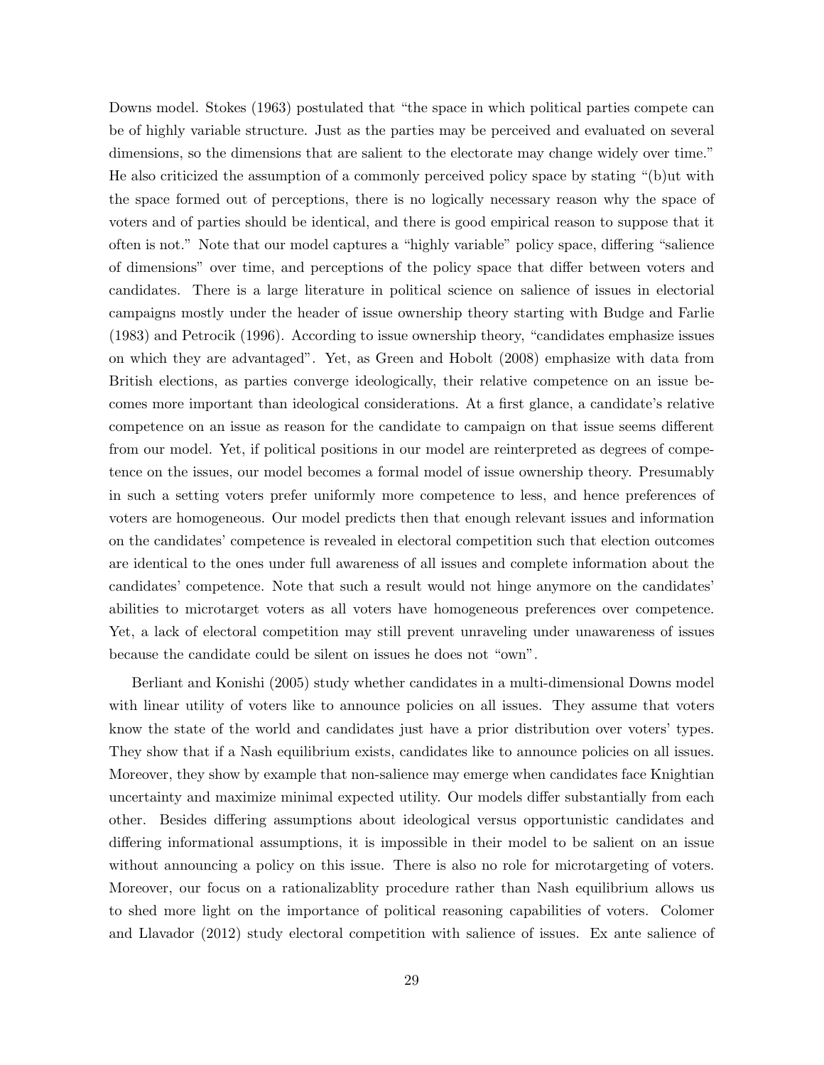Downs model. Stokes (1963) postulated that "the space in which political parties compete can be of highly variable structure. Just as the parties may be perceived and evaluated on several dimensions, so the dimensions that are salient to the electorate may change widely over time." He also criticized the assumption of a commonly perceived policy space by stating "(b)ut with the space formed out of perceptions, there is no logically necessary reason why the space of voters and of parties should be identical, and there is good empirical reason to suppose that it often is not." Note that our model captures a "highly variable" policy space, differing "salience of dimensions" over time, and perceptions of the policy space that differ between voters and candidates. There is a large literature in political science on salience of issues in electorial campaigns mostly under the header of issue ownership theory starting with Budge and Farlie (1983) and Petrocik (1996). According to issue ownership theory, "candidates emphasize issues on which they are advantaged". Yet, as Green and Hobolt (2008) emphasize with data from British elections, as parties converge ideologically, their relative competence on an issue becomes more important than ideological considerations. At a first glance, a candidate's relative competence on an issue as reason for the candidate to campaign on that issue seems different from our model. Yet, if political positions in our model are reinterpreted as degrees of competence on the issues, our model becomes a formal model of issue ownership theory. Presumably in such a setting voters prefer uniformly more competence to less, and hence preferences of voters are homogeneous. Our model predicts then that enough relevant issues and information on the candidates' competence is revealed in electoral competition such that election outcomes are identical to the ones under full awareness of all issues and complete information about the candidates' competence. Note that such a result would not hinge anymore on the candidates' abilities to microtarget voters as all voters have homogeneous preferences over competence. Yet, a lack of electoral competition may still prevent unraveling under unawareness of issues because the candidate could be silent on issues he does not "own".

Berliant and Konishi (2005) study whether candidates in a multi-dimensional Downs model with linear utility of voters like to announce policies on all issues. They assume that voters know the state of the world and candidates just have a prior distribution over voters' types. They show that if a Nash equilibrium exists, candidates like to announce policies on all issues. Moreover, they show by example that non-salience may emerge when candidates face Knightian uncertainty and maximize minimal expected utility. Our models differ substantially from each other. Besides differing assumptions about ideological versus opportunistic candidates and differing informational assumptions, it is impossible in their model to be salient on an issue without announcing a policy on this issue. There is also no role for microtargeting of voters. Moreover, our focus on a rationalizablity procedure rather than Nash equilibrium allows us to shed more light on the importance of political reasoning capabilities of voters. Colomer and Llavador (2012) study electoral competition with salience of issues. Ex ante salience of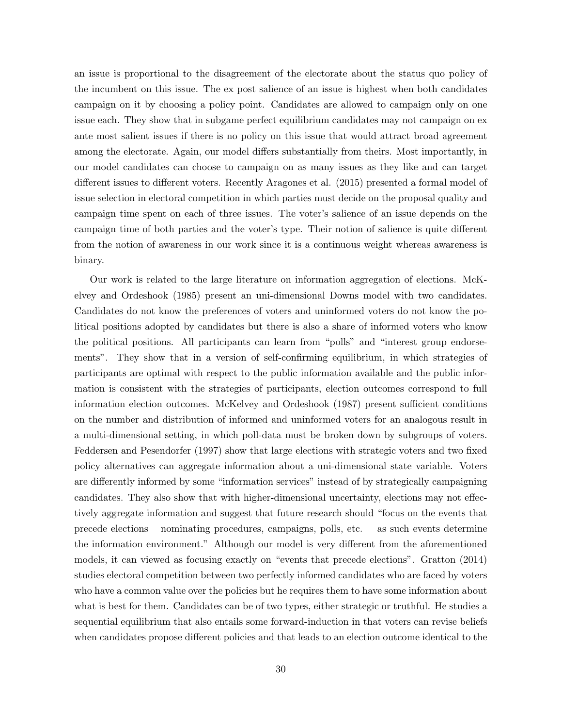an issue is proportional to the disagreement of the electorate about the status quo policy of the incumbent on this issue. The ex post salience of an issue is highest when both candidates campaign on it by choosing a policy point. Candidates are allowed to campaign only on one issue each. They show that in subgame perfect equilibrium candidates may not campaign on ex ante most salient issues if there is no policy on this issue that would attract broad agreement among the electorate. Again, our model differs substantially from theirs. Most importantly, in our model candidates can choose to campaign on as many issues as they like and can target different issues to different voters. Recently Aragones et al. (2015) presented a formal model of issue selection in electoral competition in which parties must decide on the proposal quality and campaign time spent on each of three issues. The voter's salience of an issue depends on the campaign time of both parties and the voter's type. Their notion of salience is quite different from the notion of awareness in our work since it is a continuous weight whereas awareness is binary.

Our work is related to the large literature on information aggregation of elections. McKelvey and Ordeshook (1985) present an uni-dimensional Downs model with two candidates. Candidates do not know the preferences of voters and uninformed voters do not know the political positions adopted by candidates but there is also a share of informed voters who know the political positions. All participants can learn from "polls" and "interest group endorsements". They show that in a version of self-confirming equilibrium, in which strategies of participants are optimal with respect to the public information available and the public information is consistent with the strategies of participants, election outcomes correspond to full information election outcomes. McKelvey and Ordeshook (1987) present sufficient conditions on the number and distribution of informed and uninformed voters for an analogous result in a multi-dimensional setting, in which poll-data must be broken down by subgroups of voters. Feddersen and Pesendorfer (1997) show that large elections with strategic voters and two fixed policy alternatives can aggregate information about a uni-dimensional state variable. Voters are differently informed by some "information services" instead of by strategically campaigning candidates. They also show that with higher-dimensional uncertainty, elections may not effectively aggregate information and suggest that future research should "focus on the events that precede elections – nominating procedures, campaigns, polls, etc. – as such events determine the information environment." Although our model is very different from the aforementioned models, it can viewed as focusing exactly on "events that precede elections". Gratton (2014) studies electoral competition between two perfectly informed candidates who are faced by voters who have a common value over the policies but he requires them to have some information about what is best for them. Candidates can be of two types, either strategic or truthful. He studies a sequential equilibrium that also entails some forward-induction in that voters can revise beliefs when candidates propose different policies and that leads to an election outcome identical to the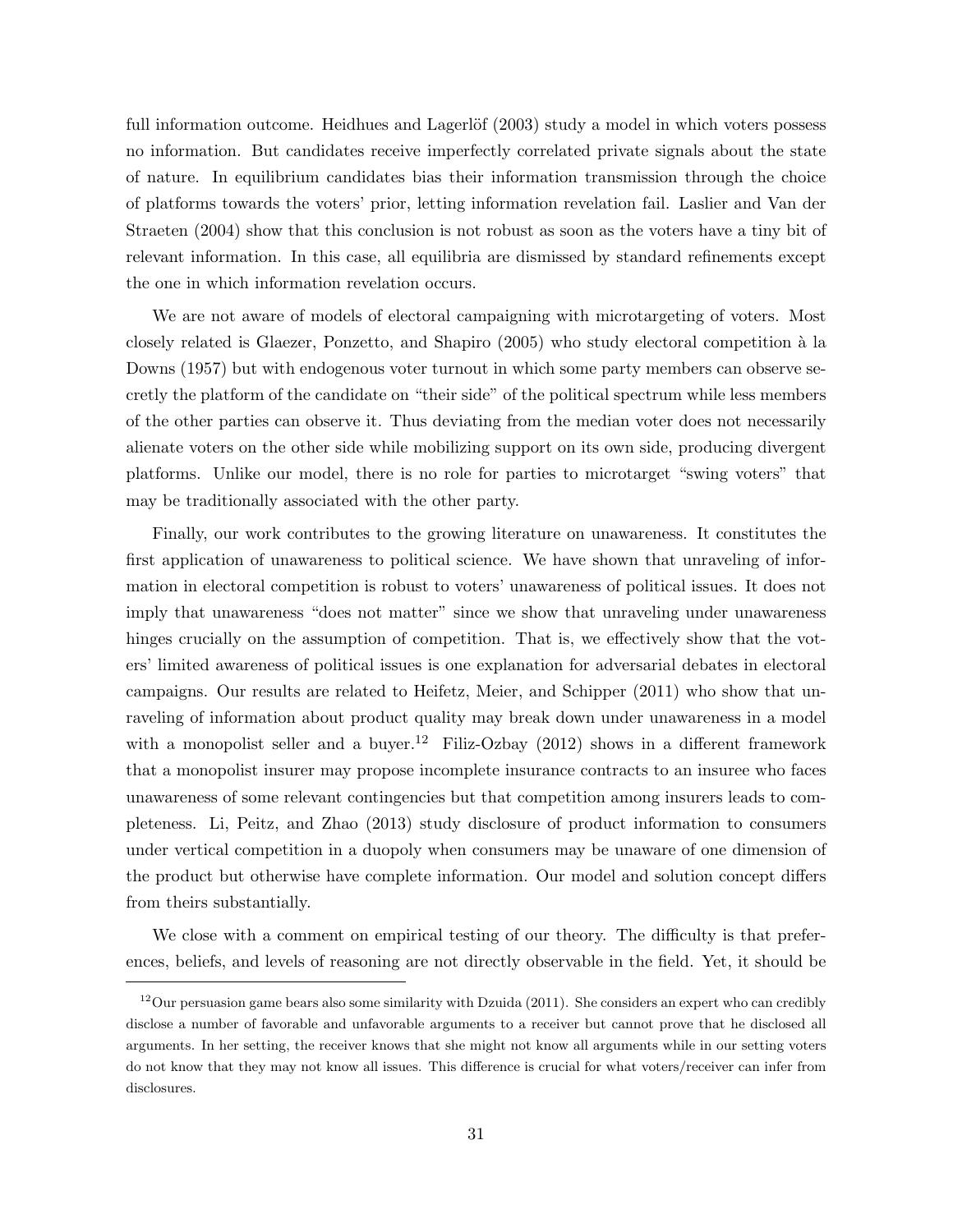full information outcome. Heidhues and Lagerlöf (2003) study a model in which voters possess no information. But candidates receive imperfectly correlated private signals about the state of nature. In equilibrium candidates bias their information transmission through the choice of platforms towards the voters' prior, letting information revelation fail. Laslier and Van der Straeten (2004) show that this conclusion is not robust as soon as the voters have a tiny bit of relevant information. In this case, all equilibria are dismissed by standard refinements except the one in which information revelation occurs.

We are not aware of models of electoral campaigning with microtargeting of voters. Most closely related is Glaezer, Ponzetto, and Shapiro (2005) who study electoral competition à la Downs (1957) but with endogenous voter turnout in which some party members can observe secretly the platform of the candidate on "their side" of the political spectrum while less members of the other parties can observe it. Thus deviating from the median voter does not necessarily alienate voters on the other side while mobilizing support on its own side, producing divergent platforms. Unlike our model, there is no role for parties to microtarget "swing voters" that may be traditionally associated with the other party.

Finally, our work contributes to the growing literature on unawareness. It constitutes the first application of unawareness to political science. We have shown that unraveling of information in electoral competition is robust to voters' unawareness of political issues. It does not imply that unawareness "does not matter" since we show that unraveling under unawareness hinges crucially on the assumption of competition. That is, we effectively show that the voters' limited awareness of political issues is one explanation for adversarial debates in electoral campaigns. Our results are related to Heifetz, Meier, and Schipper (2011) who show that unraveling of information about product quality may break down under unawareness in a model with a monopolist seller and a buyer.[12] Filiz-Ozbay (2012) shows in a different framework that a monopolist insurer may propose incomplete insurance contracts to an insuree who faces unawareness of some relevant contingencies but that competition among insurers leads to completeness. Li, Peitz, and Zhao (2013) study disclosure of product information to consumers under vertical competition in a duopoly when consumers may be unaware of one dimension of the product but otherwise have complete information. Our model and solution concept differs from theirs substantially.

We close with a comment on empirical testing of our theory. The difficulty is that preferences, beliefs, and levels of reasoning are not directly observable in the field. Yet, it should be

[12] Our persuasion game bears also some similarity with Dzuida (2011). She considers an expert who can credibly disclose a number of favorable and unfavorable arguments to a receiver but cannot prove that he disclosed all arguments. In her setting, the receiver knows that she might not know all arguments while in our setting voters do not know that they may not know all issues. This difference is crucial for what voters/receiver can infer from disclosures.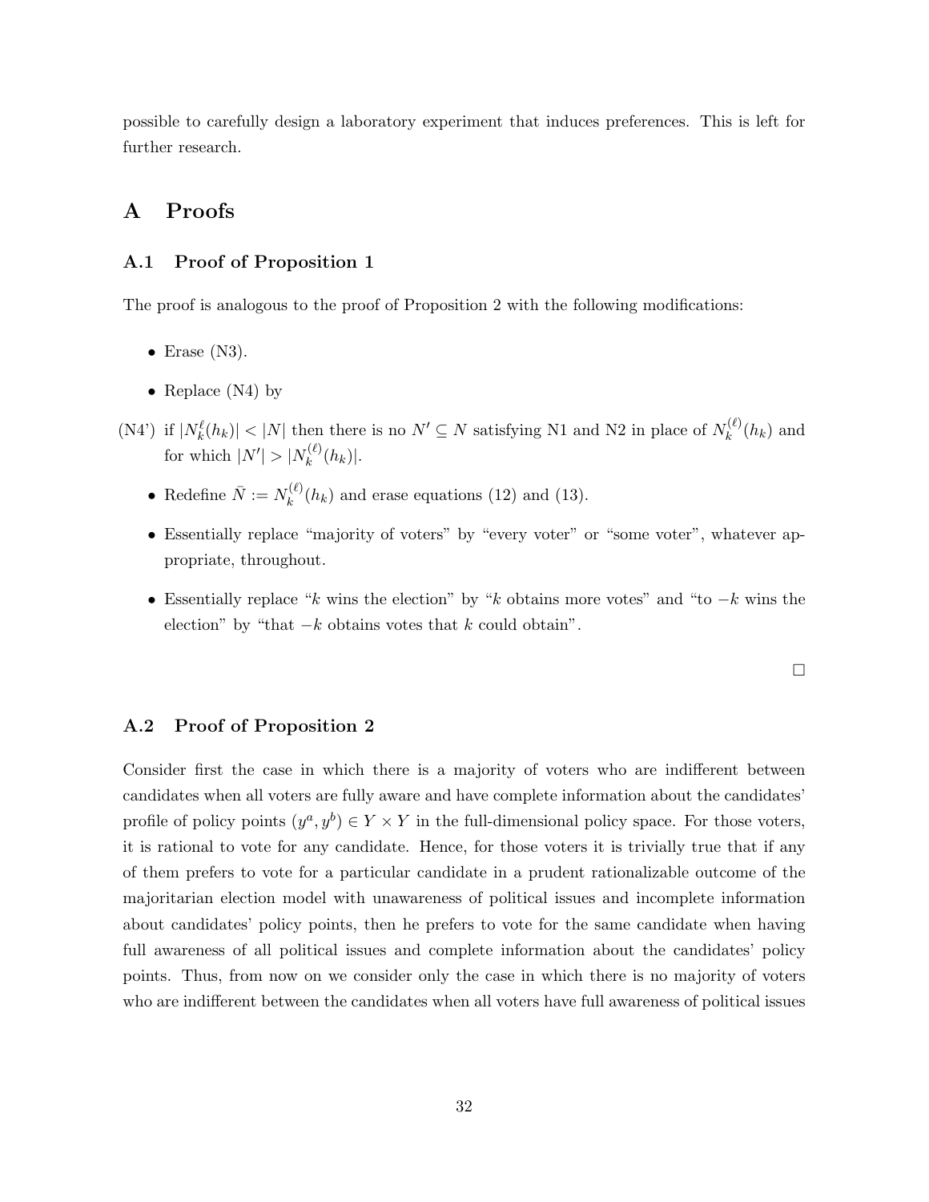possible to carefully design a laboratory experiment that induces preferences. This is left for further research.

# A Proofs

## A.1 Proof of Proposition 1

The proof is analogous to the proof of Proposition 2 with the following modifications:

- Erase (N3).
- Replace (N4) by

(N4') if $|N_k^{\ell}(h_k)| < |N|$ then there is no $N' \subseteq N$ satisfying N1 and N2 in place of $N_k^{(\ell)}(h_k)$ and for which $|N'| > |N_k^{(\ell)}(h_k)|$.

- Redefine $\bar{N} := N_k^{(\ell)}(h_k)$ and erase equations (12) and (13).
- Essentially replace "majority of voters" by "every voter" or "some voter", whatever appropriate, throughout.
- Essentially replace "$k$ wins the election" by "$k$ obtains more votes" and "to $-k$ wins the election" by "that $-k$ obtains votes that $k$ could obtain".

□

## A.2 Proof of Proposition 2

Consider first the case in which there is a majority of voters who are indifferent between candidates when all voters are fully aware and have complete information about the candidates' profile of policy points $(y^a, y^b) \in Y \times Y$ in the full-dimensional policy space. For those voters, it is rational to vote for any candidate. Hence, for those voters it is trivially true that if any of them prefers to vote for a particular candidate in a prudent rationalizable outcome of the majoritarian election model with unawareness of political issues and incomplete information about candidates' policy points, then he prefers to vote for the same candidate when having full awareness of all political issues and complete information about the candidates' policy points. Thus, from now on we consider only the case in which there is no majority of voters who are indifferent between the candidates when all voters have full awareness of political issues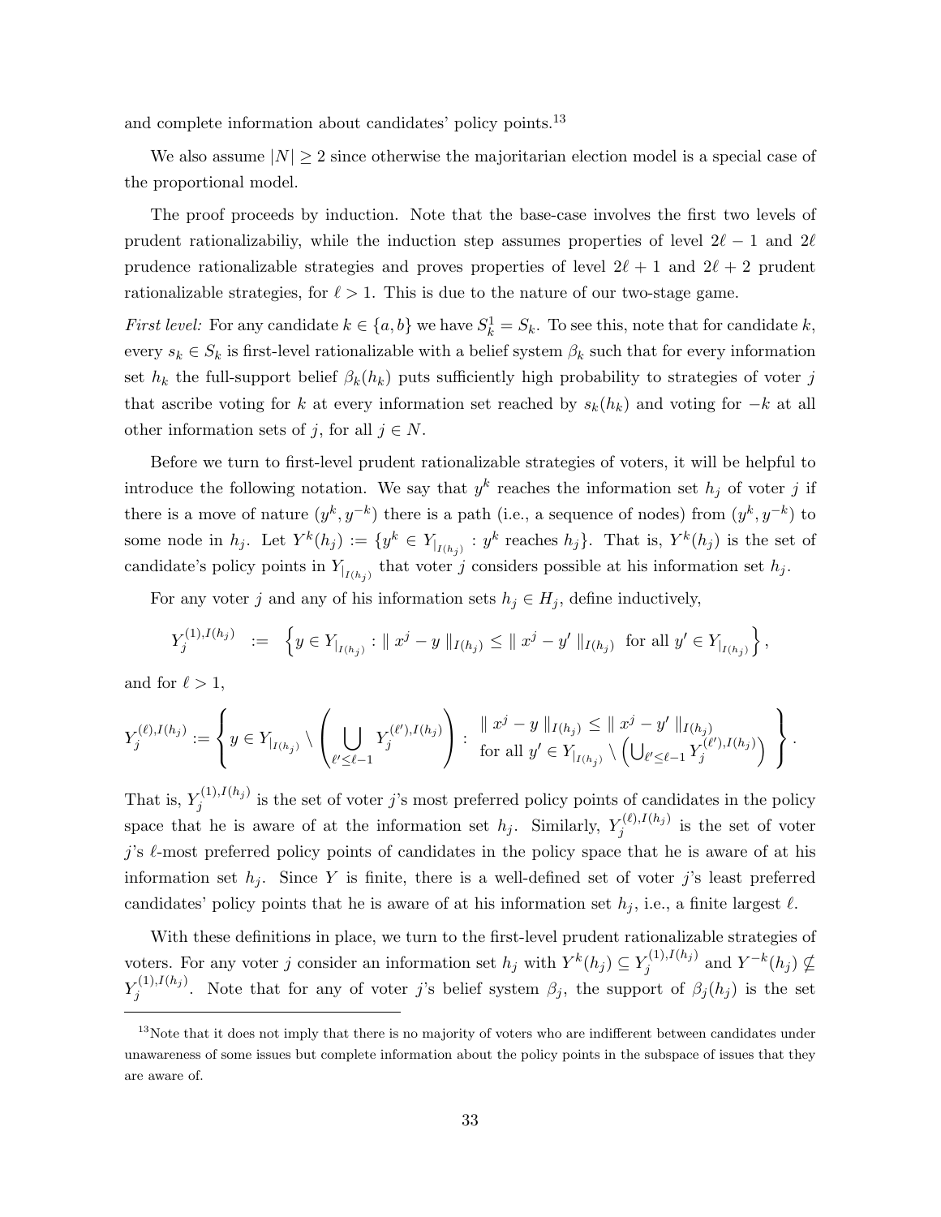and complete information about candidates' policy points.[13]

We also assume $|N| \geq 2$ since otherwise the majoritarian election model is a special case of the proportional model.

The proof proceeds by induction. Note that the base-case involves the first two levels of prudent rationalizabiliy, while the induction step assumes properties of level $2\ell - 1$ and $2\ell$ prudence rationalizable strategies and proves properties of level $2\ell + 1$ and $2\ell + 2$ prudent rationalizable strategies, for $\ell > 1$. This is due to the nature of our two-stage game.

*First level:* For any candidate $k \in \{a, b\}$ we have $S_k^1 = S_k$. To see this, note that for candidate $k$, every $s_k \in S_k$ is first-level rationalizable with a belief system $\beta_k$ such that for every information set $h_k$ the full-support belief $\beta_k(h_k)$ puts sufficiently high probability to strategies of voter $j$ that ascribe voting for $k$ at every information set reached by $s_k(h_k)$ and voting for $-k$ at all other information sets of $j$, for all $j \in N$.

Before we turn to first-level prudent rationalizable strategies of voters, it will be helpful to introduce the following notation. We say that $y^k$ reaches the information set $h_j$ of voter $j$ if there is a move of nature $(y^k, y^{-k})$ there is a path (i.e., a sequence of nodes) from $(y^k, y^{-k})$ to some node in $h_j$. Let $Y^k(h_j) := \{y^k \in Y_{|_{I(h_j)}} : y^k \text{ reaches } h_j\}$. That is, $Y^k(h_j)$ is the set of candidate's policy points in $Y_{|_{I(h_j)}}$ that voter $j$ considers possible at his information set $h_j$.

For any voter $j$ and any of his information sets $h_j \in H_j$, define inductively,

$$Y_j^{(1),I(h_j)} \;\; := \;\; \left\{ y \in Y_{|_{I(h_j)}} : \parallel x^j - y \parallel_{I(h_j)} \leq \parallel x^j - y' \parallel_{I(h_j)} \text{ for all } y' \in Y_{|_{I(h_j)}} \right\},$$

and for $\ell > 1$,

$$Y_j^{(\ell),I(h_j)} := \left\{ y \in Y_{|_{I(h_j)}} \setminus \left( \bigcup_{\ell' \leq \ell - 1} Y_j^{(\ell'),I(h_j)} \right) : \begin{array}{l} \parallel x^j - y \parallel_{I(h_j)} \leq \parallel x^j - y' \parallel_{I(h_j)} \\ \text{for all } y' \in Y_{|_{I(h_j)}} \setminus \left( \bigcup_{\ell' \leq \ell - 1} Y_j^{(\ell'),I(h_j)} \right) \end{array} \right\}.$$

That is, $Y_j^{(1),I(h_j)}$ is the set of voter $j$'s most preferred policy points of candidates in the policy space that he is aware of at the information set $h_j$. Similarly, $Y_j^{(\ell),I(h_j)}$ is the set of voter $j$'s $\ell$-most preferred policy points of candidates in the policy space that he is aware of at his information set $h_j$. Since $Y$ is finite, there is a well-defined set of voter $j$'s least preferred candidates' policy points that he is aware of at his information set $h_j$, i.e., a finite largest $\ell$.

With these definitions in place, we turn to the first-level prudent rationalizable strategies of voters. For any voter $j$ consider an information set $h_j$ with $Y^k(h_j) \subseteq Y_j^{(1),I(h_j)}$ and $Y^{-k}(h_j) \nsubseteq Y_j^{(1),I(h_j)}$. Note that for any of voter $j$'s belief system $\beta_j$, the support of $\beta_j(h_j)$ is the set

[13] Note that it does not imply that there is no majority of voters who are indifferent between candidates under unawareness of some issues but complete information about the policy points in the subspace of issues that they are aware of.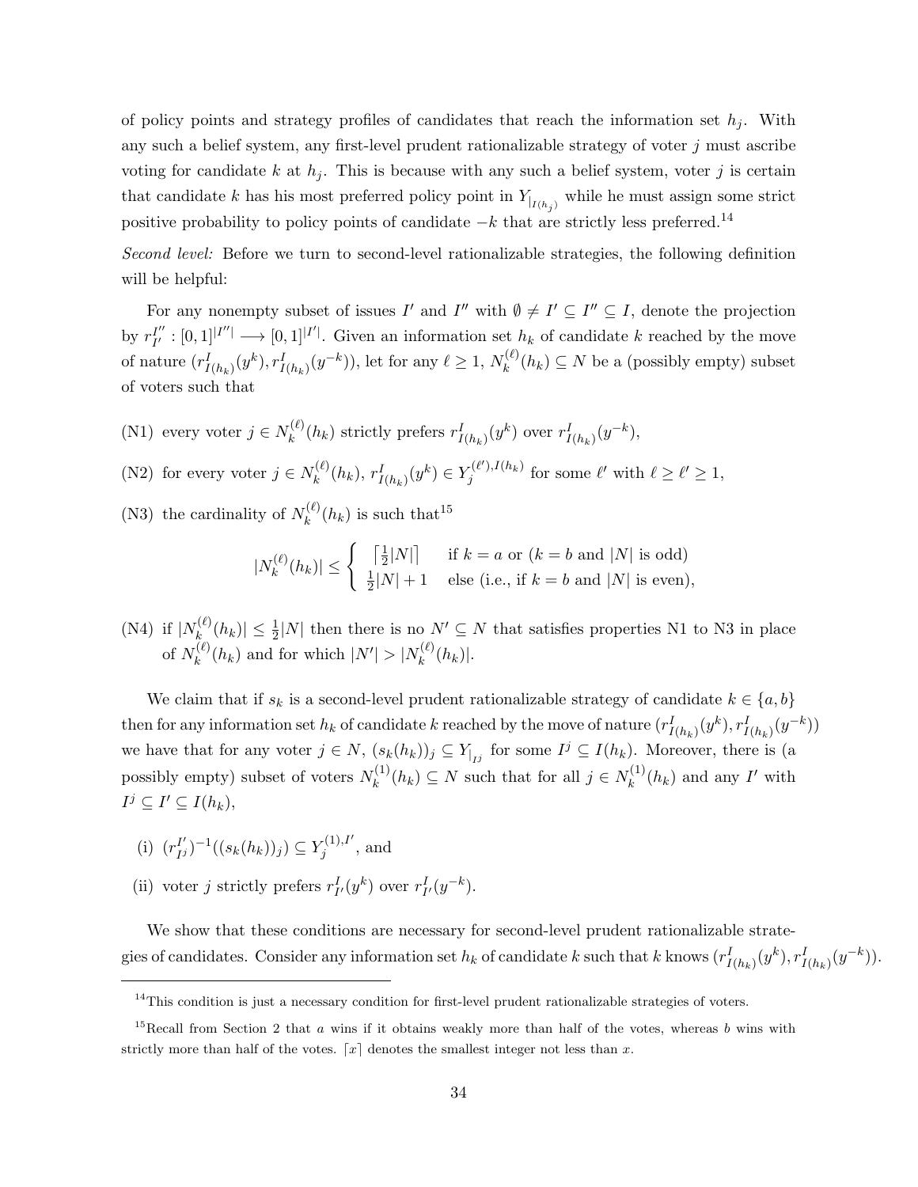of policy points and strategy profiles of candidates that reach the information set $h_j$. With any such a belief system, any first-level prudent rationalizable strategy of voter $j$ must ascribe voting for candidate $k$ at $h_j$. This is because with any such a belief system, voter $j$ is certain that candidate $k$ has his most preferred policy point in $Y_{|_{I(h_j)}}$ while he must assign some strict positive probability to policy points of candidate $-k$ that are strictly less preferred.[14]

*Second level:* Before we turn to second-level rationalizable strategies, the following definition will be helpful:

For any nonempty subset of issues $I'$ and $I''$ with $\emptyset \neq I' \subseteq I'' \subseteq I$, denote the projection by $r^{I''}_{I'} : [0,1]^{|I''|} \longrightarrow [0,1]^{|I'|}$. Given an information set $h_k$ of candidate $k$ reached by the move of nature $(r^I_{I(h_k)}(y^k), r^I_{I(h_k)}(y^{-k}))$, let for any $\ell \geq 1$, $N^{(\ell)}_k(h_k) \subseteq N$ be a (possibly empty) subset of voters such that

(N1) every voter $j \in N^{(\ell)}_k(h_k)$ strictly prefers $r^I_{I(h_k)}(y^k)$ over $r^I_{I(h_k)}(y^{-k})$,

(N2) for every voter $j \in N^{(\ell)}_k(h_k)$, $r^I_{I(h_k)}(y^k) \in Y^{(\ell'),I(h_k)}_j$ for some $\ell'$ with $\ell \geq \ell' \geq 1$,

(N3) the cardinality of $N^{(\ell)}_k(h_k)$ is such that[15]

$$|N^{(\ell)}_k(h_k)| \leq \begin{cases} \lceil \frac{1}{2}|N| \rceil & \text{if } k = a \text{ or } (k = b \text{ and } |N| \text{ is odd}) \\ \frac{1}{2}|N| + 1 & \text{else (i.e., if } k = b \text{ and } |N| \text{ is even),} \end{cases}$$

(N4) if $|N^{(\ell)}_k(h_k)| \leq \frac{1}{2}|N|$ then there is no $N' \subseteq N$ that satisfies properties N1 to N3 in place of $N^{(\ell)}_k(h_k)$ and for which $|N'| > |N^{(\ell)}_k(h_k)|$.

We claim that if $s_k$ is a second-level prudent rationalizable strategy of candidate $k \in \{a, b\}$ then for any information set $h_k$ of candidate $k$ reached by the move of nature $(r^I_{I(h_k)}(y^k), r^I_{I(h_k)}(y^{-k}))$ we have that for any voter $j \in N$, $(s_k(h_k))_j \subseteq Y_{|_{I^j}}$ for some $I^j \subseteq I(h_k)$. Moreover, there is (a possibly empty) subset of voters $N^{(1)}_k(h_k) \subseteq N$ such that for all $j \in N^{(1)}_k(h_k)$ and any $I'$ with $I^j \subseteq I' \subseteq I(h_k)$,

(i) $(r^{I'}_{I^j})^{-1}((s_k(h_k))_j) \subseteq Y^{(1),I'}_j$, and

(ii) voter $j$ strictly prefers $r^I_{I'}(y^k)$ over $r^I_{I'}(y^{-k})$.

We show that these conditions are necessary for second-level prudent rationalizable strategies of candidates. Consider any information set $h_k$ of candidate $k$ such that $k$ knows $(r^I_{I(h_k)}(y^k), r^I_{I(h_k)}(y^{-k}))$.

[14] This condition is just a necessary condition for first-level prudent rationalizable strategies of voters.

[15] Recall from Section 2 that $a$ wins if it obtains weakly more than half of the votes, whereas $b$ wins with strictly more than half of the votes. $\lceil x \rceil$ denotes the smallest integer not less than $x$.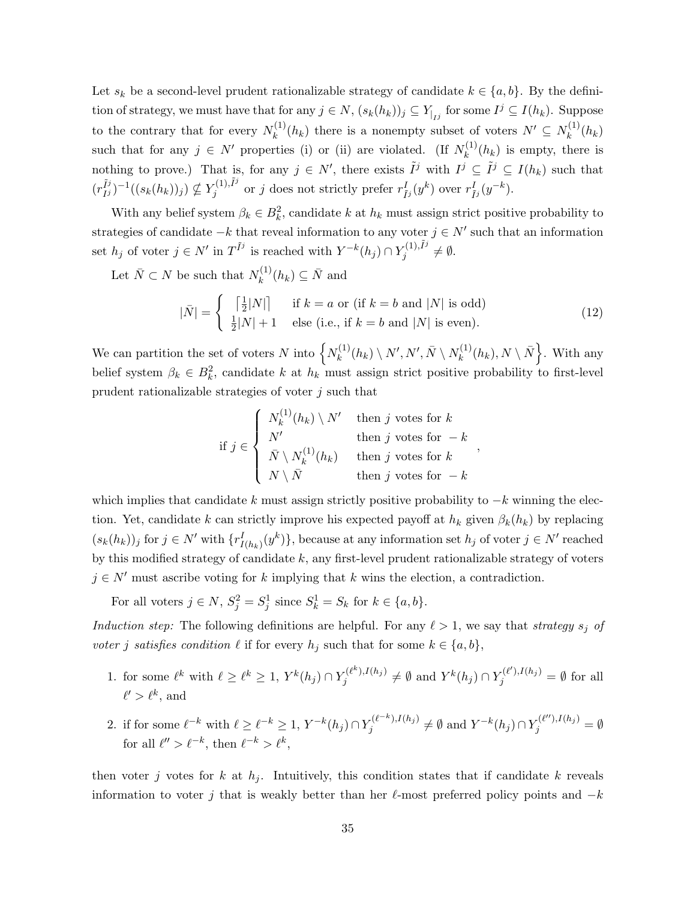Let $s_k$ be a second-level prudent rationalizable strategy of candidate $k \in \{a, b\}$. By the definition of strategy, we must have that for any $j \in N$, $(s_k(h_k))_j \subseteq Y_{|_{I^j}}$ for some $I^j \subseteq I(h_k)$. Suppose to the contrary that for every $N_k^{(1)}(h_k)$ there is a nonempty subset of voters $N' \subseteq N_k^{(1)}(h_k)$ such that for any $j \in N'$ properties (i) or (ii) are violated. (If $N_k^{(1)}(h_k)$ is empty, there is nothing to prove.) That is, for any $j \in N'$, there exists $\tilde{I}^j$ with $I^j \subseteq \tilde{I}^j \subseteq I(h_k)$ such that $(r_{I^j}^{\tilde{I}^j})^{-1}((s_k(h_k))_j) \nsubseteq Y_j^{(1),\tilde{I}^j}$ or $j$ does not strictly prefer $r_{\tilde{I}^j}^{I}(y^k)$ over $r_{\tilde{I}^j}^{I}(y^{-k})$.

With any belief system $\beta_k \in B_k^2$, candidate $k$ at $h_k$ must assign strict positive probability to strategies of candidate $-k$ that reveal information to any voter $j \in N'$ such that an information set $h_j$ of voter $j \in N'$ in $T^{\tilde{I}^j}$ is reached with $Y^{-k}(h_j) \cap Y_j^{(1),\tilde{I}^j} \neq \emptyset$.

Let $\bar{N} \subset N$ be such that $N_k^{(1)}(h_k) \subseteq \bar{N}$ and

$$|\bar{N}| = \begin{cases} \lceil \frac{1}{2}|N| \rceil & \text{if } k = a \text{ or (if } k = b \text{ and } |N| \text{ is odd)} \\ \frac{1}{2}|N| + 1 & \text{else (i.e., if } k = b \text{ and } |N| \text{ is even).} \end{cases} \tag{12}$$

We can partition the set of voters $N$ into $\left\{N_k^{(1)}(h_k) \setminus N', N', \bar{N} \setminus N_k^{(1)}(h_k), N \setminus \bar{N}\right\}$. With any belief system $\beta_k \in B_k^2$, candidate $k$ at $h_k$ must assign strict positive probability to first-level prudent rationalizable strategies of voter $j$ such that

$$\text{if } j \in \begin{cases} N_k^{(1)}(h_k) \setminus N' & \text{then } j \text{ votes for } k \\ N' & \text{then } j \text{ votes for } -k \\ \bar{N} \setminus N_k^{(1)}(h_k) & \text{then } j \text{ votes for } k \\ N \setminus \bar{N} & \text{then } j \text{ votes for } -k \end{cases},$$

which implies that candidate $k$ must assign strictly positive probability to $-k$ winning the election. Yet, candidate $k$ can strictly improve his expected payoff at $h_k$ given $\beta_k(h_k)$ by replacing $(s_k(h_k))_j$ for $j \in N'$ with $\{r_{I(h_k)}^{I}(y^k)\}$, because at any information set $h_j$ of voter $j \in N'$ reached by this modified strategy of candidate $k$, any first-level prudent rationalizable strategy of voters $j \in N'$ must ascribe voting for $k$ implying that $k$ wins the election, a contradiction.

For all voters $j \in N$, $S_j^2 = S_j^1$ since $S_k^1 = S_k$ for $k \in \{a, b\}$.

*Induction step:* The following definitions are helpful. For any $\ell > 1$, we say that *strategy $s_j$ of voter $j$ satisfies condition $\ell$* if for every $h_j$ such that for some $k \in \{a, b\}$,

1. for some $\ell^k$ with $\ell \geq \ell^k \geq 1$, $Y^k(h_j) \cap Y_j^{(\ell^k),I(h_j)} \neq \emptyset$ and $Y^k(h_j) \cap Y_j^{(\ell'),I(h_j)} = \emptyset$ for all $\ell' > \ell^k$, and
2. if for some $\ell^{-k}$ with $\ell \geq \ell^{-k} \geq 1$, $Y^{-k}(h_j) \cap Y_j^{(\ell^{-k}),I(h_j)} \neq \emptyset$ and $Y^{-k}(h_j) \cap Y_j^{(\ell''),I(h_j)} = \emptyset$ for all $\ell'' > \ell^{-k}$, then $\ell^{-k} > \ell^k$,

then voter $j$ votes for $k$ at $h_j$. Intuitively, this condition states that if candidate $k$ reveals information to voter $j$ that is weakly better than her $\ell$-most preferred policy points and $-k$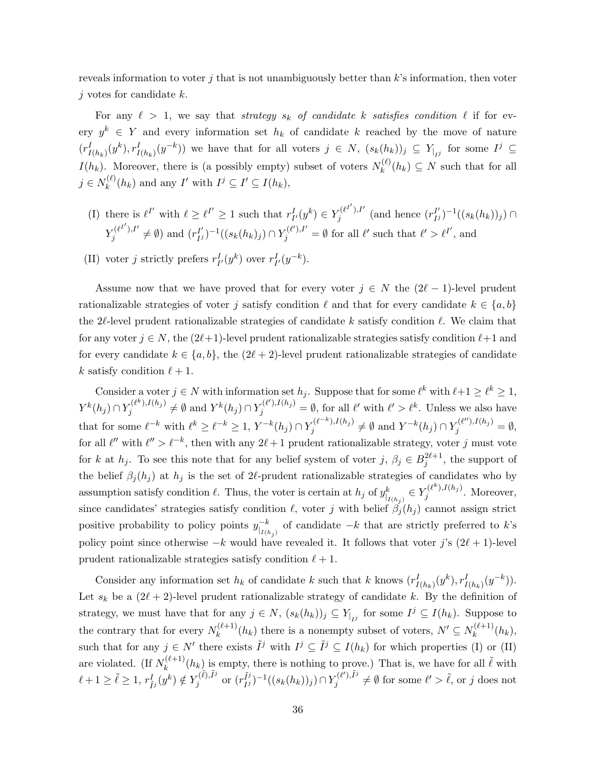reveals information to voter $j$ that is not unambiguously better than $k$'s information, then voter $j$ votes for candidate $k$.

For any $\ell > 1$, we say that *strategy $s_k$ of candidate $k$ satisfies condition $\ell$* if for every $y^k \in Y$ and every information set $h_k$ of candidate $k$ reached by the move of nature $(r^I_{I(h_k)}(y^k), r^I_{I(h_k)}(y^{-k}))$ we have that for all voters $j \in N$, $(s_k(h_k))_j \subseteq Y_{|_{I^j}}$ for some $I^j \subseteq I(h_k)$. Moreover, there is (a possibly empty) subset of voters $N_k^{(\ell)}(h_k) \subseteq N$ such that for all $j \in N_k^{(\ell)}(h_k)$ and any $I'$ with $I^j \subseteq I' \subseteq I(h_k)$,

(I) there is $\ell^{I'}$ with $\ell \geq \ell^{I'} \geq 1$ such that $r^I_{I'}(y^k) \in Y_j^{(\ell^{I'}),I'}$ (and hence $(r^{I'}_{I^j})^{-1}((s_k(h_k))_j) \cap Y_j^{(\ell^{I'}),I'} \neq \emptyset$) and $(r^{I'}_{I^j})^{-1}((s_k(h_k)_j) \cap Y_j^{(\ell'),I'} = \emptyset$ for all $\ell'$ such that $\ell' > \ell^{I'}$, and

(II) voter $j$ strictly prefers $r^I_{I'}(y^k)$ over $r^I_{I'}(y^{-k})$.

Assume now that we have proved that for every voter $j \in N$ the $(2\ell - 1)$-level prudent rationalizable strategies of voter $j$ satisfy condition $\ell$ and that for every candidate $k \in \{a, b\}$ the $2\ell$-level prudent rationalizable strategies of candidate $k$ satisfy condition $\ell$. We claim that for any voter $j \in N$, the $(2\ell+1)$-level prudent rationalizable strategies satisfy condition $\ell+1$ and for every candidate $k \in \{a, b\}$, the $(2\ell + 2)$-level prudent rationalizable strategies of candidate $k$ satisfy condition $\ell + 1$.

Consider a voter $j \in N$ with information set $h_j$. Suppose that for some $\ell^k$ with $\ell+1 \geq \ell^k \geq 1$, $Y^k(h_j) \cap Y_j^{(\ell^k),I(h_j)} \neq \emptyset$ and $Y^k(h_j) \cap Y_j^{(\ell'),I(h_j)} = \emptyset$, for all $\ell'$ with $\ell' > \ell^k$. Unless we also have that for some $\ell^{-k}$ with $\ell^k \geq \ell^{-k} \geq 1$, $Y^{-k}(h_j) \cap Y_j^{(\ell^{-k}),I(h_j)} \neq \emptyset$ and $Y^{-k}(h_j) \cap Y_j^{(\ell''),I(h_j)} = \emptyset$, for all $\ell''$ with $\ell'' > \ell^{-k}$, then with any $2\ell+1$ prudent rationalizable strategy, voter $j$ must vote for $k$ at $h_j$. To see this note that for any belief system of voter $j$, $\beta_j \in B_j^{2\ell+1}$, the support of the belief $\beta_j(h_j)$ at $h_j$ is the set of $2\ell$-prudent rationalizable strategies of candidates who by assumption satisfy condition $\ell$. Thus, the voter is certain at $h_j$ of $y^k_{|_{I(h_j)}} \in Y_j^{(\ell^k),I(h_j)}$. Moreover, since candidates' strategies satisfy condition $\ell$, voter $j$ with belief $\beta_j(h_j)$ cannot assign strict positive probability to policy points $y^{-k}_{|_{I(h_j)}}$ of candidate $-k$ that are strictly preferred to $k$'s policy point since otherwise $-k$ would have revealed it. It follows that voter $j$'s $(2\ell + 1)$-level prudent rationalizable strategies satisfy condition $\ell + 1$.

Consider any information set $h_k$ of candidate $k$ such that $k$ knows $(r^I_{I(h_k)}(y^k), r^I_{I(h_k)}(y^{-k}))$. Let $s_k$ be a $(2\ell + 2)$-level prudent rationalizable strategy of candidate $k$. By the definition of strategy, we must have that for any $j \in N$, $(s_k(h_k))_j \subseteq Y_{|_{I^j}}$ for some $I^j \subseteq I(h_k)$. Suppose to the contrary that for every $N_k^{(\ell+1)}(h_k)$ there is a nonempty subset of voters, $N' \subseteq N_k^{(\ell+1)}(h_k)$, such that for any $j \in N'$ there exists $\tilde{I}^j$ with $I^j \subseteq \tilde{I}^j \subseteq I(h_k)$ for which properties (I) or (II) are violated. (If $N_k^{(\ell+1)}(h_k)$ is empty, there is nothing to prove.) That is, we have for all $\tilde{\ell}$ with $\ell + 1 \geq \tilde{\ell} \geq 1$, $r^I_{\tilde{I}^j}(y^k) \notin Y_j^{(\tilde{\ell}),\tilde{I}^j}$ or $(r^{\tilde{I}^j}_{I^j})^{-1}((s_k(h_k))_j) \cap Y_j^{(\ell'),\tilde{I}^j} \neq \emptyset$ for some $\ell' > \tilde{\ell}$, or $j$ does not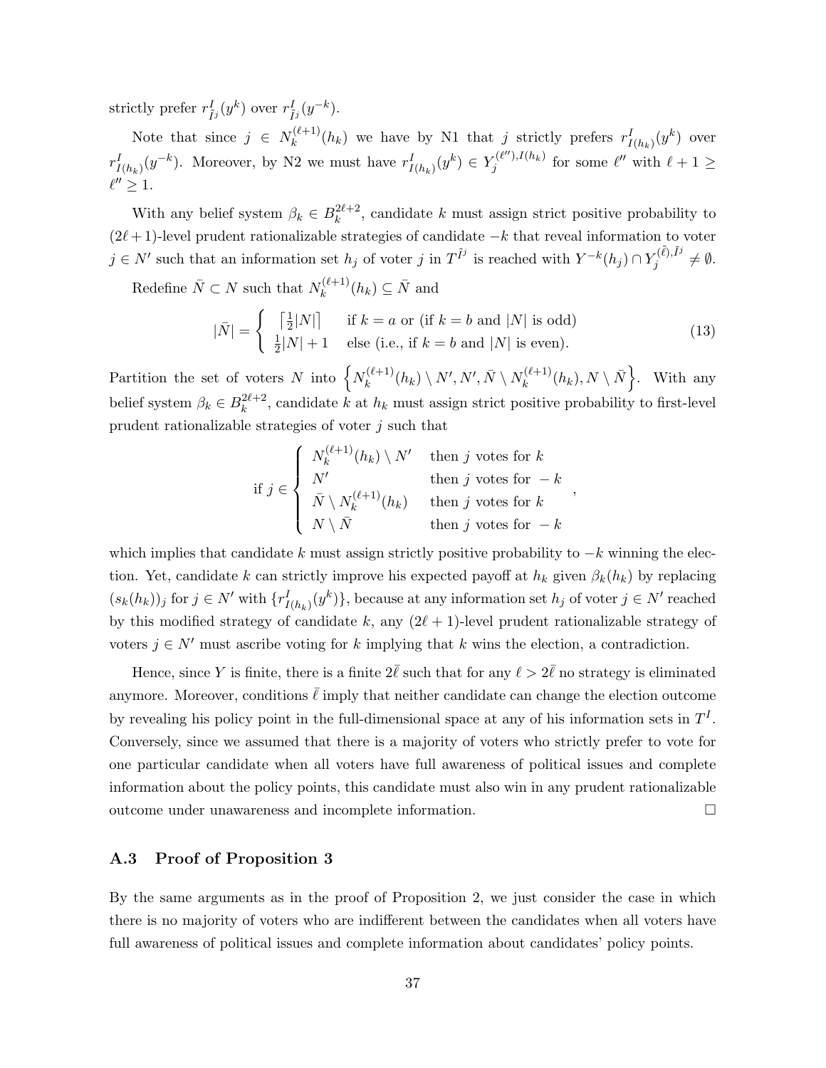strictly prefer $r^I_{\bar{I}^j}(y^k)$ over $r^I_{\bar{I}^j}(y^{-k})$.

Note that since $j \in N_k^{(\ell+1)}(h_k)$ we have by N1 that $j$ strictly prefers $r^I_{I(h_k)}(y^k)$ over $r^I_{I(h_k)}(y^{-k})$. Moreover, by N2 we must have $r^I_{I(h_k)}(y^k) \in Y_j^{(\ell''),I(h_k)}$ for some $\ell''$ with $\ell + 1 \geq \ell'' \geq 1$.

With any belief system $\beta_k \in B_k^{2\ell+2}$, candidate $k$ must assign strict positive probability to $(2\ell+1)$-level prudent rationalizable strategies of candidate $-k$ that reveal information to voter $j \in N'$ such that an information set $h_j$ of voter $j$ in $T^{\bar{I}^j}$ is reached with $Y^{-k}(h_j) \cap Y_j^{(\bar{\ell}),\bar{I}^j} \neq \emptyset$.

Redefine $\bar{N} \subset N$ such that $N_k^{(\ell+1)}(h_k) \subseteq \bar{N}$ and

$$|\bar{N}| = \begin{cases} \left\lceil \frac{1}{2}|N| \right\rceil & \text{if } k = a \text{ or (if } k = b \text{ and } |N| \text{ is odd)} \\ \frac{1}{2}|N| + 1 & \text{else (i.e., if } k = b \text{ and } |N| \text{ is even).} \end{cases} \tag{13}$$

Partition the set of voters $N$ into $\left\{N_k^{(\ell+1)}(h_k) \setminus N', N', \bar{N} \setminus N_k^{(\ell+1)}(h_k), N \setminus \bar{N}\right\}$. With any belief system $\beta_k \in B_k^{2\ell+2}$, candidate $k$ at $h_k$ must assign strict positive probability to first-level prudent rationalizable strategies of voter $j$ such that

$$\text{if } j \in \begin{cases} N_k^{(\ell+1)}(h_k) \setminus N' & \text{then } j \text{ votes for } k \\ N' & \text{then } j \text{ votes for } -k \\ \bar{N} \setminus N_k^{(\ell+1)}(h_k) & \text{then } j \text{ votes for } k \\ N \setminus \bar{N} & \text{then } j \text{ votes for } -k \end{cases},$$

which implies that candidate $k$ must assign strictly positive probability to $-k$ winning the election. Yet, candidate $k$ can strictly improve his expected payoff at $h_k$ given $\beta_k(h_k)$ by replacing $(s_k(h_k))_j$ for $j \in N'$ with $\{r^I_{I(h_k)}(y^k)\}$, because at any information set $h_j$ of voter $j \in N'$ reached by this modified strategy of candidate $k$, any $(2\ell+1)$-level prudent rationalizable strategy of voters $j \in N'$ must ascribe voting for $k$ implying that $k$ wins the election, a contradiction.

Hence, since $Y$ is finite, there is a finite $2\bar{\ell}$ such that for any $\ell > 2\bar{\ell}$ no strategy is eliminated anymore. Moreover, conditions $\bar{\ell}$ imply that neither candidate can change the election outcome by revealing his policy point in the full-dimensional space at any of his information sets in $T^I$. Conversely, since we assumed that there is a majority of voters who strictly prefer to vote for one particular candidate when all voters have full awareness of political issues and complete information about the policy points, this candidate must also win in any prudent rationalizable outcome under unawareness and incomplete information. $\square$

### A.3 Proof of Proposition 3

By the same arguments as in the proof of Proposition 2, we just consider the case in which there is no majority of voters who are indifferent between the candidates when all voters have full awareness of political issues and complete information about candidates' policy points.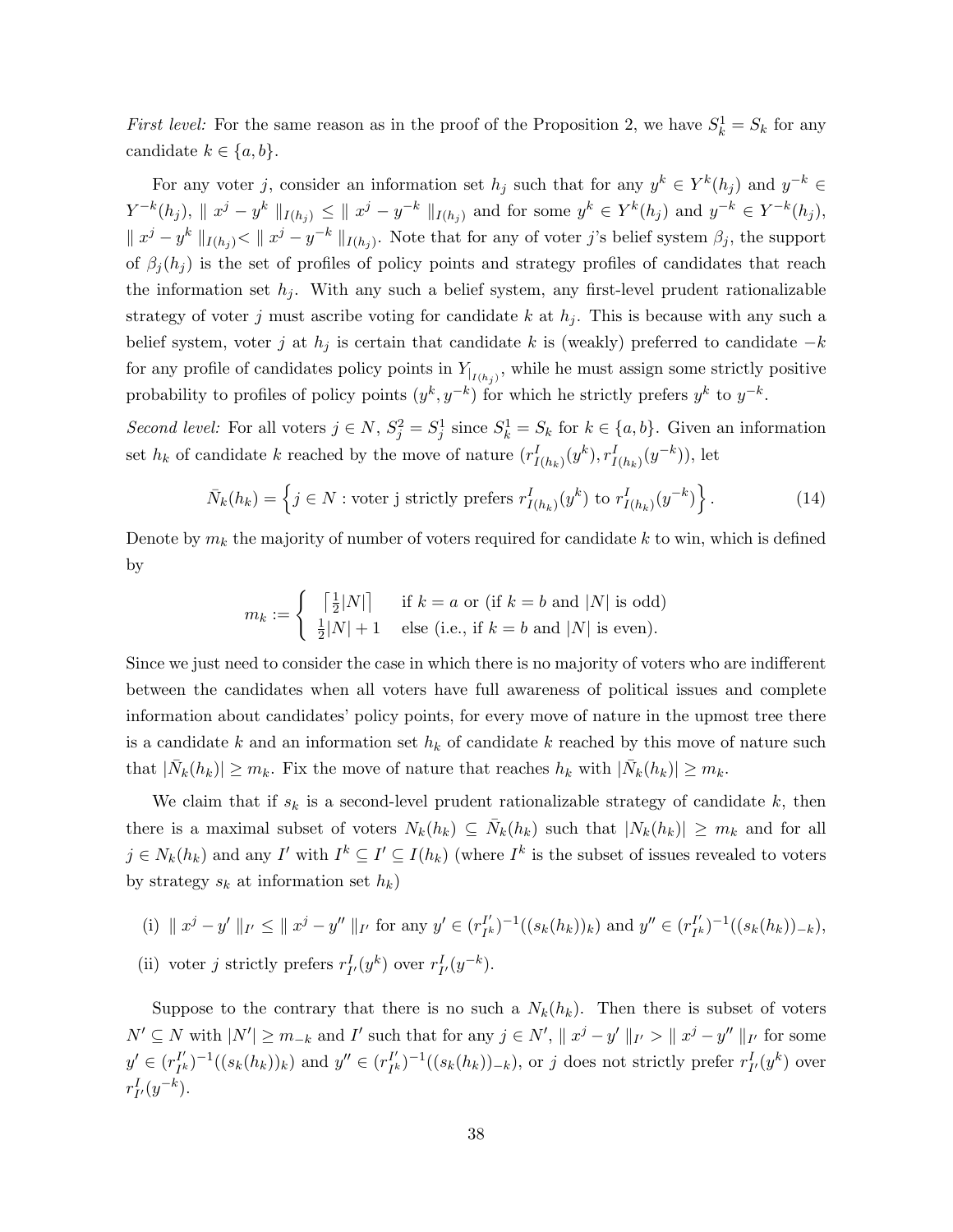*First level:* For the same reason as in the proof of the Proposition 2, we have $S_k^1 = S_k$ for any candidate $k \in \{a, b\}$.

For any voter $j$, consider an information set $h_j$ such that for any $y^k \in Y^k(h_j)$ and $y^{-k} \in Y^{-k}(h_j)$, $\| x^j - y^k \|_{I(h_j)} \leq \| x^j - y^{-k} \|_{I(h_j)}$ and for some $y^k \in Y^k(h_j)$ and $y^{-k} \in Y^{-k}(h_j)$, $\| x^j - y^k \|_{I(h_j)} < \| x^j - y^{-k} \|_{I(h_j)}$. Note that for any of voter $j$'s belief system $\beta_j$, the support of $\beta_j(h_j)$ is the set of profiles of policy points and strategy profiles of candidates that reach the information set $h_j$. With any such a belief system, any first-level prudent rationalizable strategy of voter $j$ must ascribe voting for candidate $k$ at $h_j$. This is because with any such a belief system, voter $j$ at $h_j$ is certain that candidate $k$ is (weakly) preferred to candidate $-k$ for any profile of candidates policy points in $Y_{|_{I(h_j)}}$, while he must assign some strictly positive probability to profiles of policy points $(y^k, y^{-k})$ for which he strictly prefers $y^k$ to $y^{-k}$.

*Second level:* For all voters $j \in N$, $S_j^2 = S_j^1$ since $S_k^1 = S_k$ for $k \in \{a, b\}$. Given an information set $h_k$ of candidate $k$ reached by the move of nature $(r^I_{I(h_k)}(y^k), r^I_{I(h_k)}(y^{-k}))$, let

$$\bar{N}_k(h_k) = \left\{ j \in N : \text{voter j strictly prefers } r^I_{I(h_k)}(y^k) \text{ to } r^I_{I(h_k)}(y^{-k}) \right\}. \tag{14}$$

Denote by $m_k$ the majority of number of voters required for candidate $k$ to win, which is defined by

$$m_k := \begin{cases} \lceil \frac{1}{2}|N| \rceil & \text{if } k = a \text{ or (if } k = b \text{ and } |N| \text{ is odd)} \\ \frac{1}{2}|N| + 1 & \text{else (i.e., if } k = b \text{ and } |N| \text{ is even).} \end{cases}$$

Since we just need to consider the case in which there is no majority of voters who are indifferent between the candidates when all voters have full awareness of political issues and complete information about candidates' policy points, for every move of nature in the upmost tree there is a candidate $k$ and an information set $h_k$ of candidate $k$ reached by this move of nature such that $|\bar{N}_k(h_k)| \geq m_k$. Fix the move of nature that reaches $h_k$ with $|\bar{N}_k(h_k)| \geq m_k$.

We claim that if $s_k$ is a second-level prudent rationalizable strategy of candidate $k$, then there is a maximal subset of voters $N_k(h_k) \subseteq \bar{N}_k(h_k)$ such that $|N_k(h_k)| \geq m_k$ and for all $j \in N_k(h_k)$ and any $I'$ with $I^k \subseteq I' \subseteq I(h_k)$ (where $I^k$ is the subset of issues revealed to voters by strategy $s_k$ at information set $h_k$)

(i) $\| x^j - y' \|_{I'} \leq \| x^j - y'' \|_{I'}$ for any $y' \in (r^{I'}_{I^k})^{-1}((s_k(h_k))_k)$ and $y'' \in (r^{I'}_{I^k})^{-1}((s_k(h_k))_{-k})$,

(ii) voter $j$ strictly prefers $r^I_{I'}(y^k)$ over $r^I_{I'}(y^{-k})$.

Suppose to the contrary that there is no such a $N_k(h_k)$. Then there is subset of voters $N' \subseteq N$ with $|N'| \geq m_{-k}$ and $I'$ such that for any $j \in N'$, $\| x^j - y' \|_{I'} > \| x^j - y'' \|_{I'}$ for some $y' \in (r^{I'}_{I^k})^{-1}((s_k(h_k))_k)$ and $y'' \in (r^{I'}_{I^k})^{-1}((s_k(h_k))_{-k})$, or $j$ does not strictly prefer $r^I_{I'}(y^k)$ over $r^I_{I'}(y^{-k})$.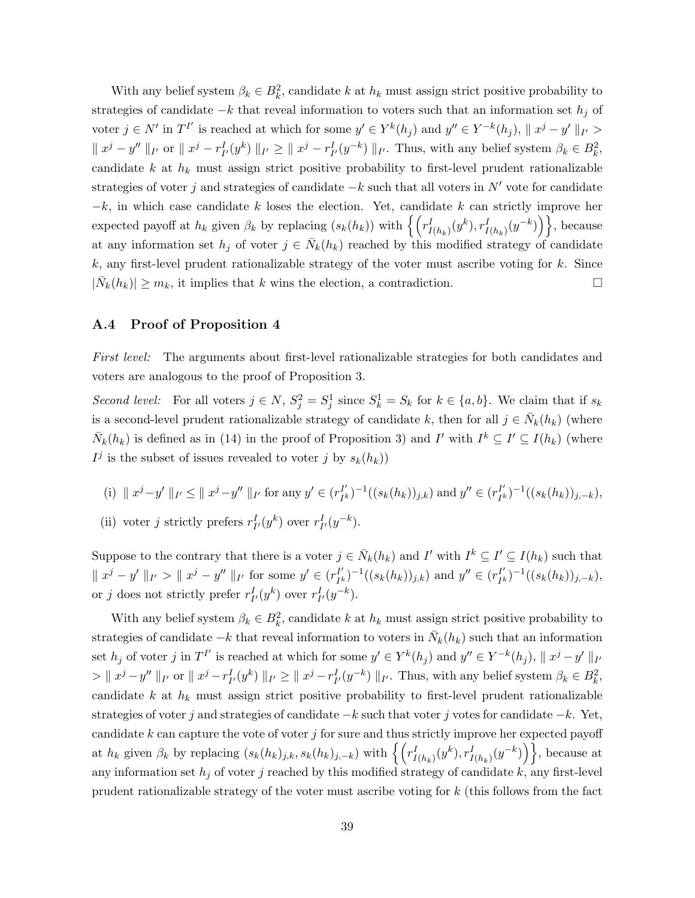With any belief system $\beta_k \in B_k^2$, candidate $k$ at $h_k$ must assign strict positive probability to strategies of candidate $-k$ that reveal information to voters such that an information set $h_j$ of voter $j \in N'$ in $T^{I'}$ is reached at which for some $y' \in Y^k(h_j)$ and $y'' \in Y^{-k}(h_j)$, $\| x^j - y' \|_{I'} > \| x^j - y'' \|_{I'}$ or $\| x^j - r^I_{I'}(y^k) \|_{I'} \geq \| x^j - r^I_{I'}(y^{-k}) \|_{I'}$. Thus, with any belief system $\beta_k \in B_k^2$, candidate $k$ at $h_k$ must assign strict positive probability to first-level prudent rationalizable strategies of voter $j$ and strategies of candidate $-k$ such that all voters in $N'$ vote for candidate $-k$, in which case candidate $k$ loses the election. Yet, candidate $k$ can strictly improve her expected payoff at $h_k$ given $\beta_k$ by replacing $(s_k(h_k))$ with $\left\{ \left( r^I_{I(h_k)}(y^k), r^I_{I(h_k)}(y^{-k}) \right) \right\}$, because at any information set $h_j$ of voter $j \in \bar{N}_k(h_k)$ reached by this modified strategy of candidate $k$, any first-level prudent rationalizable strategy of the voter must ascribe voting for $k$. Since $|\bar{N}_k(h_k)| \geq m_k$, it implies that $k$ wins the election, a contradiction. □

### A.4 Proof of Proposition 4

*First level:* The arguments about first-level rationalizable strategies for both candidates and voters are analogous to the proof of Proposition 3.

*Second level:* For all voters $j \in N$, $S_j^2 = S_j^1$ since $S_k^1 = S_k$ for $k \in \{a, b\}$. We claim that if $s_k$ is a second-level prudent rationalizable strategy of candidate $k$, then for all $j \in \bar{N}_k(h_k)$ (where $\bar{N}_k(h_k)$ is defined as in (14) in the proof of Proposition 3) and $I'$ with $I^k \subseteq I' \subseteq I(h_k)$ (where $I^j$ is the subset of issues revealed to voter $j$ by $s_k(h_k)$)

(i) $\| x^j - y' \|_{I'} \leq \| x^j - y'' \|_{I'}$ for any $y' \in (r^{I'}_{I^k})^{-1}((s_k(h_k))_{j,k})$ and $y'' \in (r^{I'}_{I^k})^{-1}((s_k(h_k))_{j,-k})$,

(ii) voter $j$ strictly prefers $r^I_{I'}(y^k)$ over $r^I_{I'}(y^{-k})$.

Suppose to the contrary that there is a voter $j \in \bar{N}_k(h_k)$ and $I'$ with $I^k \subseteq I' \subseteq I(h_k)$ such that $\| x^j - y' \|_{I'} > \| x^j - y'' \|_{I'}$ for some $y' \in (r^{I'}_{I^k})^{-1}((s_k(h_k))_{j,k})$ and $y'' \in (r^{I'}_{I^k})^{-1}((s_k(h_k))_{j,-k})$, or $j$ does not strictly prefer $r^I_{I'}(y^k)$ over $r^I_{I'}(y^{-k})$.

With any belief system $\beta_k \in B_k^2$, candidate $k$ at $h_k$ must assign strict positive probability to strategies of candidate $-k$ that reveal information to voters in $\bar{N}_k(h_k)$ such that an information set $h_j$ of voter $j$ in $T^{I'}$ is reached at which for some $y' \in Y^k(h_j)$ and $y'' \in Y^{-k}(h_j)$, $\| x^j - y' \|_{I'} > \| x^j - y'' \|_{I'}$ or $\| x^j - r^I_{I'}(y^k) \|_{I'} \geq \| x^j - r^I_{I'}(y^{-k}) \|_{I'}$. Thus, with any belief system $\beta_k \in B_k^2$, candidate $k$ at $h_k$ must assign strict positive probability to first-level prudent rationalizable strategies of voter $j$ and strategies of candidate $-k$ such that voter $j$ votes for candidate $-k$. Yet, candidate $k$ can capture the vote of voter $j$ for sure and thus strictly improve her expected payoff at $h_k$ given $\beta_k$ by replacing $(s_k(h_k)_{j,k}, s_k(h_k)_{j,-k})$ with $\left\{ \left( r^I_{I(h_k)}(y^k), r^I_{I(h_k)}(y^{-k}) \right) \right\}$, because at any information set $h_j$ of voter $j$ reached by this modified strategy of candidate $k$, any first-level prudent rationalizable strategy of the voter must ascribe voting for $k$ (this follows from the fact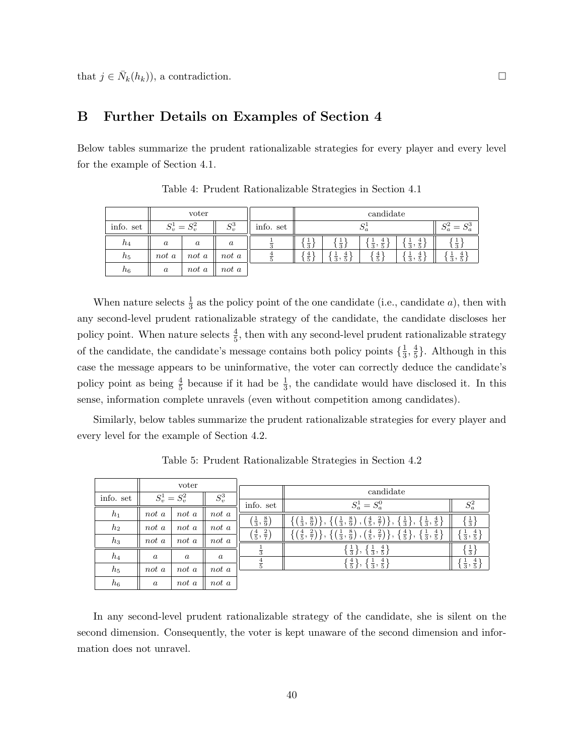that $j \in \bar{N}_k(h_k)$), a contradiction. □

## B Further Details on Examples of Section 4

Below tables summarize the prudent rationalizable strategies for every player and every level for the example of Section 4.1.

Table 4: Prudent Rationalizable Strategies in Section 4.1

| | voter | | |
|---|---|---|---|
| info. set | $S_v^1 = S_v^2$ | | $S_v^3$ |
| $h_4$ | $a$ | $a$ | $a$ |
| $h_5$ | *not a* | *not a* | *not a* |
| $h_6$ | $a$ | *not a* | *not a* |

| | candidate | | | | |
|---|---|---|---|---|---|
| info. set | $S_a^1$ | | | | $S_a^2 = S_a^3$ |
| $\frac{1}{3}$ | $\{\frac{1}{3}\}$ | $\{\frac{1}{3}\}$ | $\{\frac{1}{3}, \frac{4}{5}\}$ | $\{\frac{1}{3}, \frac{4}{5}\}$ | $\{\frac{1}{3}\}$ |
| $\frac{4}{5}$ | $\{\frac{4}{5}\}$ | $\{\frac{1}{3}, \frac{4}{5}\}$ | $\{\frac{4}{5}\}$ | $\{\frac{1}{3}, \frac{4}{5}\}$ | $\{\frac{1}{3}, \frac{4}{5}\}$ |

When nature selects $\frac{1}{3}$ as the policy point of the one candidate (i.e., candidate $a$), then with any second-level prudent rationalizable strategy of the candidate, the candidate discloses her policy point. When nature selects $\frac{4}{5}$, then with any second-level prudent rationalizable strategy of the candidate, the candidate's message contains both policy points $\{\frac{1}{3}, \frac{4}{5}\}$. Although in this case the message appears to be uninformative, the voter can correctly deduce the candidate's policy point as being $\frac{4}{5}$ because if it had be $\frac{1}{3}$, the candidate would have disclosed it. In this sense, information complete unravels (even without competition among candidates).

Similarly, below tables summarize the prudent rationalizable strategies for every player and every level for the example of Section 4.2.

Table 5: Prudent Rationalizable Strategies in Section 4.2

| | voter | | |
|---|---|---|---|
| info. set | $S_v^1 = S_v^2$ | | $S_v^3$ |
| $h_1$ | *not a* | *not a* | *not a* |
| $h_2$ | *not a* | *not a* | *not a* |
| $h_3$ | *not a* | *not a* | *not a* |
| $h_4$ | $a$ | $a$ | $a$ |
| $h_5$ | *not a* | *not a* | *not a* |
| $h_6$ | $a$ | *not a* | *not a* |

| | candidate | |
|---|---|---|
| info. set | $S_a^1 = S_a^0$ | $S_a^2$ |
| $\left(\frac{1}{3}, \frac{8}{9}\right)$ | $\{(\frac{1}{3}, \frac{8}{9})\}$, $\{(\frac{1}{3}, \frac{8}{9}), (\frac{4}{5}, \frac{2}{7})\}$, $\{\frac{1}{3}\}$, $\{\frac{1}{3}, \frac{4}{5}\}$ | $\{\frac{1}{3}\}$ |
| $\left(\frac{4}{5}, \frac{2}{7}\right)$ | $\{(\frac{4}{5}, \frac{2}{7})\}$, $\{(\frac{1}{3}, \frac{8}{9}), (\frac{4}{5}, \frac{2}{7})\}$, $\{\frac{4}{5}\}$, $\{\frac{1}{3}, \frac{4}{5}\}$ | $\{\frac{1}{3}, \frac{4}{5}\}$ |
| $\frac{1}{3}$ | $\{\frac{1}{3}\}$, $\{\frac{1}{3}, \frac{4}{5}\}$ | $\{\frac{1}{3}\}$ |
| $\frac{4}{5}$ | $\{\frac{4}{5}\}$, $\{\frac{1}{3}, \frac{4}{5}\}$ | $\{\frac{1}{3}, \frac{4}{5}\}$ |

In any second-level prudent rationalizable strategy of the candidate, she is silent on the second dimension. Consequently, the voter is kept unaware of the second dimension and information does not unravel.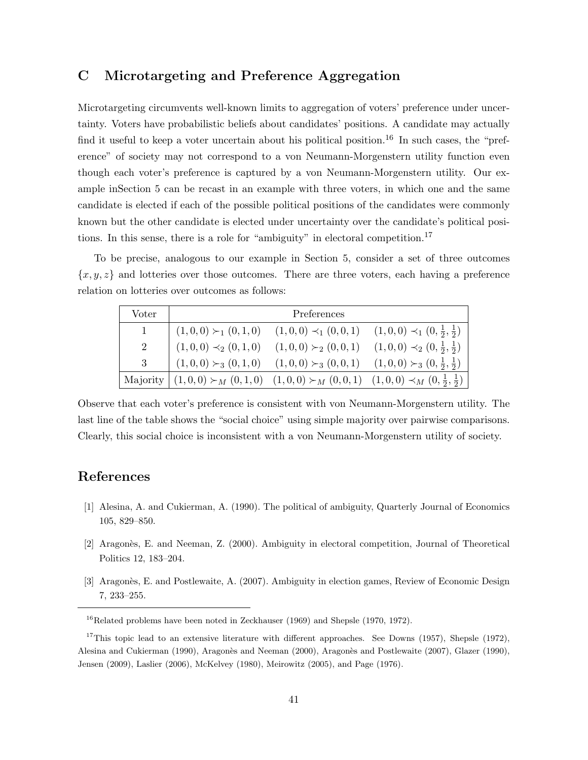# C Microtargeting and Preference Aggregation

Microtargeting circumvents well-known limits to aggregation of voters' preference under uncertainty. Voters have probabilistic beliefs about candidates' positions. A candidate may actually find it useful to keep a voter uncertain about his political position.[16] In such cases, the "preference" of society may not correspond to a von Neumann-Morgenstern utility function even though each voter's preference is captured by a von Neumann-Morgenstern utility. Our example inSection 5 can be recast in an example with three voters, in which one and the same candidate is elected if each of the possible political positions of the candidates were commonly known but the other candidate is elected under uncertainty over the candidate's political positions. In this sense, there is a role for "ambiguity" in electoral competition.[17]

To be precise, analogous to our example in Section 5, consider a set of three outcomes $\{x, y, z\}$ and lotteries over those outcomes. There are three voters, each having a preference relation on lotteries over outcomes as follows:

| Voter | Preferences | | |
|---|---|---|---|
| 1 | $(1,0,0) \succ_1 (0,1,0)$ | $(1,0,0) \prec_1 (0,0,1)$ | $(1,0,0) \prec_1 (0,\frac{1}{2},\frac{1}{2})$ |
| 2 | $(1,0,0) \prec_2 (0,1,0)$ | $(1,0,0) \succ_2 (0,0,1)$ | $(1,0,0) \prec_2 (0,\frac{1}{2},\frac{1}{2})$ |
| 3 | $(1,0,0) \succ_3 (0,1,0)$ | $(1,0,0) \succ_3 (0,0,1)$ | $(1,0,0) \succ_3 (0,\frac{1}{2},\frac{1}{2})$ |
| Majority | $(1,0,0) \succ_M (0,1,0)$ | $(1,0,0) \succ_M (0,0,1)$ | $(1,0,0) \prec_M (0,\frac{1}{2},\frac{1}{2})$ |

Observe that each voter's preference is consistent with von Neumann-Morgenstern utility. The last line of the table shows the "social choice" using simple majority over pairwise comparisons. Clearly, this social choice is inconsistent with a von Neumann-Morgenstern utility of society.

# References

[1] Alesina, A. and Cukierman, A. (1990). The political of ambiguity, Quarterly Journal of Economics 105, 829–850.

[2] Aragonès, E. and Neeman, Z. (2000). Ambiguity in electoral competition, Journal of Theoretical Politics 12, 183–204.

[3] Aragonès, E. and Postlewaite, A. (2007). Ambiguity in election games, Review of Economic Design 7, 233–255.

---

[16] Related problems have been noted in Zeckhauser (1969) and Shepsle (1970, 1972).

[17] This topic lead to an extensive literature with different approaches. See Downs (1957), Shepsle (1972), Alesina and Cukierman (1990), Aragonès and Neeman (2000), Aragonès and Postlewaite (2007), Glazer (1990), Jensen (2009), Laslier (2006), McKelvey (1980), Meirowitz (2005), and Page (1976).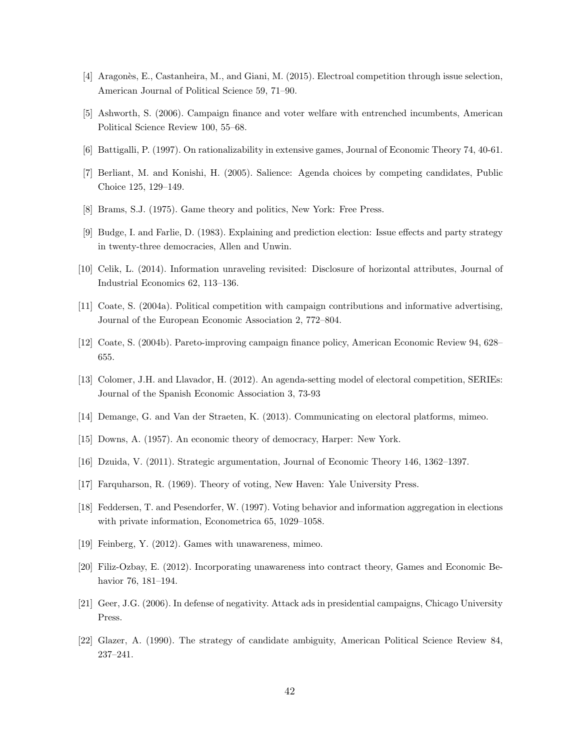[4] Aragonès, E., Castanheira, M., and Giani, M. (2015). Electroal competition through issue selection, American Journal of Political Science 59, 71–90.

[5] Ashworth, S. (2006). Campaign finance and voter welfare with entrenched incumbents, American Political Science Review 100, 55–68.

[6] Battigalli, P. (1997). On rationalizability in extensive games, Journal of Economic Theory 74, 40-61.

[7] Berliant, M. and Konishi, H. (2005). Salience: Agenda choices by competing candidates, Public Choice 125, 129–149.

[8] Brams, S.J. (1975). Game theory and politics, New York: Free Press.

[9] Budge, I. and Farlie, D. (1983). Explaining and prediction election: Issue effects and party strategy in twenty-three democracies, Allen and Unwin.

[10] Celik, L. (2014). Information unraveling revisited: Disclosure of horizontal attributes, Journal of Industrial Economics 62, 113–136.

[11] Coate, S. (2004a). Political competition with campaign contributions and informative advertising, Journal of the European Economic Association 2, 772–804.

[12] Coate, S. (2004b). Pareto-improving campaign finance policy, American Economic Review 94, 628–655.

[13] Colomer, J.H. and Llavador, H. (2012). An agenda-setting model of electoral competition, SERIEs: Journal of the Spanish Economic Association 3, 73-93

[14] Demange, G. and Van der Straeten, K. (2013). Communicating on electoral platforms, mimeo.

[15] Downs, A. (1957). An economic theory of democracy, Harper: New York.

[16] Dzuida, V. (2011). Strategic argumentation, Journal of Economic Theory 146, 1362–1397.

[17] Farquharson, R. (1969). Theory of voting, New Haven: Yale University Press.

[18] Feddersen, T. and Pesendorfer, W. (1997). Voting behavior and information aggregation in elections with private information, Econometrica 65, 1029–1058.

[19] Feinberg, Y. (2012). Games with unawareness, mimeo.

[20] Filiz-Ozbay, E. (2012). Incorporating unawareness into contract theory, Games and Economic Behavior 76, 181–194.

[21] Geer, J.G. (2006). In defense of negativity. Attack ads in presidential campaigns, Chicago University Press.

[22] Glazer, A. (1990). The strategy of candidate ambiguity, American Political Science Review 84, 237–241.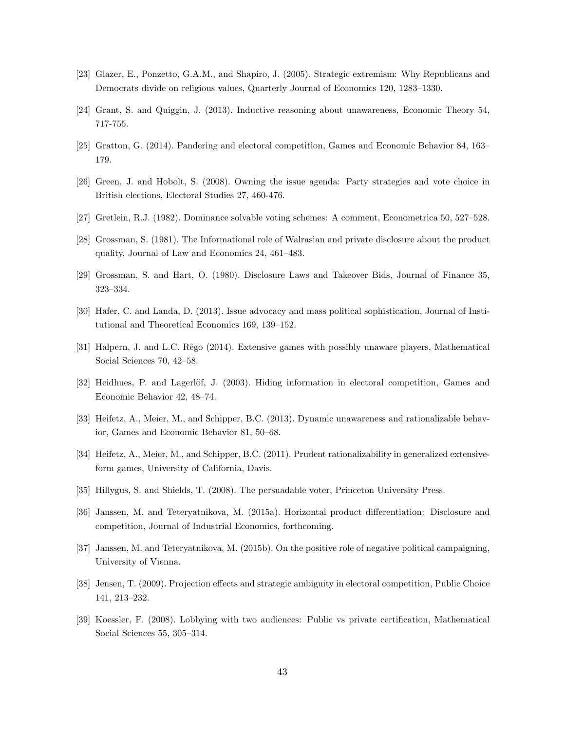[23] Glazer, E., Ponzetto, G.A.M., and Shapiro, J. (2005). Strategic extremism: Why Republicans and Democrats divide on religious values, Quarterly Journal of Economics 120, 1283–1330.

[24] Grant, S. and Quiggin, J. (2013). Inductive reasoning about unawareness, Economic Theory 54, 717-755.

[25] Gratton, G. (2014). Pandering and electoral competition, Games and Economic Behavior 84, 163–179.

[26] Green, J. and Hobolt, S. (2008). Owning the issue agenda: Party strategies and vote choice in British elections, Electoral Studies 27, 460-476.

[27] Gretlein, R.J. (1982). Dominance solvable voting schemes: A comment, Econometrica 50, 527–528.

[28] Grossman, S. (1981). The Informational role of Walrasian and private disclosure about the product quality, Journal of Law and Economics 24, 461–483.

[29] Grossman, S. and Hart, O. (1980). Disclosure Laws and Takeover Bids, Journal of Finance 35, 323–334.

[30] Hafer, C. and Landa, D. (2013). Issue advocacy and mass political sophistication, Journal of Institutional and Theoretical Economics 169, 139–152.

[31] Halpern, J. and L.C. Rêgo (2014). Extensive games with possibly unaware players, Mathematical Social Sciences 70, 42–58.

[32] Heidhues, P. and Lagerlöf, J. (2003). Hiding information in electoral competition, Games and Economic Behavior 42, 48–74.

[33] Heifetz, A., Meier, M., and Schipper, B.C. (2013). Dynamic unawareness and rationalizable behavior, Games and Economic Behavior 81, 50–68.

[34] Heifetz, A., Meier, M., and Schipper, B.C. (2011). Prudent rationalizability in generalized extensive-form games, University of California, Davis.

[35] Hillygus, S. and Shields, T. (2008). The persuadable voter, Princeton University Press.

[36] Janssen, M. and Teteryatnikova, M. (2015a). Horizontal product differentiation: Disclosure and competition, Journal of Industrial Economics, forthcoming.

[37] Janssen, M. and Teteryatnikova, M. (2015b). On the positive role of negative political campaigning, University of Vienna.

[38] Jensen, T. (2009). Projection effects and strategic ambiguity in electoral competition, Public Choice 141, 213–232.

[39] Koessler, F. (2008). Lobbying with two audiences: Public vs private certification, Mathematical Social Sciences 55, 305–314.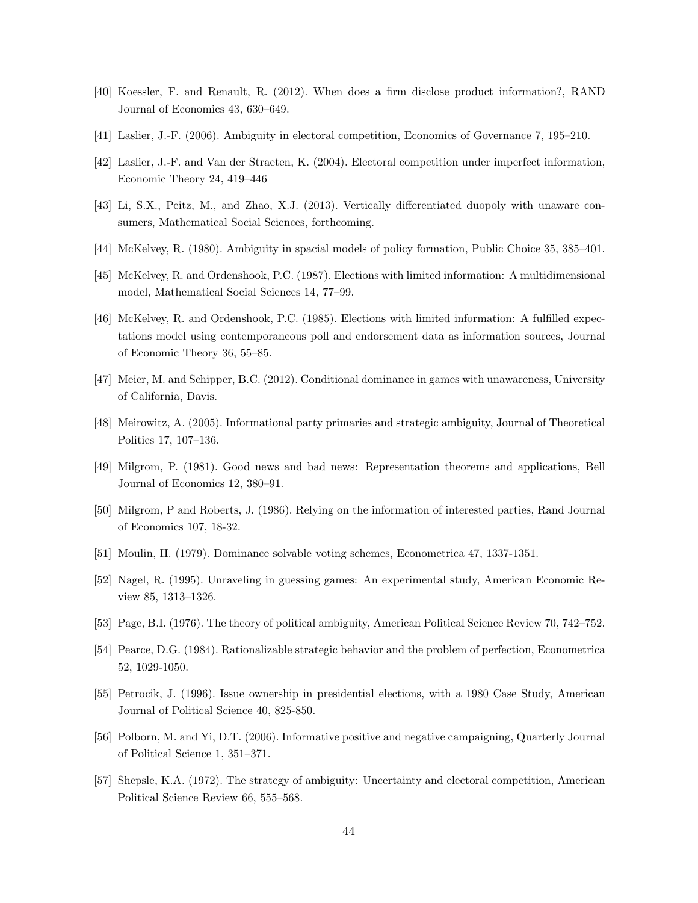[40] Koessler, F. and Renault, R. (2012). When does a firm disclose product information?, RAND Journal of Economics 43, 630–649.

[41] Laslier, J.-F. (2006). Ambiguity in electoral competition, Economics of Governance 7, 195–210.

[42] Laslier, J.-F. and Van der Straeten, K. (2004). Electoral competition under imperfect information, Economic Theory 24, 419–446

[43] Li, S.X., Peitz, M., and Zhao, X.J. (2013). Vertically differentiated duopoly with unaware consumers, Mathematical Social Sciences, forthcoming.

[44] McKelvey, R. (1980). Ambiguity in spacial models of policy formation, Public Choice 35, 385–401.

[45] McKelvey, R. and Ordenshook, P.C. (1987). Elections with limited information: A multidimensional model, Mathematical Social Sciences 14, 77–99.

[46] McKelvey, R. and Ordenshook, P.C. (1985). Elections with limited information: A fulfilled expectations model using contemporaneous poll and endorsement data as information sources, Journal of Economic Theory 36, 55–85.

[47] Meier, M. and Schipper, B.C. (2012). Conditional dominance in games with unawareness, University of California, Davis.

[48] Meirowitz, A. (2005). Informational party primaries and strategic ambiguity, Journal of Theoretical Politics 17, 107–136.

[49] Milgrom, P. (1981). Good news and bad news: Representation theorems and applications, Bell Journal of Economics 12, 380–91.

[50] Milgrom, P and Roberts, J. (1986). Relying on the information of interested parties, Rand Journal of Economics 107, 18-32.

[51] Moulin, H. (1979). Dominance solvable voting schemes, Econometrica 47, 1337-1351.

[52] Nagel, R. (1995). Unraveling in guessing games: An experimental study, American Economic Review 85, 1313–1326.

[53] Page, B.I. (1976). The theory of political ambiguity, American Political Science Review 70, 742–752.

[54] Pearce, D.G. (1984). Rationalizable strategic behavior and the problem of perfection, Econometrica 52, 1029-1050.

[55] Petrocik, J. (1996). Issue ownership in presidential elections, with a 1980 Case Study, American Journal of Political Science 40, 825-850.

[56] Polborn, M. and Yi, D.T. (2006). Informative positive and negative campaigning, Quarterly Journal of Political Science 1, 351–371.

[57] Shepsle, K.A. (1972). The strategy of ambiguity: Uncertainty and electoral competition, American Political Science Review 66, 555–568.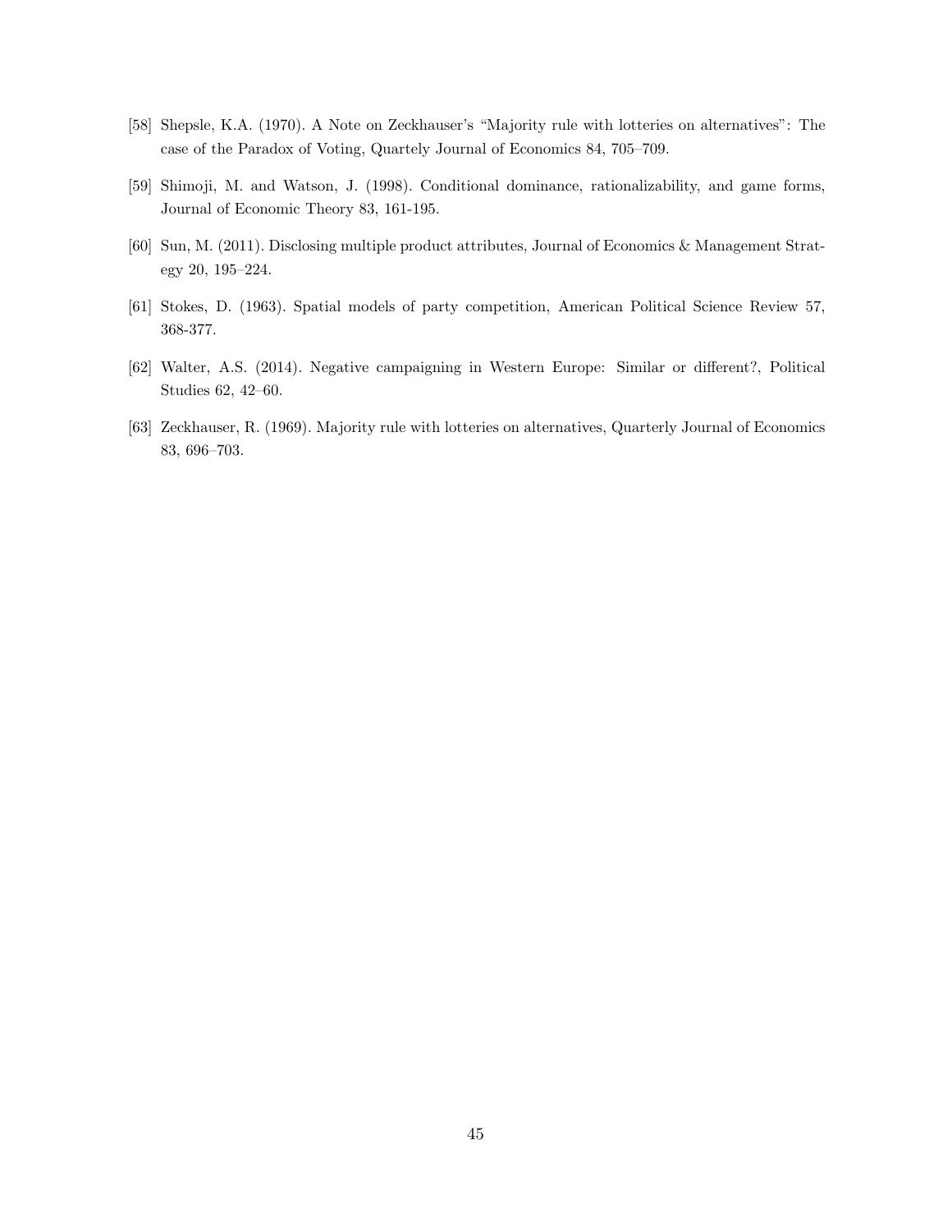[58] Shepsle, K.A. (1970). A Note on Zeckhauser's "Majority rule with lotteries on alternatives": The case of the Paradox of Voting, Quartely Journal of Economics 84, 705–709.

[59] Shimoji, M. and Watson, J. (1998). Conditional dominance, rationalizability, and game forms, Journal of Economic Theory 83, 161-195.

[60] Sun, M. (2011). Disclosing multiple product attributes, Journal of Economics & Management Strategy 20, 195–224.

[61] Stokes, D. (1963). Spatial models of party competition, American Political Science Review 57, 368-377.

[62] Walter, A.S. (2014). Negative campaigning in Western Europe: Similar or different?, Political Studies 62, 42–60.

[63] Zeckhauser, R. (1969). Majority rule with lotteries on alternatives, Quarterly Journal of Economics 83, 696–703.